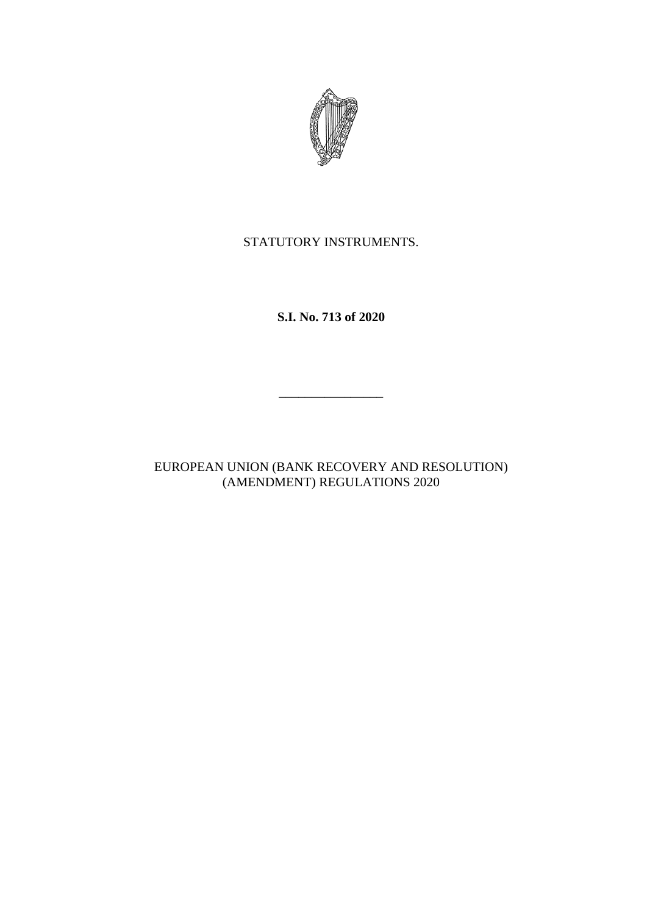STATUTORY INSTRUMENTS.

**S.I. No. 713 of 2020**

---

EUROPEAN UNION (BANK RECOVERY AND RESOLUTION) (AMENDMENT) REGULATIONS 2020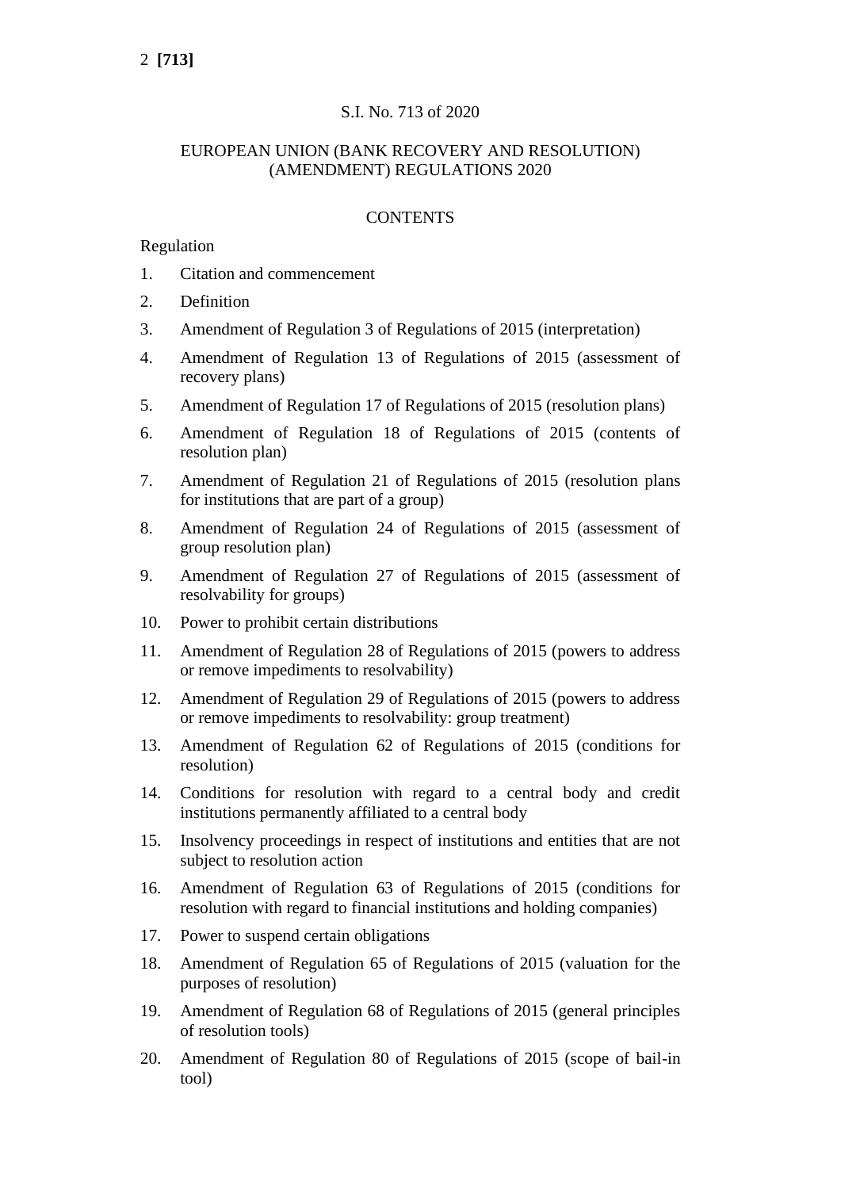S.I. No. 713 of 2020

EUROPEAN UNION (BANK RECOVERY AND RESOLUTION) (AMENDMENT) REGULATIONS 2020

CONTENTS

Regulation

1. Citation and commencement
2. Definition
3. Amendment of Regulation 3 of Regulations of 2015 (interpretation)
4. Amendment of Regulation 13 of Regulations of 2015 (assessment of recovery plans)
5. Amendment of Regulation 17 of Regulations of 2015 (resolution plans)
6. Amendment of Regulation 18 of Regulations of 2015 (contents of resolution plan)
7. Amendment of Regulation 21 of Regulations of 2015 (resolution plans for institutions that are part of a group)
8. Amendment of Regulation 24 of Regulations of 2015 (assessment of group resolution plan)
9. Amendment of Regulation 27 of Regulations of 2015 (assessment of resolvability for groups)
10. Power to prohibit certain distributions
11. Amendment of Regulation 28 of Regulations of 2015 (powers to address or remove impediments to resolvability)
12. Amendment of Regulation 29 of Regulations of 2015 (powers to address or remove impediments to resolvability: group treatment)
13. Amendment of Regulation 62 of Regulations of 2015 (conditions for resolution)
14. Conditions for resolution with regard to a central body and credit institutions permanently affiliated to a central body
15. Insolvency proceedings in respect of institutions and entities that are not subject to resolution action
16. Amendment of Regulation 63 of Regulations of 2015 (conditions for resolution with regard to financial institutions and holding companies)
17. Power to suspend certain obligations
18. Amendment of Regulation 65 of Regulations of 2015 (valuation for the purposes of resolution)
19. Amendment of Regulation 68 of Regulations of 2015 (general principles of resolution tools)
20. Amendment of Regulation 80 of Regulations of 2015 (scope of bail-in tool)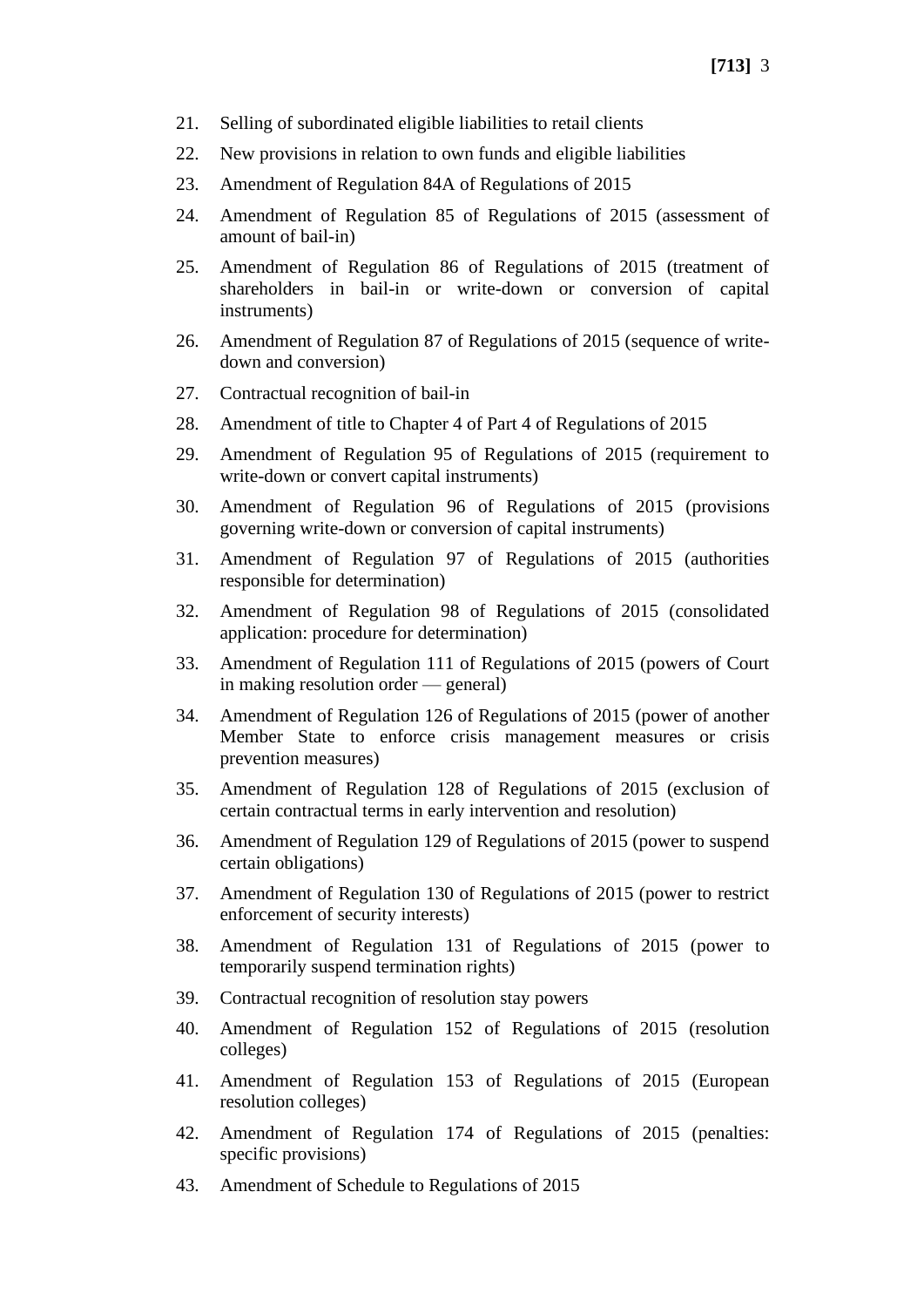21. Selling of subordinated eligible liabilities to retail clients

22. New provisions in relation to own funds and eligible liabilities

23. Amendment of Regulation 84A of Regulations of 2015

24. Amendment of Regulation 85 of Regulations of 2015 (assessment of amount of bail-in)

25. Amendment of Regulation 86 of Regulations of 2015 (treatment of shareholders in bail-in or write-down or conversion of capital instruments)

26. Amendment of Regulation 87 of Regulations of 2015 (sequence of write-down and conversion)

27. Contractual recognition of bail-in

28. Amendment of title to Chapter 4 of Part 4 of Regulations of 2015

29. Amendment of Regulation 95 of Regulations of 2015 (requirement to write-down or convert capital instruments)

30. Amendment of Regulation 96 of Regulations of 2015 (provisions governing write-down or conversion of capital instruments)

31. Amendment of Regulation 97 of Regulations of 2015 (authorities responsible for determination)

32. Amendment of Regulation 98 of Regulations of 2015 (consolidated application: procedure for determination)

33. Amendment of Regulation 111 of Regulations of 2015 (powers of Court in making resolution order — general)

34. Amendment of Regulation 126 of Regulations of 2015 (power of another Member State to enforce crisis management measures or crisis prevention measures)

35. Amendment of Regulation 128 of Regulations of 2015 (exclusion of certain contractual terms in early intervention and resolution)

36. Amendment of Regulation 129 of Regulations of 2015 (power to suspend certain obligations)

37. Amendment of Regulation 130 of Regulations of 2015 (power to restrict enforcement of security interests)

38. Amendment of Regulation 131 of Regulations of 2015 (power to temporarily suspend termination rights)

39. Contractual recognition of resolution stay powers

40. Amendment of Regulation 152 of Regulations of 2015 (resolution colleges)

41. Amendment of Regulation 153 of Regulations of 2015 (European resolution colleges)

42. Amendment of Regulation 174 of Regulations of 2015 (penalties: specific provisions)

43. Amendment of Schedule to Regulations of 2015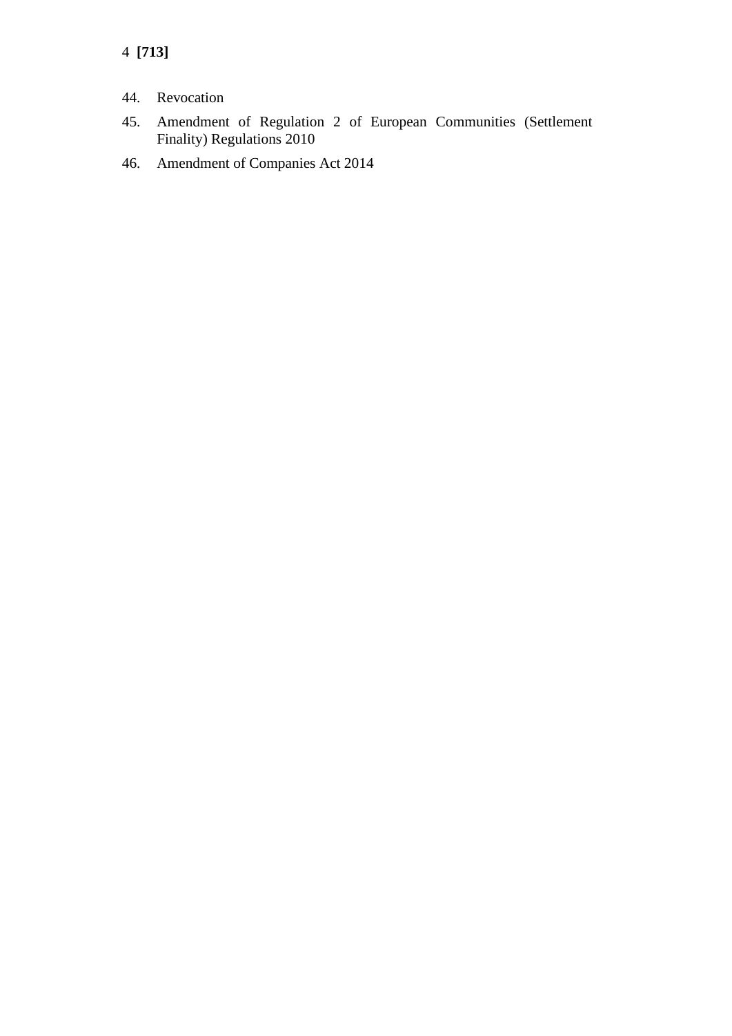44. Revocation
45. Amendment of Regulation 2 of European Communities (Settlement Finality) Regulations 2010
46. Amendment of Companies Act 2014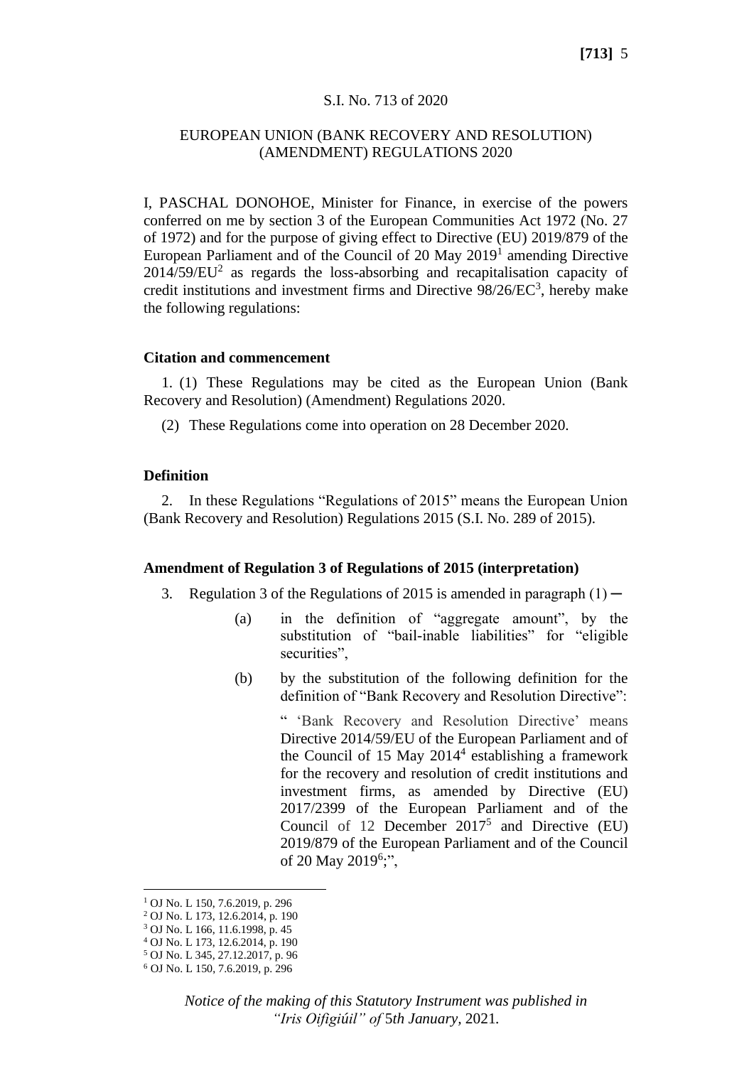S.I. No. 713 of 2020

EUROPEAN UNION (BANK RECOVERY AND RESOLUTION) (AMENDMENT) REGULATIONS 2020

I, PASCHAL DONOHOE, Minister for Finance, in exercise of the powers conferred on me by section 3 of the European Communities Act 1972 (No. 27 of 1972) and for the purpose of giving effect to Directive (EU) 2019/879 of the European Parliament and of the Council of 20 May 2019[1] amending Directive 2014/59/EU[2] as regards the loss-absorbing and recapitalisation capacity of credit institutions and investment firms and Directive 98/26/EC[3], hereby make the following regulations:

**Citation and commencement**

1. (1) These Regulations may be cited as the European Union (Bank Recovery and Resolution) (Amendment) Regulations 2020.

(2) These Regulations come into operation on 28 December 2020.

**Definition**

2. In these Regulations "Regulations of 2015" means the European Union (Bank Recovery and Resolution) Regulations 2015 (S.I. No. 289 of 2015).

**Amendment of Regulation 3 of Regulations of 2015 (interpretation)**

3. Regulation 3 of the Regulations of 2015 is amended in paragraph (1) —

(a) in the definition of "aggregate amount", by the substitution of "bail-inable liabilities" for "eligible securities",

(b) by the substitution of the following definition for the definition of "Bank Recovery and Resolution Directive":

" 'Bank Recovery and Resolution Directive' means Directive 2014/59/EU of the European Parliament and of the Council of 15 May 2014[4] establishing a framework for the recovery and resolution of credit institutions and investment firms, as amended by Directive (EU) 2017/2399 of the European Parliament and of the Council of 12 December 2017[5] and Directive (EU) 2019/879 of the European Parliament and of the Council of 20 May 2019[6];",

[1] OJ No. L 150, 7.6.2019, p. 296
[2] OJ No. L 173, 12.6.2014, p. 190
[3] OJ No. L 166, 11.6.1998, p. 45
[4] OJ No. L 173, 12.6.2014, p. 190
[5] OJ No. L 345, 27.12.2017, p. 96
[6] OJ No. L 150, 7.6.2019, p. 296

*Notice of the making of this Statutory Instrument was published in "Iris Oifigiúil" of 5th January, 2021.*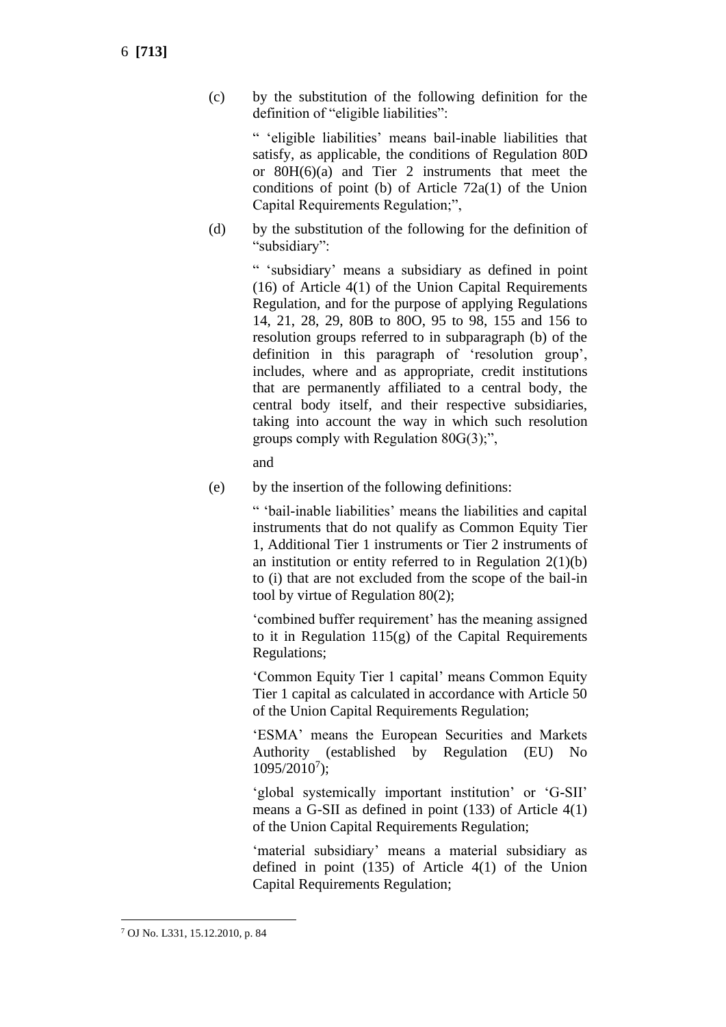(c) by the substitution of the following definition for the definition of "eligible liabilities":

" 'eligible liabilities' means bail-inable liabilities that satisfy, as applicable, the conditions of Regulation 80D or 80H(6)(a) and Tier 2 instruments that meet the conditions of point (b) of Article 72a(1) of the Union Capital Requirements Regulation;",

(d) by the substitution of the following for the definition of "subsidiary":

" 'subsidiary' means a subsidiary as defined in point (16) of Article 4(1) of the Union Capital Requirements Regulation, and for the purpose of applying Regulations 14, 21, 28, 29, 80B to 80O, 95 to 98, 155 and 156 to resolution groups referred to in subparagraph (b) of the definition in this paragraph of 'resolution group', includes, where and as appropriate, credit institutions that are permanently affiliated to a central body, the central body itself, and their respective subsidiaries, taking into account the way in which such resolution groups comply with Regulation 80G(3);",

and

(e) by the insertion of the following definitions:

" 'bail-inable liabilities' means the liabilities and capital instruments that do not qualify as Common Equity Tier 1, Additional Tier 1 instruments or Tier 2 instruments of an institution or entity referred to in Regulation 2(1)(b) to (i) that are not excluded from the scope of the bail-in tool by virtue of Regulation 80(2);

'combined buffer requirement' has the meaning assigned to it in Regulation 115(g) of the Capital Requirements Regulations;

'Common Equity Tier 1 capital' means Common Equity Tier 1 capital as calculated in accordance with Article 50 of the Union Capital Requirements Regulation;

'ESMA' means the European Securities and Markets Authority (established by Regulation (EU) No 1095/2010[7]);

'global systemically important institution' or 'G-SII' means a G-SII as defined in point (133) of Article 4(1) of the Union Capital Requirements Regulation;

'material subsidiary' means a material subsidiary as defined in point (135) of Article 4(1) of the Union Capital Requirements Regulation;

---

[7] OJ No. L331, 15.12.2010, p. 84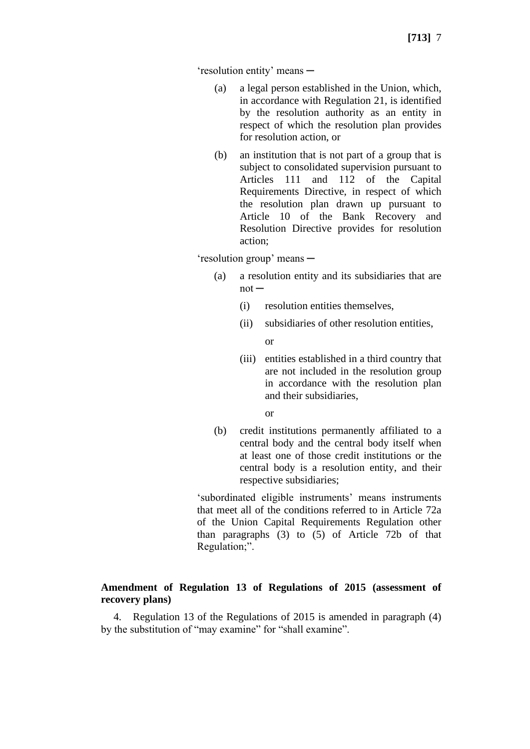'resolution entity' means ─

(a) a legal person established in the Union, which, in accordance with Regulation 21, is identified by the resolution authority as an entity in respect of which the resolution plan provides for resolution action, or

(b) an institution that is not part of a group that is subject to consolidated supervision pursuant to Articles 111 and 112 of the Capital Requirements Directive, in respect of which the resolution plan drawn up pursuant to Article 10 of the Bank Recovery and Resolution Directive provides for resolution action;

'resolution group' means ─

(a) a resolution entity and its subsidiaries that are not ─

(i) resolution entities themselves,

(ii) subsidiaries of other resolution entities,

or

(iii) entities established in a third country that are not included in the resolution group in accordance with the resolution plan and their subsidiaries,

or

(b) credit institutions permanently affiliated to a central body and the central body itself when at least one of those credit institutions or the central body is a resolution entity, and their respective subsidiaries;

'subordinated eligible instruments' means instruments that meet all of the conditions referred to in Article 72a of the Union Capital Requirements Regulation other than paragraphs (3) to (5) of Article 72b of that Regulation;".

**Amendment of Regulation 13 of Regulations of 2015 (assessment of recovery plans)**

4. Regulation 13 of the Regulations of 2015 is amended in paragraph (4) by the substitution of "may examine" for "shall examine".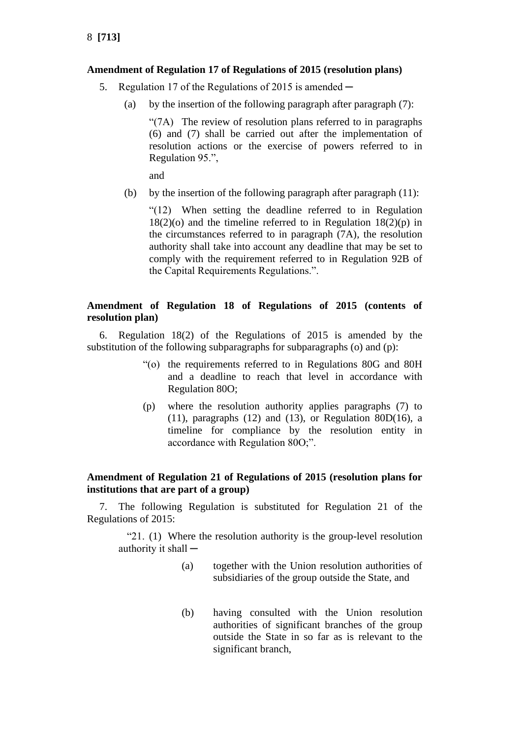**Amendment of Regulation 17 of Regulations of 2015 (resolution plans)**

5. Regulation 17 of the Regulations of 2015 is amended ─

(a) by the insertion of the following paragraph after paragraph (7):

"(7A) The review of resolution plans referred to in paragraphs (6) and (7) shall be carried out after the implementation of resolution actions or the exercise of powers referred to in Regulation 95.",

and

(b) by the insertion of the following paragraph after paragraph (11):

"(12) When setting the deadline referred to in Regulation 18(2)(o) and the timeline referred to in Regulation 18(2)(p) in the circumstances referred to in paragraph (7A), the resolution authority shall take into account any deadline that may be set to comply with the requirement referred to in Regulation 92B of the Capital Requirements Regulations.".

**Amendment of Regulation 18 of Regulations of 2015 (contents of resolution plan)**

6. Regulation 18(2) of the Regulations of 2015 is amended by the substitution of the following subparagraphs for subparagraphs (o) and (p):

"(o) the requirements referred to in Regulations 80G and 80H and a deadline to reach that level in accordance with Regulation 80O;

(p) where the resolution authority applies paragraphs (7) to (11), paragraphs (12) and (13), or Regulation 80D(16), a timeline for compliance by the resolution entity in accordance with Regulation 80O;".

**Amendment of Regulation 21 of Regulations of 2015 (resolution plans for institutions that are part of a group)**

7. The following Regulation is substituted for Regulation 21 of the Regulations of 2015:

"21. (1) Where the resolution authority is the group-level resolution authority it shall ─

(a) together with the Union resolution authorities of subsidiaries of the group outside the State, and

(b) having consulted with the Union resolution authorities of significant branches of the group outside the State in so far as is relevant to the significant branch,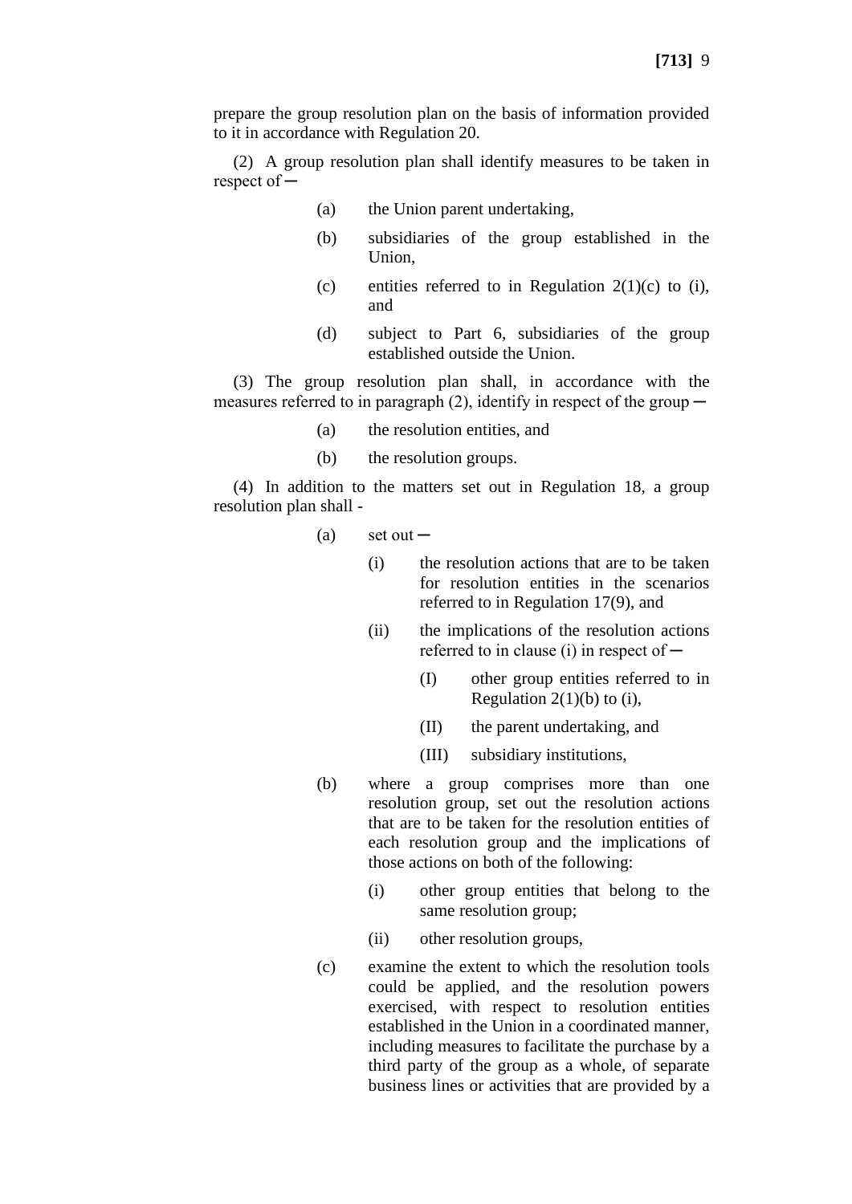prepare the group resolution plan on the basis of information provided to it in accordance with Regulation 20.

(2) A group resolution plan shall identify measures to be taken in respect of ─

- (a) the Union parent undertaking,
- (b) subsidiaries of the group established in the Union,
- (c) entities referred to in Regulation 2(1)(c) to (i), and
- (d) subject to Part 6, subsidiaries of the group established outside the Union.

(3) The group resolution plan shall, in accordance with the measures referred to in paragraph (2), identify in respect of the group ─

- (a) the resolution entities, and
- (b) the resolution groups.

(4) In addition to the matters set out in Regulation 18, a group resolution plan shall -

- (a) set out ─
  - (i) the resolution actions that are to be taken for resolution entities in the scenarios referred to in Regulation 17(9), and
  - (ii) the implications of the resolution actions referred to in clause (i) in respect of ─
    - (I) other group entities referred to in Regulation 2(1)(b) to (i),
    - (II) the parent undertaking, and
    - (III) subsidiary institutions,
- (b) where a group comprises more than one resolution group, set out the resolution actions that are to be taken for the resolution entities of each resolution group and the implications of those actions on both of the following:
  - (i) other group entities that belong to the same resolution group;
  - (ii) other resolution groups,
- (c) examine the extent to which the resolution tools could be applied, and the resolution powers exercised, with respect to resolution entities established in the Union in a coordinated manner, including measures to facilitate the purchase by a third party of the group as a whole, of separate business lines or activities that are provided by a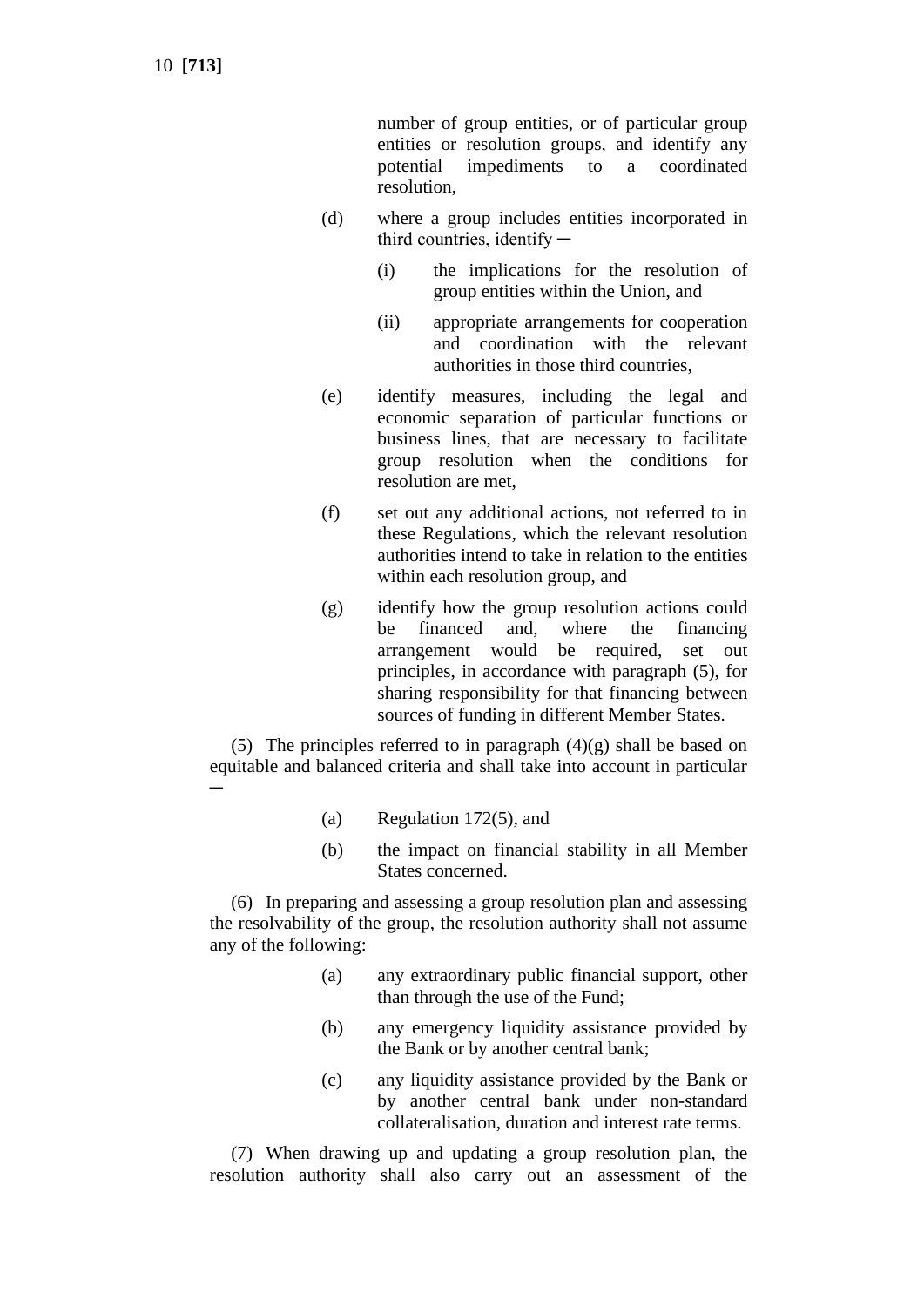number of group entities, or of particular group entities or resolution groups, and identify any potential impediments to a coordinated resolution,

(d) where a group includes entities incorporated in third countries, identify ─

(i) the implications for the resolution of group entities within the Union, and

(ii) appropriate arrangements for cooperation and coordination with the relevant authorities in those third countries,

(e) identify measures, including the legal and economic separation of particular functions or business lines, that are necessary to facilitate group resolution when the conditions for resolution are met,

(f) set out any additional actions, not referred to in these Regulations, which the relevant resolution authorities intend to take in relation to the entities within each resolution group, and

(g) identify how the group resolution actions could be financed and, where the financing arrangement would be required, set out principles, in accordance with paragraph (5), for sharing responsibility for that financing between sources of funding in different Member States.

(5) The principles referred to in paragraph (4)(g) shall be based on equitable and balanced criteria and shall take into account in particular ─

(a) Regulation 172(5), and

(b) the impact on financial stability in all Member States concerned.

(6) In preparing and assessing a group resolution plan and assessing the resolvability of the group, the resolution authority shall not assume any of the following:

(a) any extraordinary public financial support, other than through the use of the Fund;

(b) any emergency liquidity assistance provided by the Bank or by another central bank;

(c) any liquidity assistance provided by the Bank or by another central bank under non-standard collateralisation, duration and interest rate terms.

(7) When drawing up and updating a group resolution plan, the resolution authority shall also carry out an assessment of the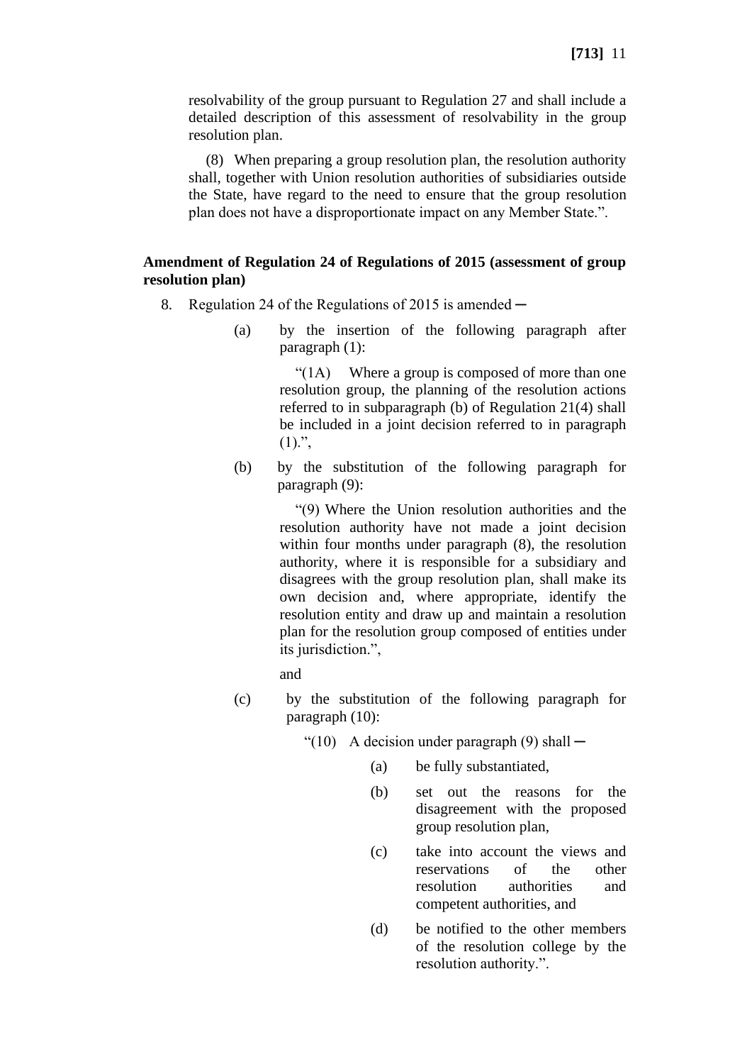resolvability of the group pursuant to Regulation 27 and shall include a detailed description of this assessment of resolvability in the group resolution plan.

(8) When preparing a group resolution plan, the resolution authority shall, together with Union resolution authorities of subsidiaries outside the State, have regard to the need to ensure that the group resolution plan does not have a disproportionate impact on any Member State.".

**Amendment of Regulation 24 of Regulations of 2015 (assessment of group resolution plan)**

8. Regulation 24 of the Regulations of 2015 is amended ─

(a) by the insertion of the following paragraph after paragraph (1):

"(1A) Where a group is composed of more than one resolution group, the planning of the resolution actions referred to in subparagraph (b) of Regulation 21(4) shall be included in a joint decision referred to in paragraph (1).",

(b) by the substitution of the following paragraph for paragraph (9):

"(9) Where the Union resolution authorities and the resolution authority have not made a joint decision within four months under paragraph (8), the resolution authority, where it is responsible for a subsidiary and disagrees with the group resolution plan, shall make its own decision and, where appropriate, identify the resolution entity and draw up and maintain a resolution plan for the resolution group composed of entities under its jurisdiction.",

and

(c) by the substitution of the following paragraph for paragraph (10):

"(10) A decision under paragraph (9) shall ─

(a) be fully substantiated,

(b) set out the reasons for the disagreement with the proposed group resolution plan,

(c) take into account the views and reservations of the other resolution authorities and competent authorities, and

(d) be notified to the other members of the resolution college by the resolution authority.".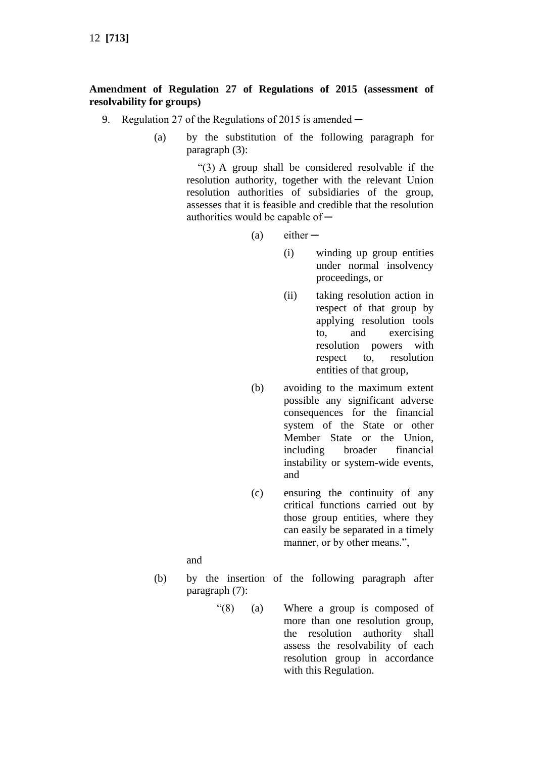**Amendment of Regulation 27 of Regulations of 2015 (assessment of resolvability for groups)**

9. Regulation 27 of the Regulations of 2015 is amended ─

(a) by the substitution of the following paragraph for paragraph (3):

"(3) A group shall be considered resolvable if the resolution authority, together with the relevant Union resolution authorities of subsidiaries of the group, assesses that it is feasible and credible that the resolution authorities would be capable of ─

(a) either ─

(i) winding up group entities under normal insolvency proceedings, or

(ii) taking resolution action in respect of that group by applying resolution tools to, and exercising resolution powers with respect to, resolution entities of that group,

(b) avoiding to the maximum extent possible any significant adverse consequences for the financial system of the State or other Member State or the Union, including broader financial instability or system-wide events, and

(c) ensuring the continuity of any critical functions carried out by those group entities, where they can easily be separated in a timely manner, or by other means.",

and

(b) by the insertion of the following paragraph after paragraph (7):

"(8) (a) Where a group is composed of more than one resolution group, the resolution authority shall assess the resolvability of each resolution group in accordance with this Regulation.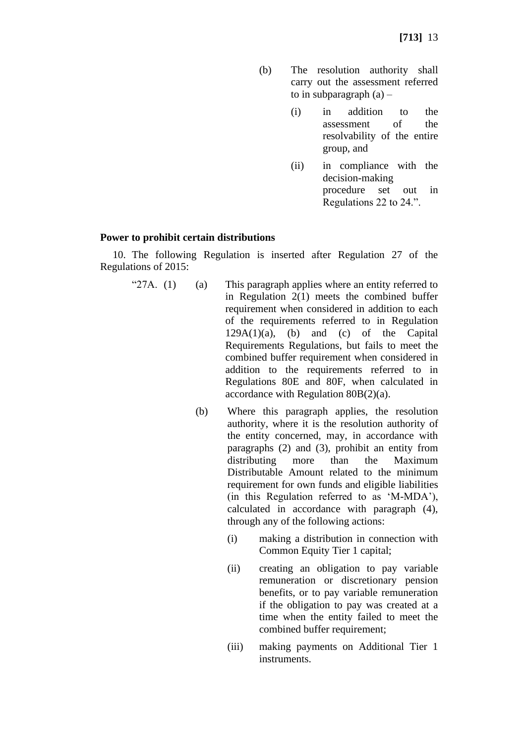(b) The resolution authority shall carry out the assessment referred to in subparagraph (a) –

(i) in addition to the assessment of the resolvability of the entire group, and

(ii) in compliance with the decision-making procedure set out in Regulations 22 to 24.”.

**Power to prohibit certain distributions**

10. The following Regulation is inserted after Regulation 27 of the Regulations of 2015:

“27A. (1) (a) This paragraph applies where an entity referred to in Regulation 2(1) meets the combined buffer requirement when considered in addition to each of the requirements referred to in Regulation 129A(1)(a), (b) and (c) of the Capital Requirements Regulations, but fails to meet the combined buffer requirement when considered in addition to the requirements referred to in Regulations 80E and 80F, when calculated in accordance with Regulation 80B(2)(a).

(b) Where this paragraph applies, the resolution authority, where it is the resolution authority of the entity concerned, may, in accordance with paragraphs (2) and (3), prohibit an entity from distributing more than the Maximum Distributable Amount related to the minimum requirement for own funds and eligible liabilities (in this Regulation referred to as ‘M-MDA’), calculated in accordance with paragraph (4), through any of the following actions:

(i) making a distribution in connection with Common Equity Tier 1 capital;

(ii) creating an obligation to pay variable remuneration or discretionary pension benefits, or to pay variable remuneration if the obligation to pay was created at a time when the entity failed to meet the combined buffer requirement;

(iii) making payments on Additional Tier 1 instruments.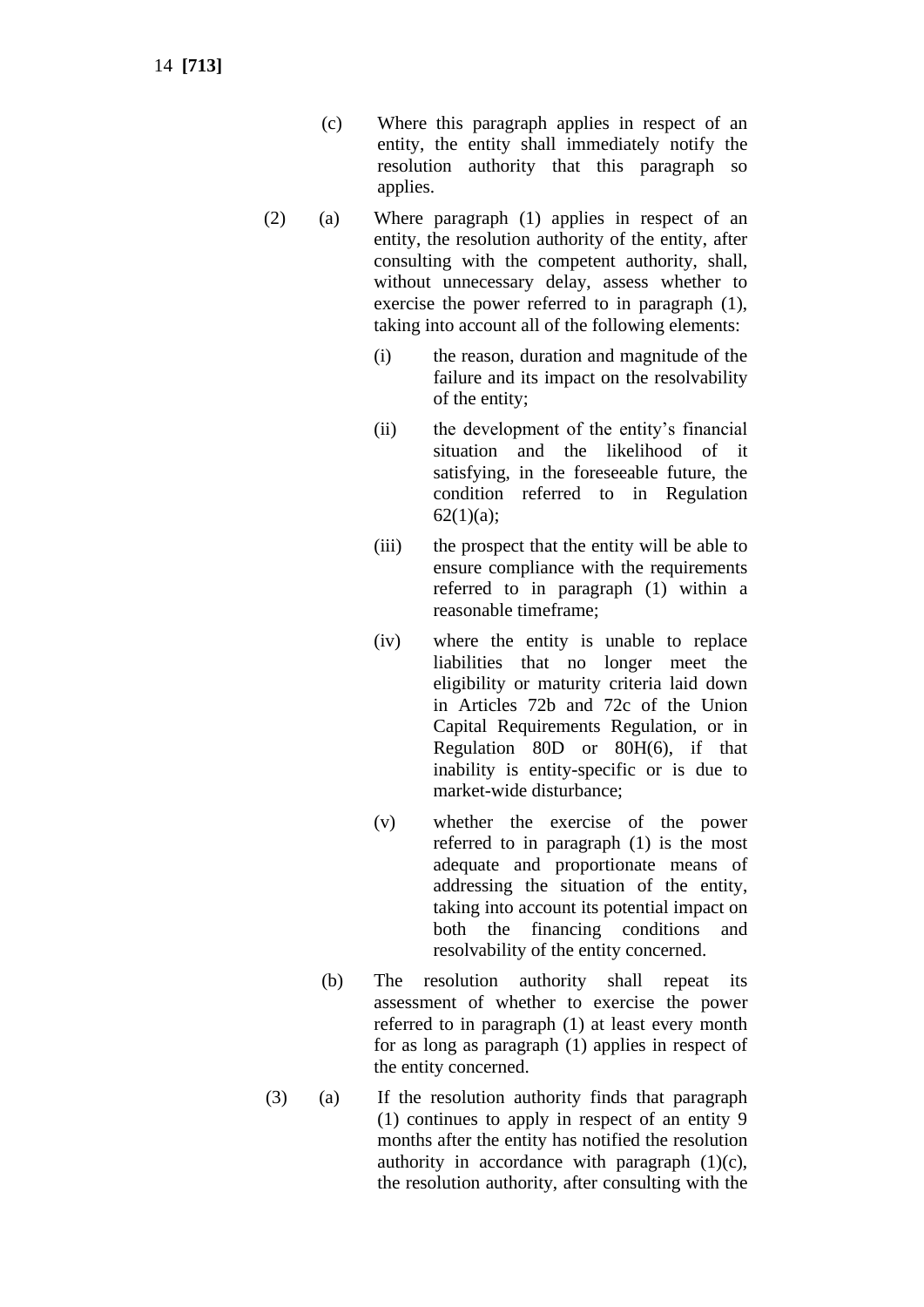(c) Where this paragraph applies in respect of an entity, the entity shall immediately notify the resolution authority that this paragraph so applies.

(2) (a) Where paragraph (1) applies in respect of an entity, the resolution authority of the entity, after consulting with the competent authority, shall, without unnecessary delay, assess whether to exercise the power referred to in paragraph (1), taking into account all of the following elements:

(i) the reason, duration and magnitude of the failure and its impact on the resolvability of the entity;

(ii) the development of the entity's financial situation and the likelihood of it satisfying, in the foreseeable future, the condition referred to in Regulation 62(1)(a);

(iii) the prospect that the entity will be able to ensure compliance with the requirements referred to in paragraph (1) within a reasonable timeframe;

(iv) where the entity is unable to replace liabilities that no longer meet the eligibility or maturity criteria laid down in Articles 72b and 72c of the Union Capital Requirements Regulation, or in Regulation 80D or 80H(6), if that inability is entity-specific or is due to market-wide disturbance;

(v) whether the exercise of the power referred to in paragraph (1) is the most adequate and proportionate means of addressing the situation of the entity, taking into account its potential impact on both the financing conditions and resolvability of the entity concerned.

(b) The resolution authority shall repeat its assessment of whether to exercise the power referred to in paragraph (1) at least every month for as long as paragraph (1) applies in respect of the entity concerned.

(3) (a) If the resolution authority finds that paragraph (1) continues to apply in respect of an entity 9 months after the entity has notified the resolution authority in accordance with paragraph (1)(c), the resolution authority, after consulting with the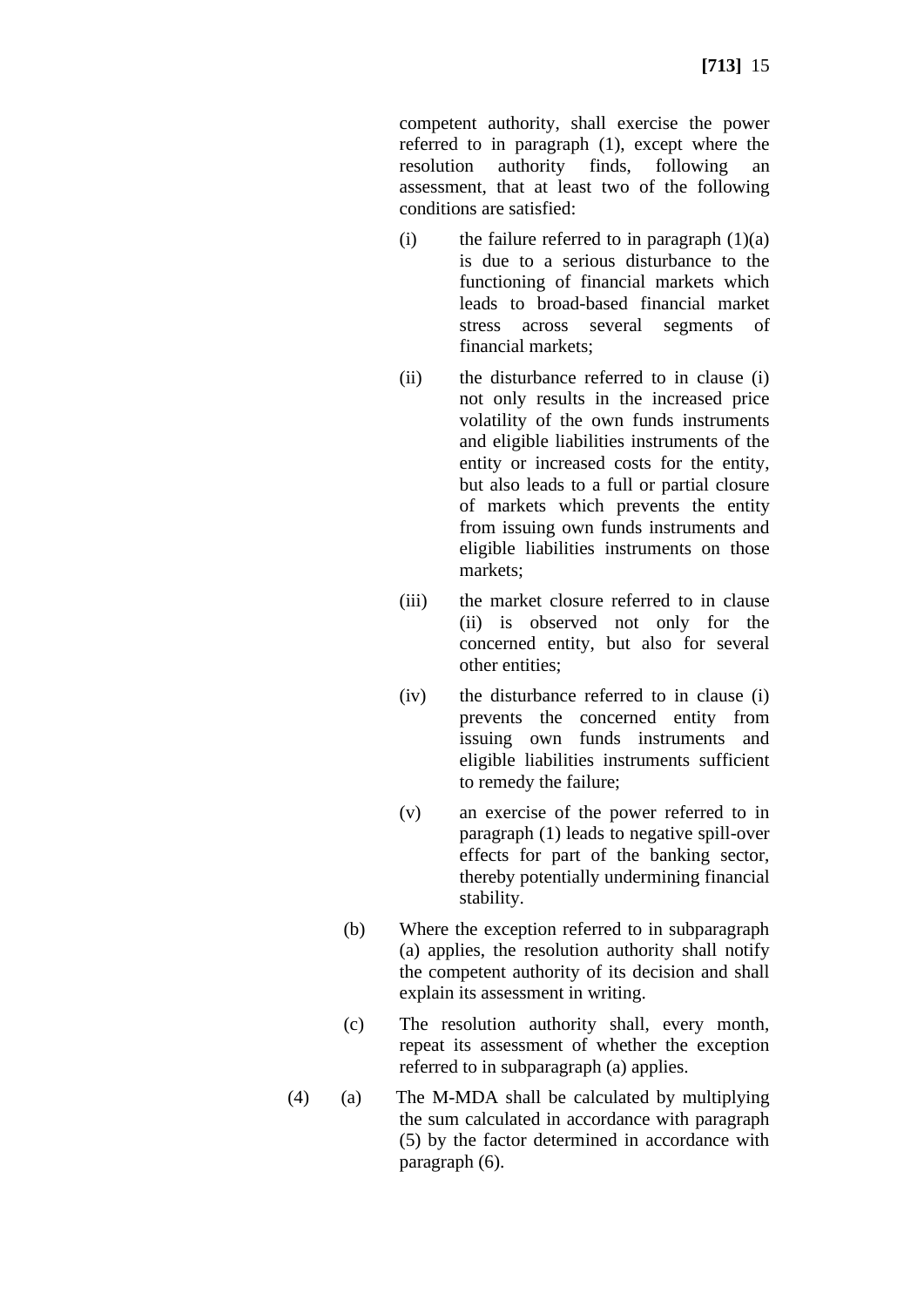competent authority, shall exercise the power referred to in paragraph (1), except where the resolution authority finds, following an assessment, that at least two of the following conditions are satisfied:

(i) the failure referred to in paragraph (1)(a) is due to a serious disturbance to the functioning of financial markets which leads to broad-based financial market stress across several segments of financial markets;

(ii) the disturbance referred to in clause (i) not only results in the increased price volatility of the own funds instruments and eligible liabilities instruments of the entity or increased costs for the entity, but also leads to a full or partial closure of markets which prevents the entity from issuing own funds instruments and eligible liabilities instruments on those markets;

(iii) the market closure referred to in clause (ii) is observed not only for the concerned entity, but also for several other entities;

(iv) the disturbance referred to in clause (i) prevents the concerned entity from issuing own funds instruments and eligible liabilities instruments sufficient to remedy the failure;

(v) an exercise of the power referred to in paragraph (1) leads to negative spill-over effects for part of the banking sector, thereby potentially undermining financial stability.

(b) Where the exception referred to in subparagraph (a) applies, the resolution authority shall notify the competent authority of its decision and shall explain its assessment in writing.

(c) The resolution authority shall, every month, repeat its assessment of whether the exception referred to in subparagraph (a) applies.

(4) (a) The M-MDA shall be calculated by multiplying the sum calculated in accordance with paragraph (5) by the factor determined in accordance with paragraph (6).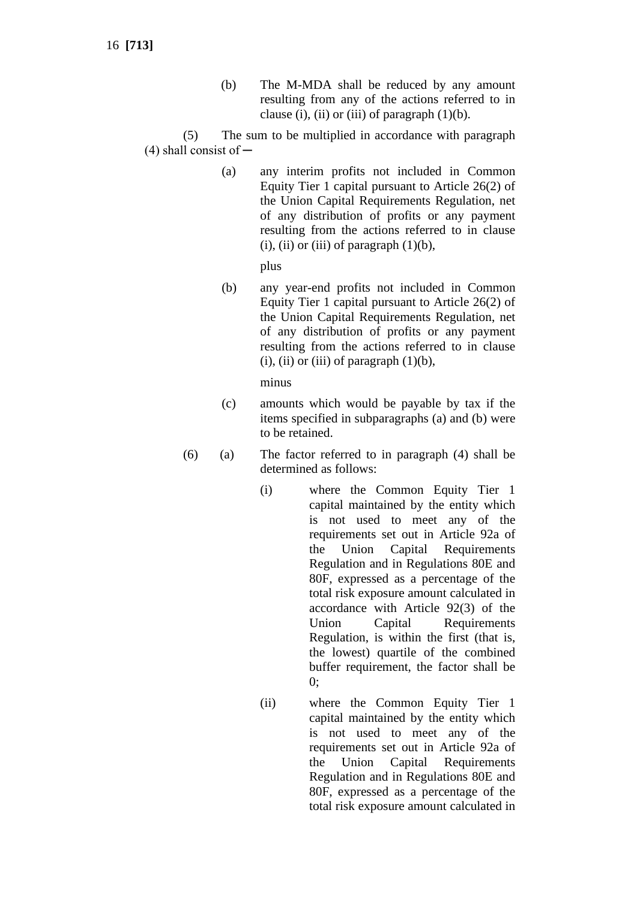(b) The M-MDA shall be reduced by any amount resulting from any of the actions referred to in clause (i), (ii) or (iii) of paragraph (1)(b).

(5) The sum to be multiplied in accordance with paragraph (4) shall consist of ─

(a) any interim profits not included in Common Equity Tier 1 capital pursuant to Article 26(2) of the Union Capital Requirements Regulation, net of any distribution of profits or any payment resulting from the actions referred to in clause (i), (ii) or (iii) of paragraph (1)(b),

plus

(b) any year-end profits not included in Common Equity Tier 1 capital pursuant to Article 26(2) of the Union Capital Requirements Regulation, net of any distribution of profits or any payment resulting from the actions referred to in clause (i), (ii) or (iii) of paragraph (1)(b),

minus

(c) amounts which would be payable by tax if the items specified in subparagraphs (a) and (b) were to be retained.

(6) (a) The factor referred to in paragraph (4) shall be determined as follows:

(i) where the Common Equity Tier 1 capital maintained by the entity which is not used to meet any of the requirements set out in Article 92a of the Union Capital Requirements Regulation and in Regulations 80E and 80F, expressed as a percentage of the total risk exposure amount calculated in accordance with Article 92(3) of the Union Capital Requirements Regulation, is within the first (that is, the lowest) quartile of the combined buffer requirement, the factor shall be 0;

(ii) where the Common Equity Tier 1 capital maintained by the entity which is not used to meet any of the requirements set out in Article 92a of the Union Capital Requirements Regulation and in Regulations 80E and 80F, expressed as a percentage of the total risk exposure amount calculated in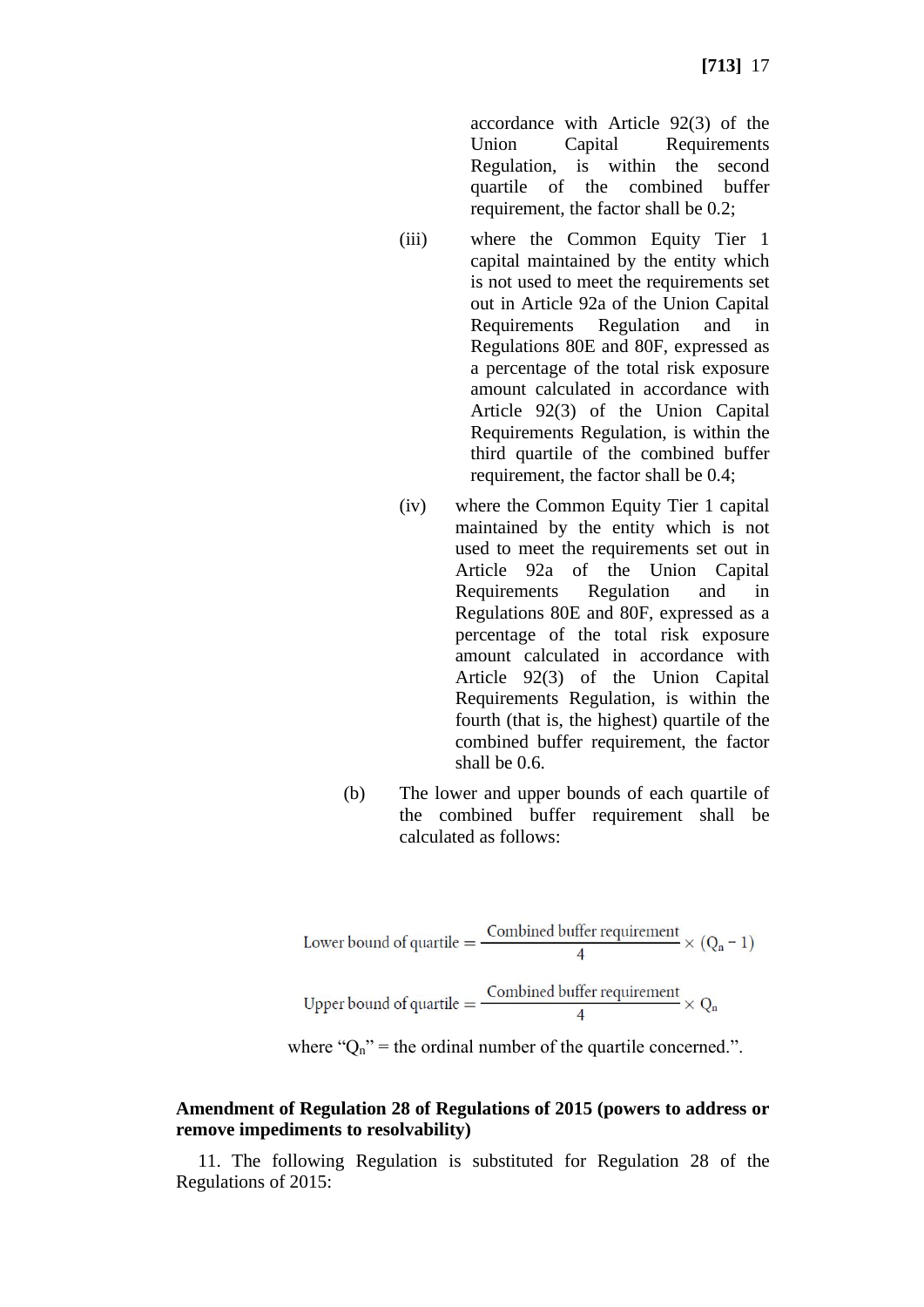accordance with Article 92(3) of the Union Capital Requirements Regulation, is within the second quartile of the combined buffer requirement, the factor shall be 0.2;

(iii) where the Common Equity Tier 1 capital maintained by the entity which is not used to meet the requirements set out in Article 92a of the Union Capital Requirements Regulation and in Regulations 80E and 80F, expressed as a percentage of the total risk exposure amount calculated in accordance with Article 92(3) of the Union Capital Requirements Regulation, is within the third quartile of the combined buffer requirement, the factor shall be 0.4;

(iv) where the Common Equity Tier 1 capital maintained by the entity which is not used to meet the requirements set out in Article 92a of the Union Capital Requirements Regulation and in Regulations 80E and 80F, expressed as a percentage of the total risk exposure amount calculated in accordance with Article 92(3) of the Union Capital Requirements Regulation, is within the fourth (that is, the highest) quartile of the combined buffer requirement, the factor shall be 0.6.

(b) The lower and upper bounds of each quartile of the combined buffer requirement shall be calculated as follows:

$$\text{Lower bound of quartile} = \frac{\text{Combined buffer requirement}}{4} \times (Q_n - 1)$$

$$\text{Upper bound of quartile} = \frac{\text{Combined buffer requirement}}{4} \times Q_n$$

where "$Q_n$" = the ordinal number of the quartile concerned.".

**Amendment of Regulation 28 of Regulations of 2015 (powers to address or remove impediments to resolvability)**

11. The following Regulation is substituted for Regulation 28 of the Regulations of 2015: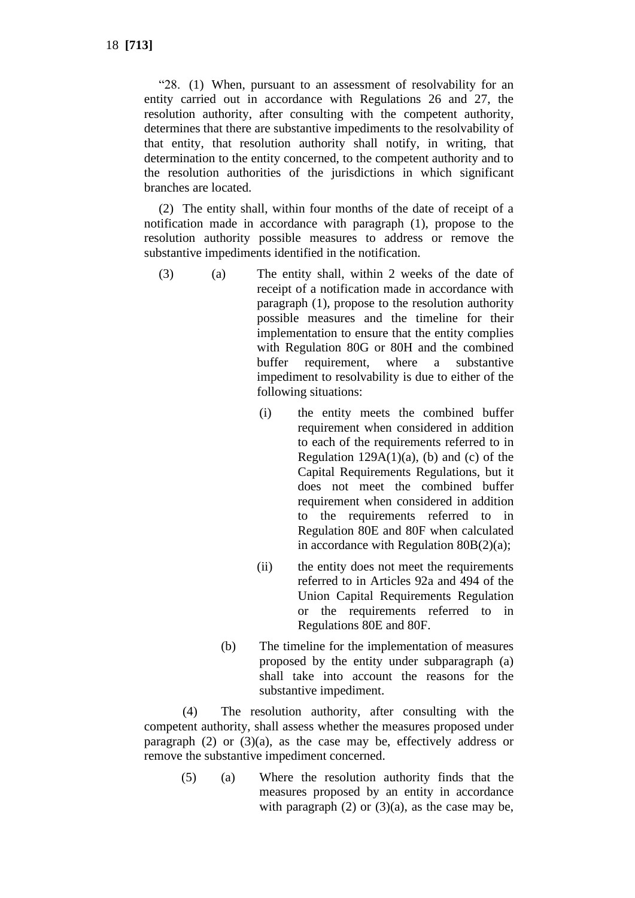"28. (1) When, pursuant to an assessment of resolvability for an entity carried out in accordance with Regulations 26 and 27, the resolution authority, after consulting with the competent authority, determines that there are substantive impediments to the resolvability of that entity, that resolution authority shall notify, in writing, that determination to the entity concerned, to the competent authority and to the resolution authorities of the jurisdictions in which significant branches are located.

(2) The entity shall, within four months of the date of receipt of a notification made in accordance with paragraph (1), propose to the resolution authority possible measures to address or remove the substantive impediments identified in the notification.

(3) (a) The entity shall, within 2 weeks of the date of receipt of a notification made in accordance with paragraph (1), propose to the resolution authority possible measures and the timeline for their implementation to ensure that the entity complies with Regulation 80G or 80H and the combined buffer requirement, where a substantive impediment to resolvability is due to either of the following situations:

(i) the entity meets the combined buffer requirement when considered in addition to each of the requirements referred to in Regulation 129A(1)(a), (b) and (c) of the Capital Requirements Regulations, but it does not meet the combined buffer requirement when considered in addition to the requirements referred to in Regulation 80E and 80F when calculated in accordance with Regulation 80B(2)(a);

(ii) the entity does not meet the requirements referred to in Articles 92a and 494 of the Union Capital Requirements Regulation or the requirements referred to in Regulations 80E and 80F.

(b) The timeline for the implementation of measures proposed by the entity under subparagraph (a) shall take into account the reasons for the substantive impediment.

(4) The resolution authority, after consulting with the competent authority, shall assess whether the measures proposed under paragraph (2) or (3)(a), as the case may be, effectively address or remove the substantive impediment concerned.

(5) (a) Where the resolution authority finds that the measures proposed by an entity in accordance with paragraph (2) or (3)(a), as the case may be,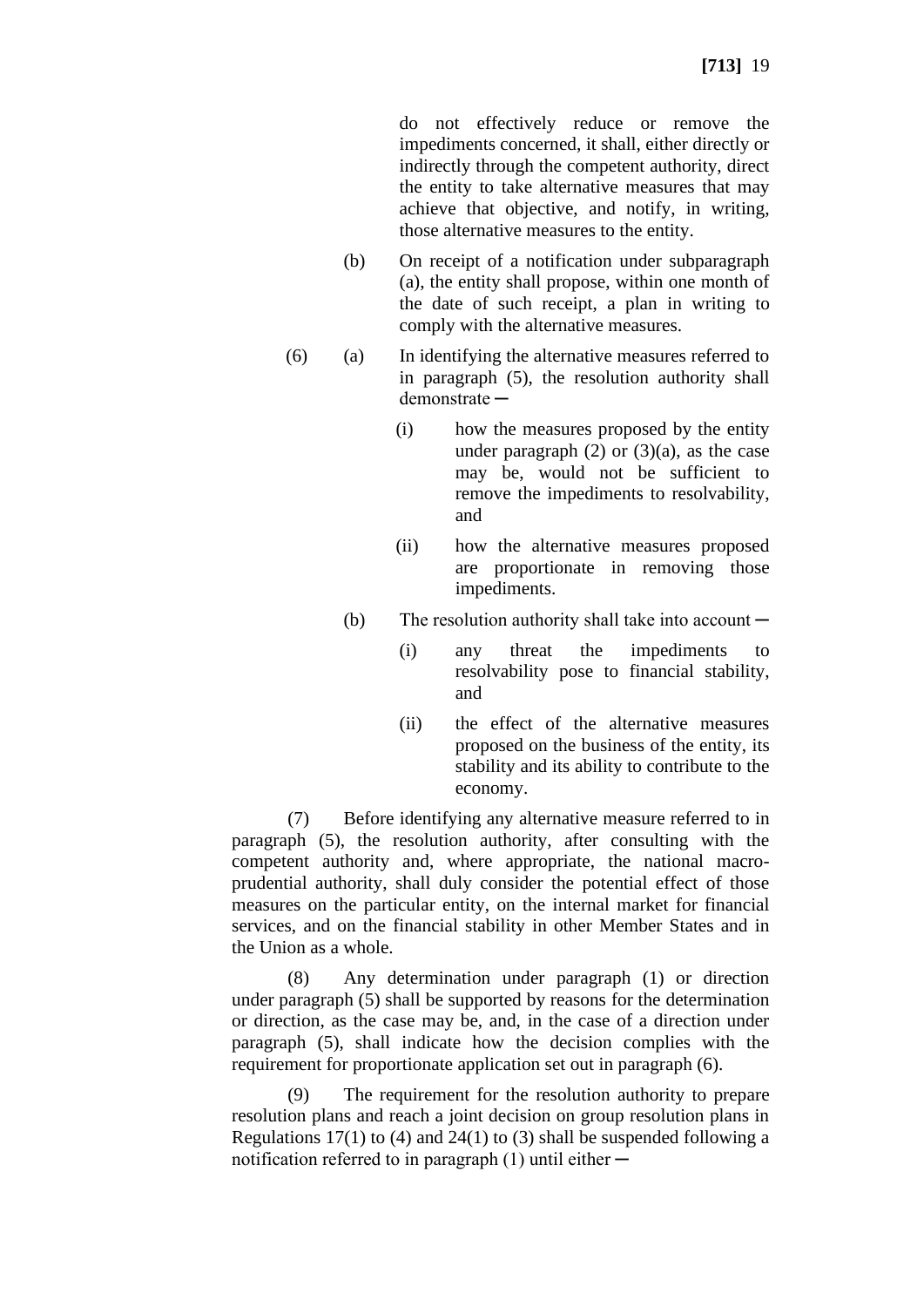do not effectively reduce or remove the impediments concerned, it shall, either directly or indirectly through the competent authority, direct the entity to take alternative measures that may achieve that objective, and notify, in writing, those alternative measures to the entity.

(b) On receipt of a notification under subparagraph (a), the entity shall propose, within one month of the date of such receipt, a plan in writing to comply with the alternative measures.

(6) (a) In identifying the alternative measures referred to in paragraph (5), the resolution authority shall demonstrate ─

(i) how the measures proposed by the entity under paragraph (2) or (3)(a), as the case may be, would not be sufficient to remove the impediments to resolvability, and

(ii) how the alternative measures proposed are proportionate in removing those impediments.

(b) The resolution authority shall take into account ─

(i) any threat the impediments to resolvability pose to financial stability, and

(ii) the effect of the alternative measures proposed on the business of the entity, its stability and its ability to contribute to the economy.

(7) Before identifying any alternative measure referred to in paragraph (5), the resolution authority, after consulting with the competent authority and, where appropriate, the national macro-prudential authority, shall duly consider the potential effect of those measures on the particular entity, on the internal market for financial services, and on the financial stability in other Member States and in the Union as a whole.

(8) Any determination under paragraph (1) or direction under paragraph (5) shall be supported by reasons for the determination or direction, as the case may be, and, in the case of a direction under paragraph (5), shall indicate how the decision complies with the requirement for proportionate application set out in paragraph (6).

(9) The requirement for the resolution authority to prepare resolution plans and reach a joint decision on group resolution plans in Regulations 17(1) to (4) and 24(1) to (3) shall be suspended following a notification referred to in paragraph (1) until either ─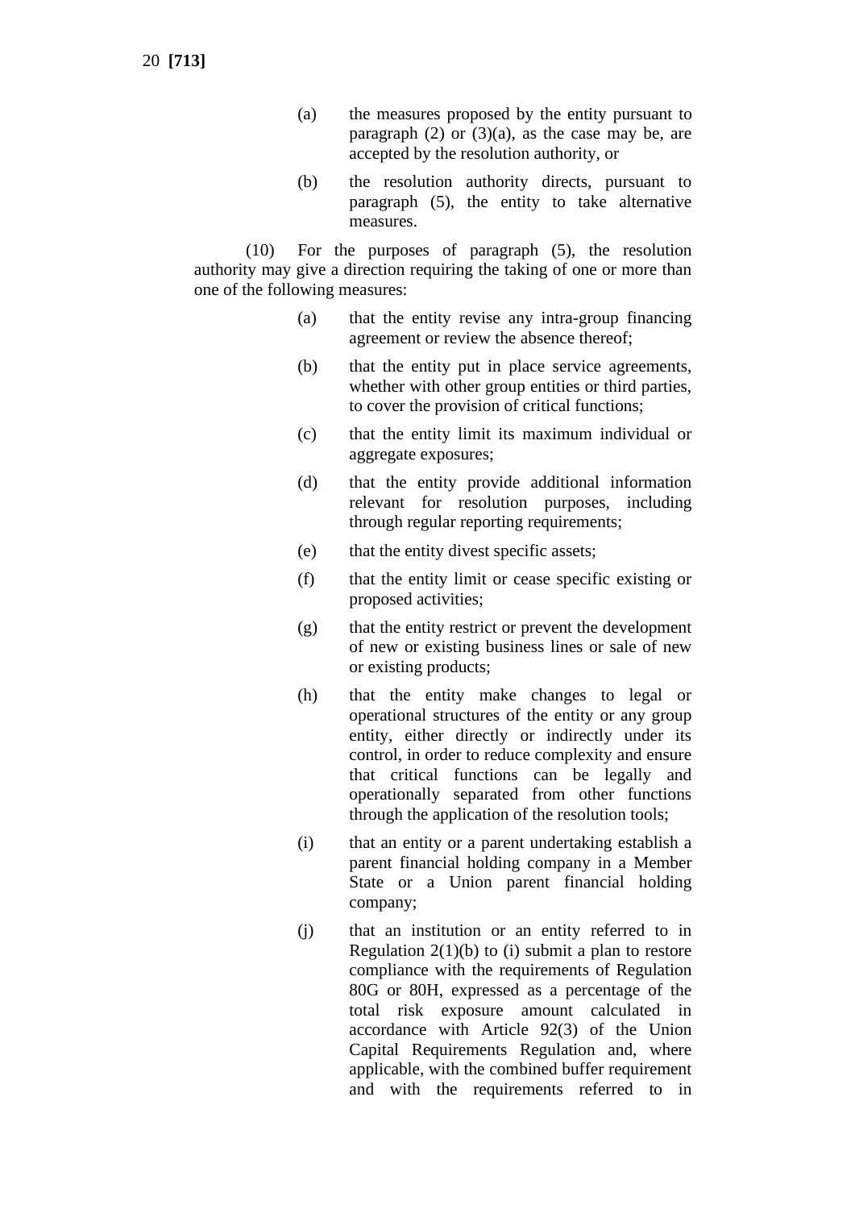(a) the measures proposed by the entity pursuant to paragraph (2) or (3)(a), as the case may be, are accepted by the resolution authority, or

(b) the resolution authority directs, pursuant to paragraph (5), the entity to take alternative measures.

(10) For the purposes of paragraph (5), the resolution authority may give a direction requiring the taking of one or more than one of the following measures:

(a) that the entity revise any intra-group financing agreement or review the absence thereof;

(b) that the entity put in place service agreements, whether with other group entities or third parties, to cover the provision of critical functions;

(c) that the entity limit its maximum individual or aggregate exposures;

(d) that the entity provide additional information relevant for resolution purposes, including through regular reporting requirements;

(e) that the entity divest specific assets;

(f) that the entity limit or cease specific existing or proposed activities;

(g) that the entity restrict or prevent the development of new or existing business lines or sale of new or existing products;

(h) that the entity make changes to legal or operational structures of the entity or any group entity, either directly or indirectly under its control, in order to reduce complexity and ensure that critical functions can be legally and operationally separated from other functions through the application of the resolution tools;

(i) that an entity or a parent undertaking establish a parent financial holding company in a Member State or a Union parent financial holding company;

(j) that an institution or an entity referred to in Regulation 2(1)(b) to (i) submit a plan to restore compliance with the requirements of Regulation 80G or 80H, expressed as a percentage of the total risk exposure amount calculated in accordance with Article 92(3) of the Union Capital Requirements Regulation and, where applicable, with the combined buffer requirement and with the requirements referred to in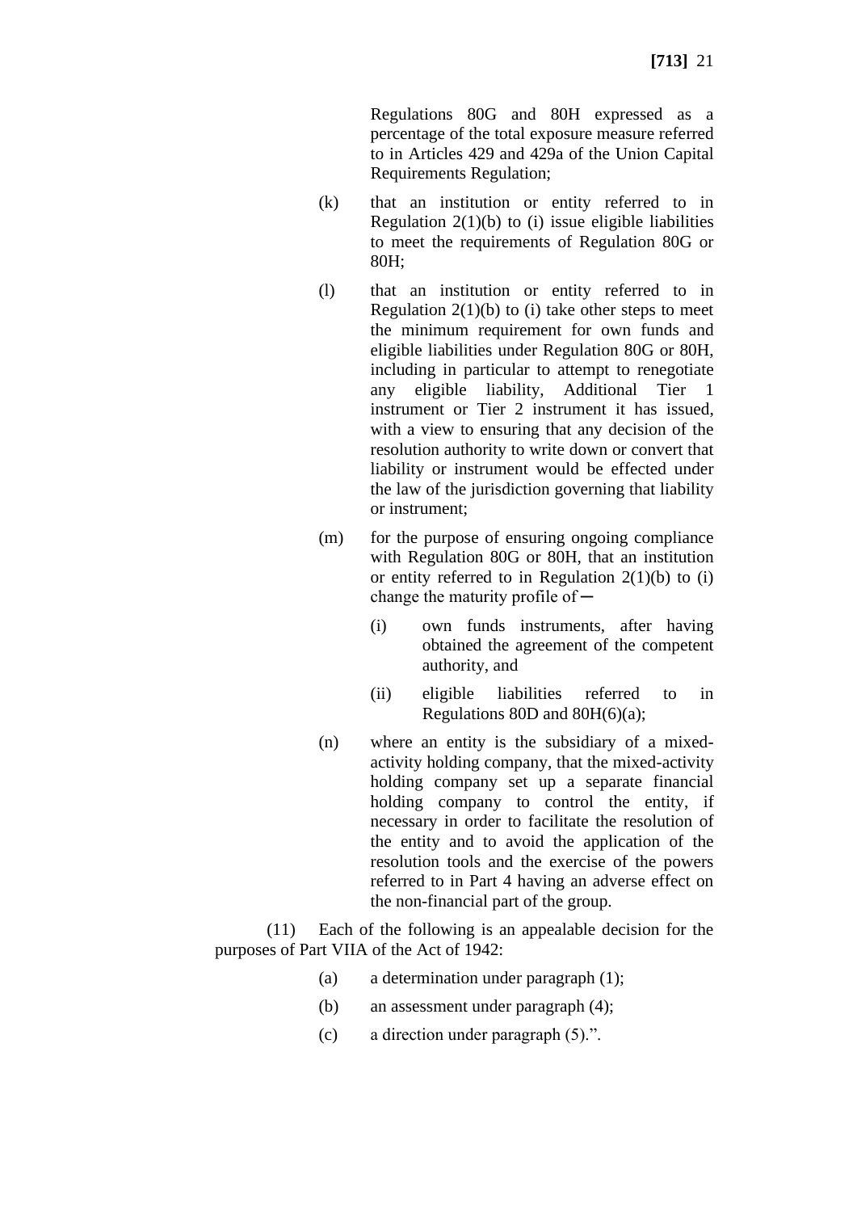Regulations 80G and 80H expressed as a percentage of the total exposure measure referred to in Articles 429 and 429a of the Union Capital Requirements Regulation;

(k) that an institution or entity referred to in Regulation 2(1)(b) to (i) issue eligible liabilities to meet the requirements of Regulation 80G or 80H;

(l) that an institution or entity referred to in Regulation 2(1)(b) to (i) take other steps to meet the minimum requirement for own funds and eligible liabilities under Regulation 80G or 80H, including in particular to attempt to renegotiate any eligible liability, Additional Tier 1 instrument or Tier 2 instrument it has issued, with a view to ensuring that any decision of the resolution authority to write down or convert that liability or instrument would be effected under the law of the jurisdiction governing that liability or instrument;

(m) for the purpose of ensuring ongoing compliance with Regulation 80G or 80H, that an institution or entity referred to in Regulation 2(1)(b) to (i) change the maturity profile of—

(i) own funds instruments, after having obtained the agreement of the competent authority, and

(ii) eligible liabilities referred to in Regulations 80D and 80H(6)(a);

(n) where an entity is the subsidiary of a mixed-activity holding company, that the mixed-activity holding company set up a separate financial holding company to control the entity, if necessary in order to facilitate the resolution of the entity and to avoid the application of the resolution tools and the exercise of the powers referred to in Part 4 having an adverse effect on the non-financial part of the group.

(11) Each of the following is an appealable decision for the purposes of Part VIIA of the Act of 1942:

(a) a determination under paragraph (1);

(b) an assessment under paragraph (4);

(c) a direction under paragraph (5).".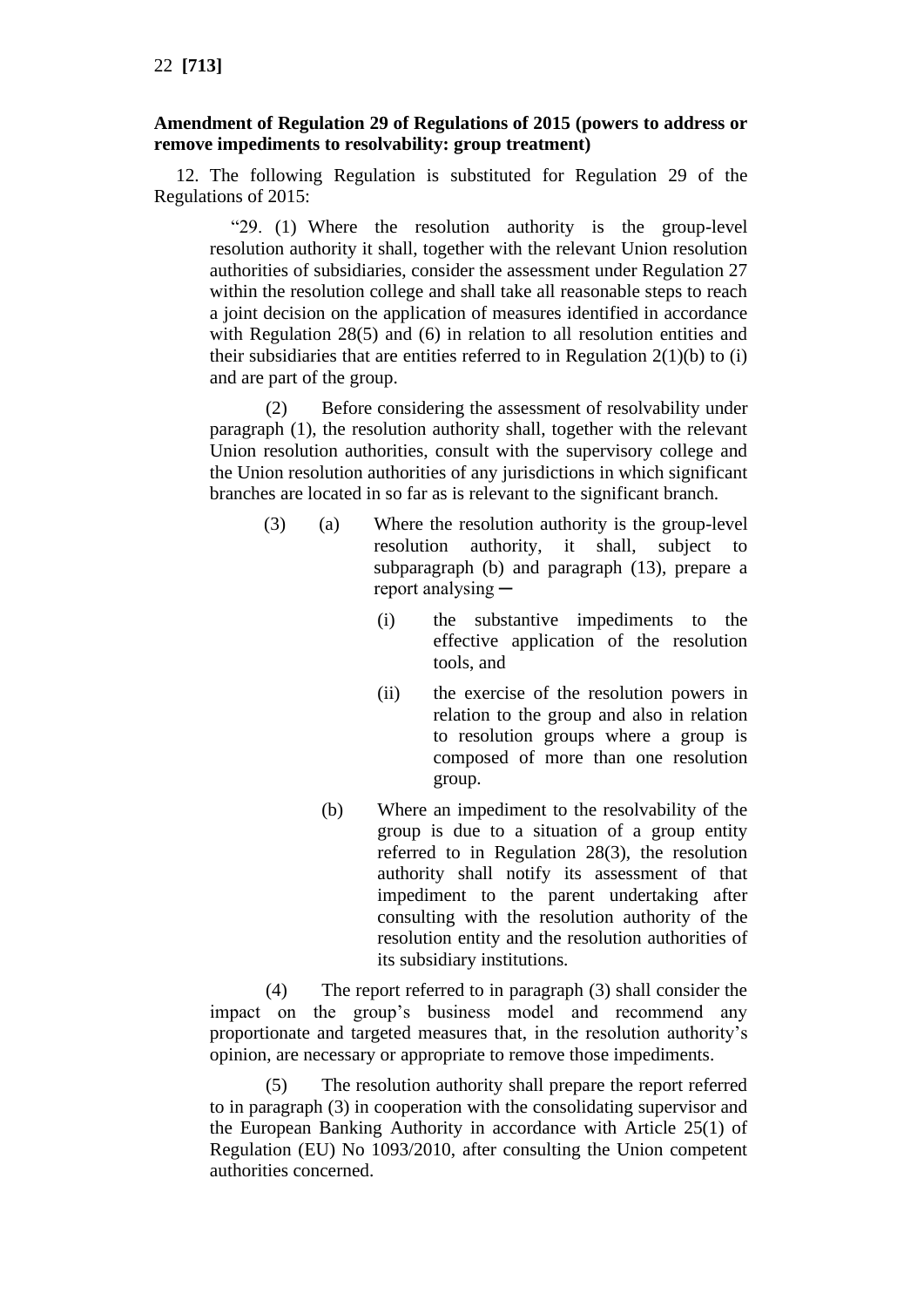**Amendment of Regulation 29 of Regulations of 2015 (powers to address or remove impediments to resolvability: group treatment)**

12. The following Regulation is substituted for Regulation 29 of the Regulations of 2015:

> "29. (1) Where the resolution authority is the group-level resolution authority it shall, together with the relevant Union resolution authorities of subsidiaries, consider the assessment under Regulation 27 within the resolution college and shall take all reasonable steps to reach a joint decision on the application of measures identified in accordance with Regulation 28(5) and (6) in relation to all resolution entities and their subsidiaries that are entities referred to in Regulation 2(1)(b) to (i) and are part of the group.
>
> (2) Before considering the assessment of resolvability under paragraph (1), the resolution authority shall, together with the relevant Union resolution authorities, consult with the supervisory college and the Union resolution authorities of any jurisdictions in which significant branches are located in so far as is relevant to the significant branch.
>
> (3) (a) Where the resolution authority is the group-level resolution authority, it shall, subject to subparagraph (b) and paragraph (13), prepare a report analysing ─
>
> (i) the substantive impediments to the effective application of the resolution tools, and
>
> (ii) the exercise of the resolution powers in relation to the group and also in relation to resolution groups where a group is composed of more than one resolution group.
>
> (b) Where an impediment to the resolvability of the group is due to a situation of a group entity referred to in Regulation 28(3), the resolution authority shall notify its assessment of that impediment to the parent undertaking after consulting with the resolution authority of the resolution entity and the resolution authorities of its subsidiary institutions.
>
> (4) The report referred to in paragraph (3) shall consider the impact on the group's business model and recommend any proportionate and targeted measures that, in the resolution authority's opinion, are necessary or appropriate to remove those impediments.
>
> (5) The resolution authority shall prepare the report referred to in paragraph (3) in cooperation with the consolidating supervisor and the European Banking Authority in accordance with Article 25(1) of Regulation (EU) No 1093/2010, after consulting the Union competent authorities concerned.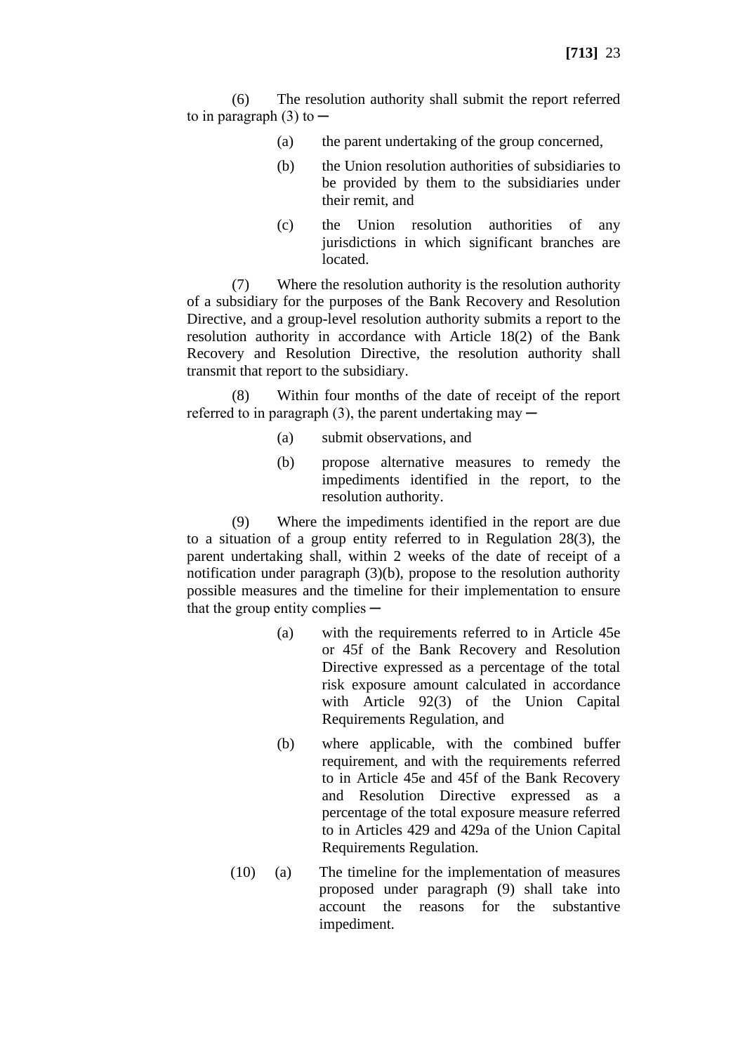(6) The resolution authority shall submit the report referred to in paragraph (3) to ─

(a) the parent undertaking of the group concerned,

(b) the Union resolution authorities of subsidiaries to be provided by them to the subsidiaries under their remit, and

(c) the Union resolution authorities of any jurisdictions in which significant branches are located.

(7) Where the resolution authority is the resolution authority of a subsidiary for the purposes of the Bank Recovery and Resolution Directive, and a group-level resolution authority submits a report to the resolution authority in accordance with Article 18(2) of the Bank Recovery and Resolution Directive, the resolution authority shall transmit that report to the subsidiary.

(8) Within four months of the date of receipt of the report referred to in paragraph (3), the parent undertaking may ─

(a) submit observations, and

(b) propose alternative measures to remedy the impediments identified in the report, to the resolution authority.

(9) Where the impediments identified in the report are due to a situation of a group entity referred to in Regulation 28(3), the parent undertaking shall, within 2 weeks of the date of receipt of a notification under paragraph (3)(b), propose to the resolution authority possible measures and the timeline for their implementation to ensure that the group entity complies ─

(a) with the requirements referred to in Article 45e or 45f of the Bank Recovery and Resolution Directive expressed as a percentage of the total risk exposure amount calculated in accordance with Article 92(3) of the Union Capital Requirements Regulation, and

(b) where applicable, with the combined buffer requirement, and with the requirements referred to in Article 45e and 45f of the Bank Recovery and Resolution Directive expressed as a percentage of the total exposure measure referred to in Articles 429 and 429a of the Union Capital Requirements Regulation.

(10) (a) The timeline for the implementation of measures proposed under paragraph (9) shall take into account the reasons for the substantive impediment.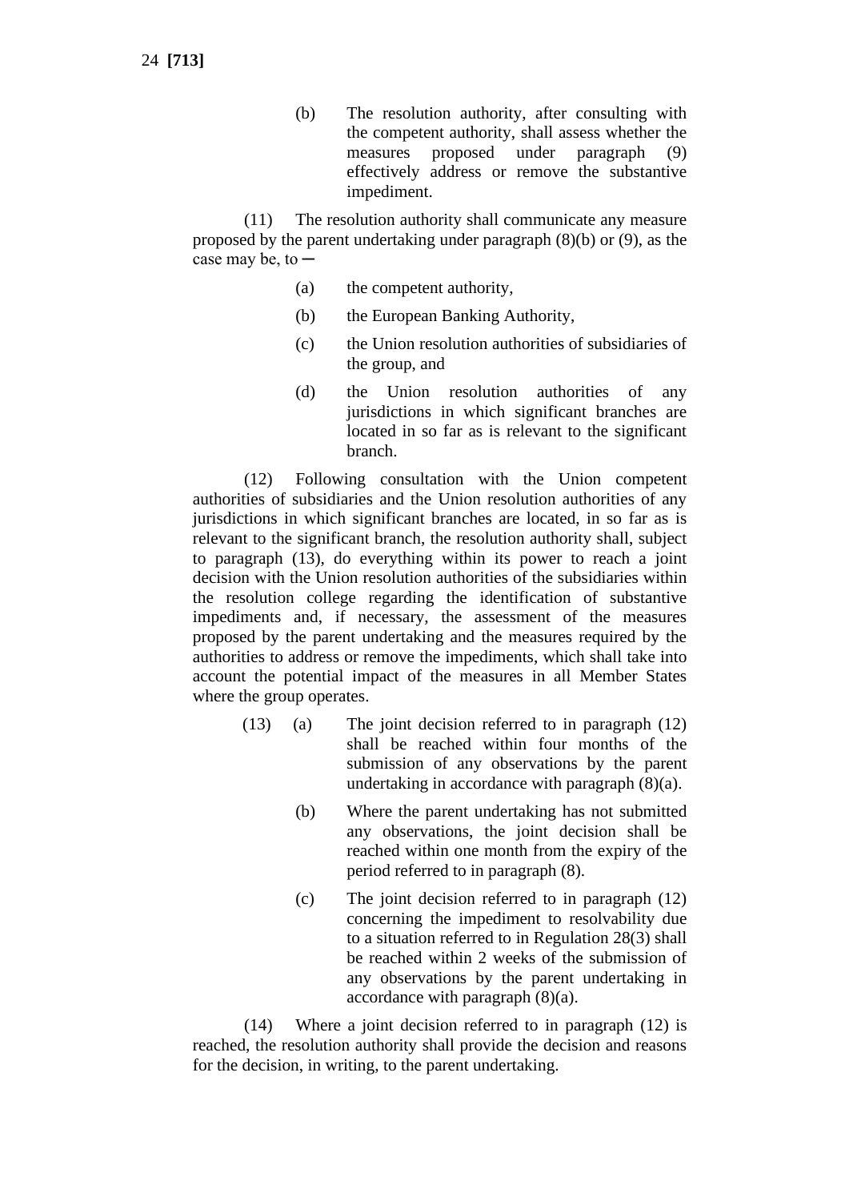(b) The resolution authority, after consulting with the competent authority, shall assess whether the measures proposed under paragraph (9) effectively address or remove the substantive impediment.

(11) The resolution authority shall communicate any measure proposed by the parent undertaking under paragraph (8)(b) or (9), as the case may be, to ─

(a) the competent authority,

(b) the European Banking Authority,

(c) the Union resolution authorities of subsidiaries of the group, and

(d) the Union resolution authorities of any jurisdictions in which significant branches are located in so far as is relevant to the significant branch.

(12) Following consultation with the Union competent authorities of subsidiaries and the Union resolution authorities of any jurisdictions in which significant branches are located, in so far as is relevant to the significant branch, the resolution authority shall, subject to paragraph (13), do everything within its power to reach a joint decision with the Union resolution authorities of the subsidiaries within the resolution college regarding the identification of substantive impediments and, if necessary, the assessment of the measures proposed by the parent undertaking and the measures required by the authorities to address or remove the impediments, which shall take into account the potential impact of the measures in all Member States where the group operates.

(13) (a) The joint decision referred to in paragraph (12) shall be reached within four months of the submission of any observations by the parent undertaking in accordance with paragraph (8)(a).

(b) Where the parent undertaking has not submitted any observations, the joint decision shall be reached within one month from the expiry of the period referred to in paragraph (8).

(c) The joint decision referred to in paragraph (12) concerning the impediment to resolvability due to a situation referred to in Regulation 28(3) shall be reached within 2 weeks of the submission of any observations by the parent undertaking in accordance with paragraph (8)(a).

(14) Where a joint decision referred to in paragraph (12) is reached, the resolution authority shall provide the decision and reasons for the decision, in writing, to the parent undertaking.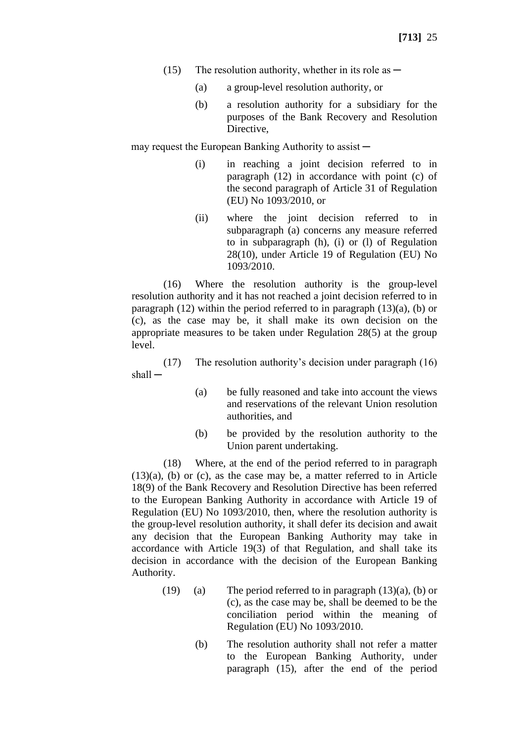(15) The resolution authority, whether in its role as ─

(a) a group-level resolution authority, or

(b) a resolution authority for a subsidiary for the purposes of the Bank Recovery and Resolution Directive,

may request the European Banking Authority to assist ─

(i) in reaching a joint decision referred to in paragraph (12) in accordance with point (c) of the second paragraph of Article 31 of Regulation (EU) No 1093/2010, or

(ii) where the joint decision referred to in subparagraph (a) concerns any measure referred to in subparagraph (h), (i) or (l) of Regulation 28(10), under Article 19 of Regulation (EU) No 1093/2010.

(16) Where the resolution authority is the group-level resolution authority and it has not reached a joint decision referred to in paragraph (12) within the period referred to in paragraph (13)(a), (b) or (c), as the case may be, it shall make its own decision on the appropriate measures to be taken under Regulation 28(5) at the group level.

(17) The resolution authority's decision under paragraph (16) shall ─

(a) be fully reasoned and take into account the views and reservations of the relevant Union resolution authorities, and

(b) be provided by the resolution authority to the Union parent undertaking.

(18) Where, at the end of the period referred to in paragraph (13)(a), (b) or (c), as the case may be, a matter referred to in Article 18(9) of the Bank Recovery and Resolution Directive has been referred to the European Banking Authority in accordance with Article 19 of Regulation (EU) No 1093/2010, then, where the resolution authority is the group-level resolution authority, it shall defer its decision and await any decision that the European Banking Authority may take in accordance with Article 19(3) of that Regulation, and shall take its decision in accordance with the decision of the European Banking Authority.

(19) (a) The period referred to in paragraph (13)(a), (b) or (c), as the case may be, shall be deemed to be the conciliation period within the meaning of Regulation (EU) No 1093/2010.

(b) The resolution authority shall not refer a matter to the European Banking Authority, under paragraph (15), after the end of the period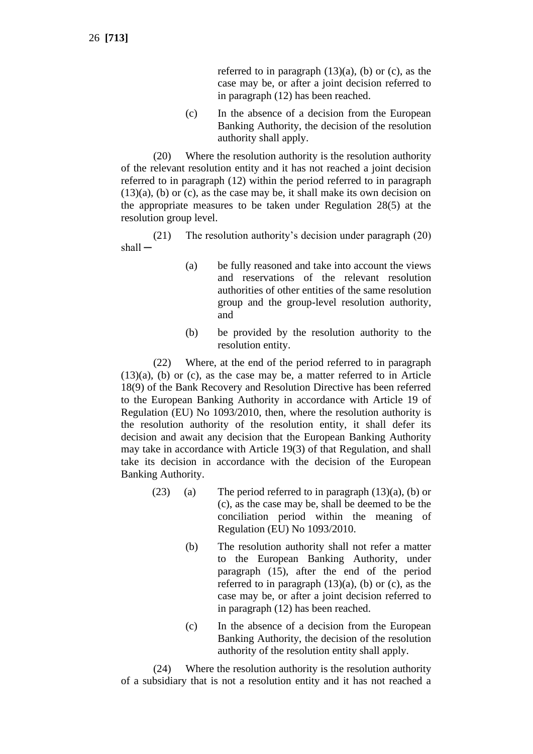referred to in paragraph (13)(a), (b) or (c), as the case may be, or after a joint decision referred to in paragraph (12) has been reached.

(c) In the absence of a decision from the European Banking Authority, the decision of the resolution authority shall apply.

(20) Where the resolution authority is the resolution authority of the relevant resolution entity and it has not reached a joint decision referred to in paragraph (12) within the period referred to in paragraph (13)(a), (b) or (c), as the case may be, it shall make its own decision on the appropriate measures to be taken under Regulation 28(5) at the resolution group level.

(21) The resolution authority's decision under paragraph (20) shall ─

(a) be fully reasoned and take into account the views and reservations of the relevant resolution authorities of other entities of the same resolution group and the group-level resolution authority, and

(b) be provided by the resolution authority to the resolution entity.

(22) Where, at the end of the period referred to in paragraph (13)(a), (b) or (c), as the case may be, a matter referred to in Article 18(9) of the Bank Recovery and Resolution Directive has been referred to the European Banking Authority in accordance with Article 19 of Regulation (EU) No 1093/2010, then, where the resolution authority is the resolution authority of the resolution entity, it shall defer its decision and await any decision that the European Banking Authority may take in accordance with Article 19(3) of that Regulation, and shall take its decision in accordance with the decision of the European Banking Authority.

(23) (a) The period referred to in paragraph (13)(a), (b) or (c), as the case may be, shall be deemed to be the conciliation period within the meaning of Regulation (EU) No 1093/2010.

(b) The resolution authority shall not refer a matter to the European Banking Authority, under paragraph (15), after the end of the period referred to in paragraph (13)(a), (b) or (c), as the case may be, or after a joint decision referred to in paragraph (12) has been reached.

(c) In the absence of a decision from the European Banking Authority, the decision of the resolution authority of the resolution entity shall apply.

(24) Where the resolution authority is the resolution authority of a subsidiary that is not a resolution entity and it has not reached a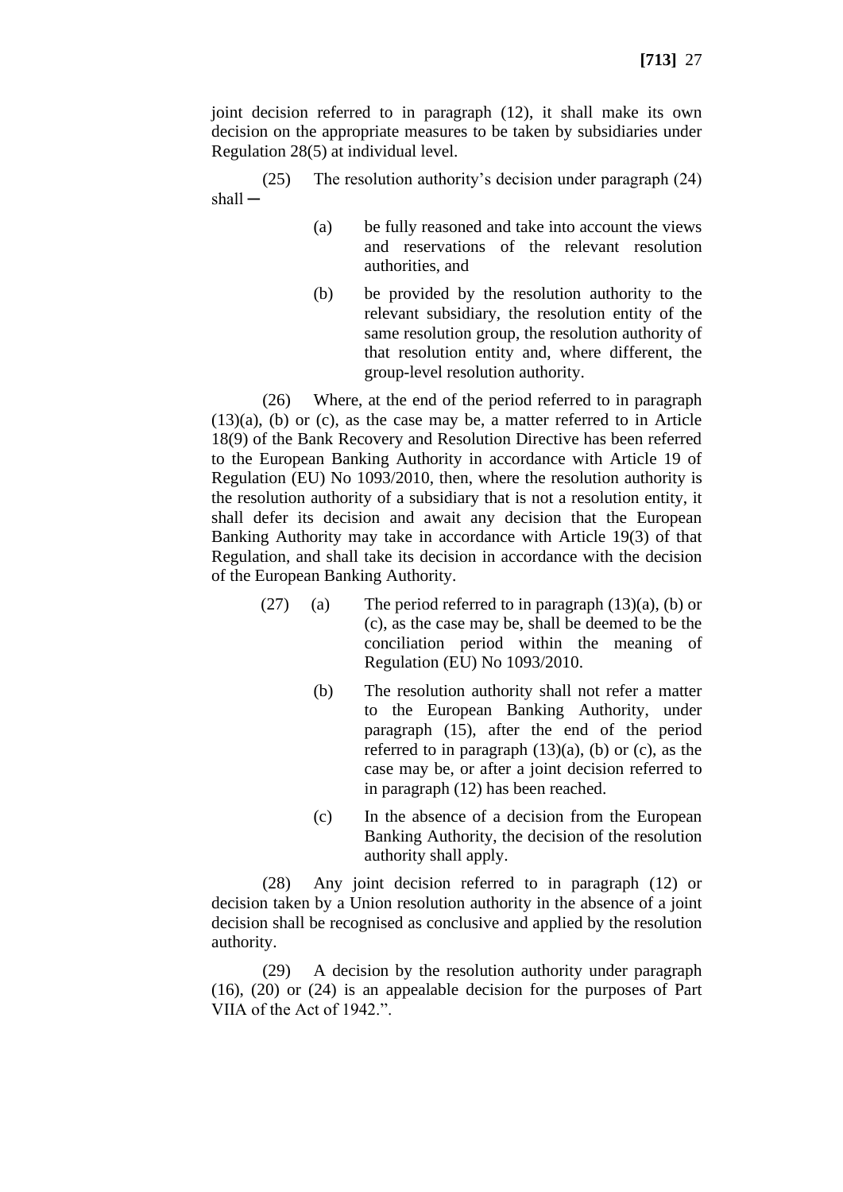joint decision referred to in paragraph (12), it shall make its own decision on the appropriate measures to be taken by subsidiaries under Regulation 28(5) at individual level.

(25) The resolution authority's decision under paragraph (24) shall ─

(a) be fully reasoned and take into account the views and reservations of the relevant resolution authorities, and

(b) be provided by the resolution authority to the relevant subsidiary, the resolution entity of the same resolution group, the resolution authority of that resolution entity and, where different, the group-level resolution authority.

(26) Where, at the end of the period referred to in paragraph (13)(a), (b) or (c), as the case may be, a matter referred to in Article 18(9) of the Bank Recovery and Resolution Directive has been referred to the European Banking Authority in accordance with Article 19 of Regulation (EU) No 1093/2010, then, where the resolution authority is the resolution authority of a subsidiary that is not a resolution entity, it shall defer its decision and await any decision that the European Banking Authority may take in accordance with Article 19(3) of that Regulation, and shall take its decision in accordance with the decision of the European Banking Authority.

(27) (a) The period referred to in paragraph (13)(a), (b) or (c), as the case may be, shall be deemed to be the conciliation period within the meaning of Regulation (EU) No 1093/2010.

(b) The resolution authority shall not refer a matter to the European Banking Authority, under paragraph (15), after the end of the period referred to in paragraph (13)(a), (b) or (c), as the case may be, or after a joint decision referred to in paragraph (12) has been reached.

(c) In the absence of a decision from the European Banking Authority, the decision of the resolution authority shall apply.

(28) Any joint decision referred to in paragraph (12) or decision taken by a Union resolution authority in the absence of a joint decision shall be recognised as conclusive and applied by the resolution authority.

(29) A decision by the resolution authority under paragraph (16), (20) or (24) is an appealable decision for the purposes of Part VIIA of the Act of 1942.".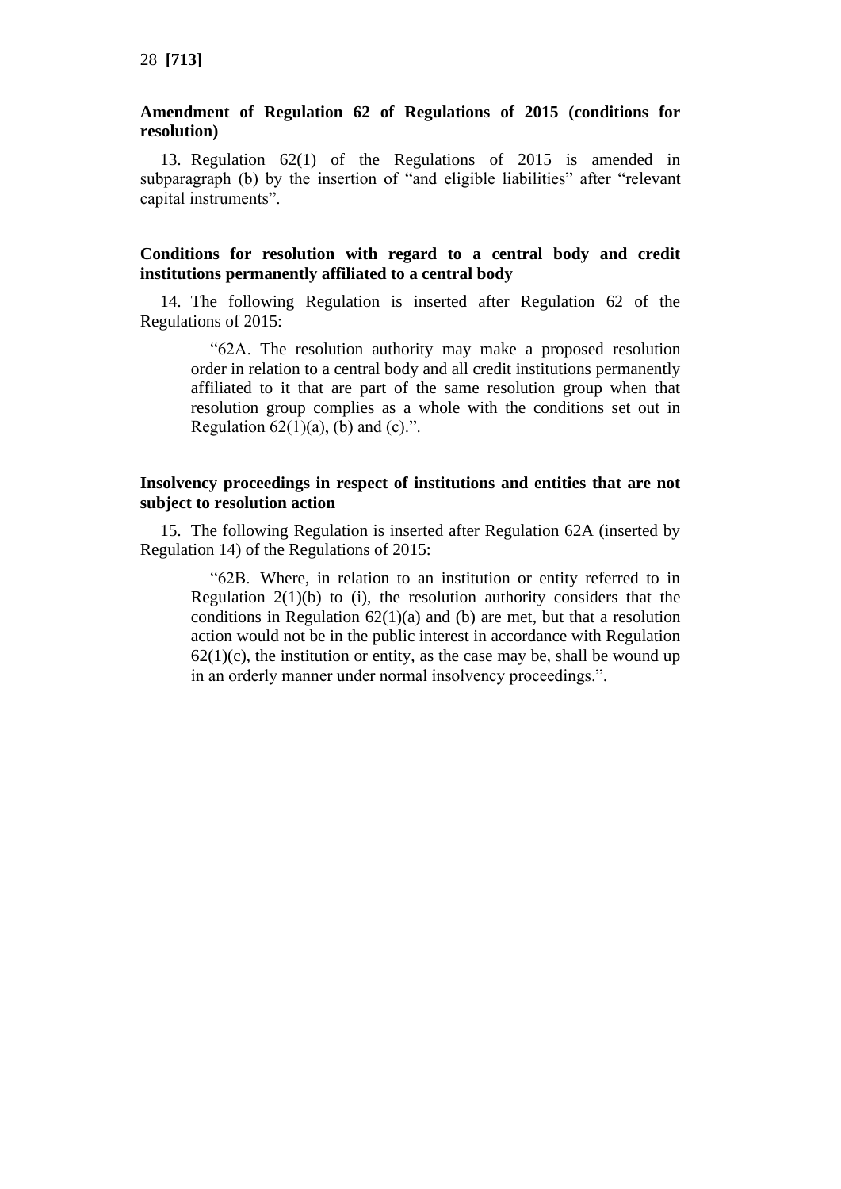**Amendment of Regulation 62 of Regulations of 2015 (conditions for resolution)**

13. Regulation 62(1) of the Regulations of 2015 is amended in subparagraph (b) by the insertion of "and eligible liabilities" after "relevant capital instruments".

**Conditions for resolution with regard to a central body and credit institutions permanently affiliated to a central body**

14. The following Regulation is inserted after Regulation 62 of the Regulations of 2015:

> "62A. The resolution authority may make a proposed resolution order in relation to a central body and all credit institutions permanently affiliated to it that are part of the same resolution group when that resolution group complies as a whole with the conditions set out in Regulation 62(1)(a), (b) and (c).".

**Insolvency proceedings in respect of institutions and entities that are not subject to resolution action**

15. The following Regulation is inserted after Regulation 62A (inserted by Regulation 14) of the Regulations of 2015:

> "62B. Where, in relation to an institution or entity referred to in Regulation 2(1)(b) to (i), the resolution authority considers that the conditions in Regulation 62(1)(a) and (b) are met, but that a resolution action would not be in the public interest in accordance with Regulation 62(1)(c), the institution or entity, as the case may be, shall be wound up in an orderly manner under normal insolvency proceedings.".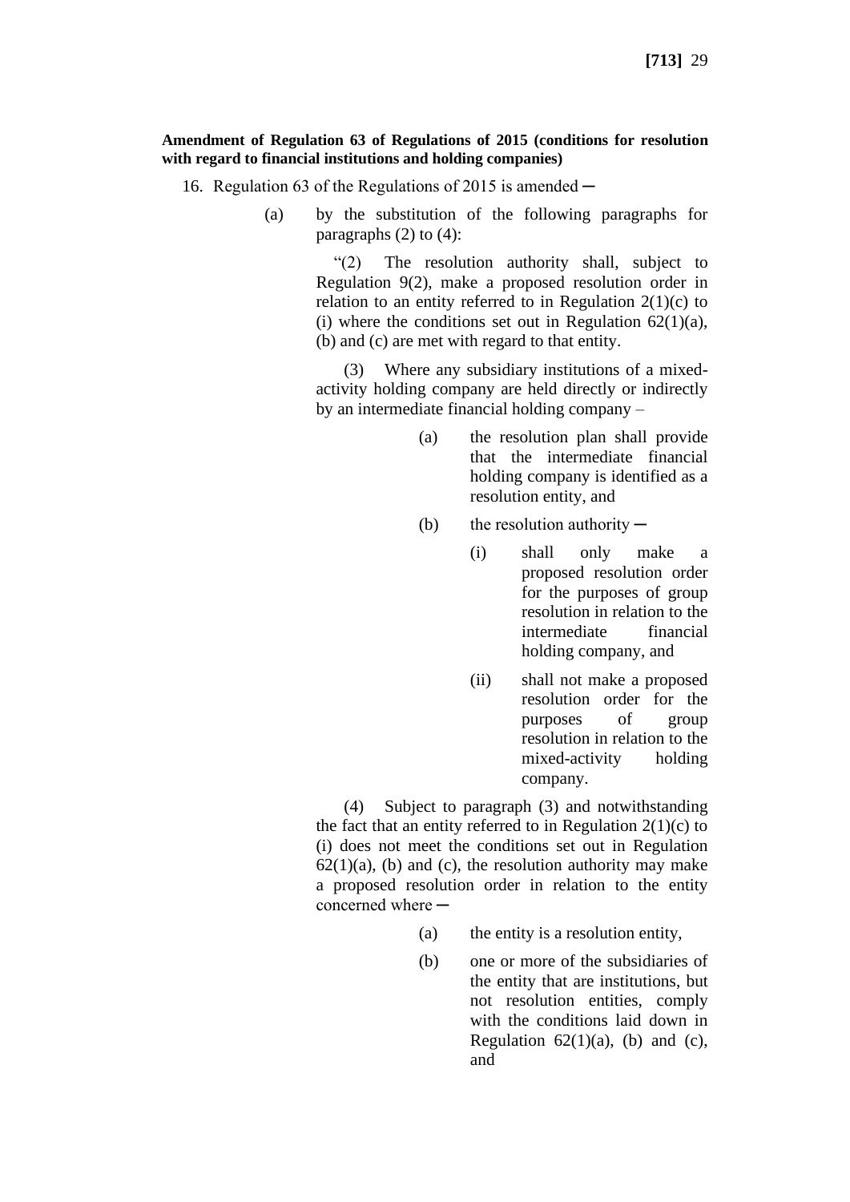**Amendment of Regulation 63 of Regulations of 2015 (conditions for resolution with regard to financial institutions and holding companies)**

16. Regulation 63 of the Regulations of 2015 is amended ─

(a) by the substitution of the following paragraphs for paragraphs (2) to (4):

"(2) The resolution authority shall, subject to Regulation 9(2), make a proposed resolution order in relation to an entity referred to in Regulation 2(1)(c) to (i) where the conditions set out in Regulation 62(1)(a), (b) and (c) are met with regard to that entity.

(3) Where any subsidiary institutions of a mixed-activity holding company are held directly or indirectly by an intermediate financial holding company –

(a) the resolution plan shall provide that the intermediate financial holding company is identified as a resolution entity, and

(b) the resolution authority ─

(i) shall only make a proposed resolution order for the purposes of group resolution in relation to the intermediate financial holding company, and

(ii) shall not make a proposed resolution order for the purposes of group resolution in relation to the mixed-activity holding company.

(4) Subject to paragraph (3) and notwithstanding the fact that an entity referred to in Regulation 2(1)(c) to (i) does not meet the conditions set out in Regulation 62(1)(a), (b) and (c), the resolution authority may make a proposed resolution order in relation to the entity concerned where ─

(a) the entity is a resolution entity,

(b) one or more of the subsidiaries of the entity that are institutions, but not resolution entities, comply with the conditions laid down in Regulation 62(1)(a), (b) and (c), and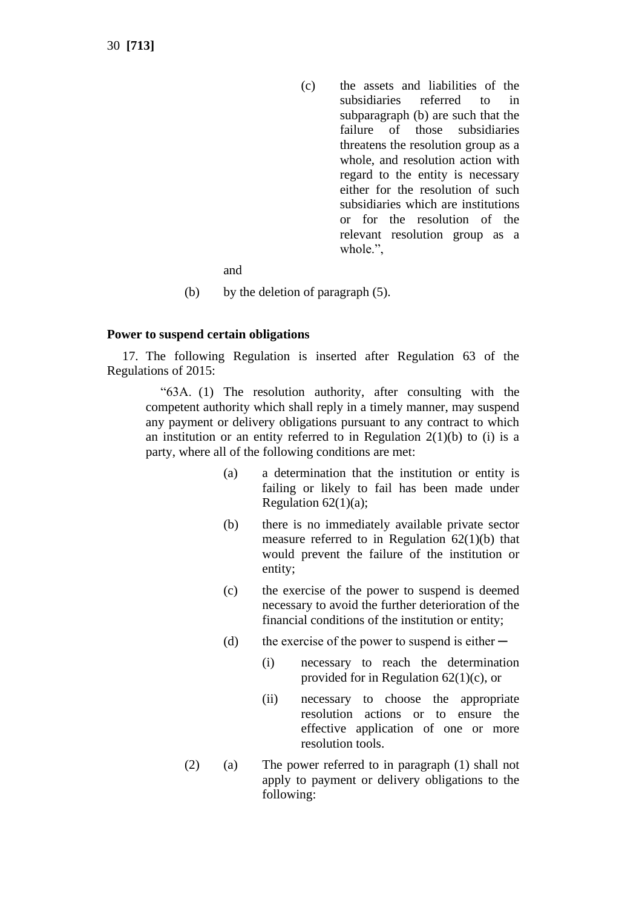(c) the assets and liabilities of the subsidiaries referred to in subparagraph (b) are such that the failure of those subsidiaries threatens the resolution group as a whole, and resolution action with regard to the entity is necessary either for the resolution of such subsidiaries which are institutions or for the resolution of the relevant resolution group as a whole.",

and

(b) by the deletion of paragraph (5).

**Power to suspend certain obligations**

17. The following Regulation is inserted after Regulation 63 of the Regulations of 2015:

"63A. (1) The resolution authority, after consulting with the competent authority which shall reply in a timely manner, may suspend any payment or delivery obligations pursuant to any contract to which an institution or an entity referred to in Regulation 2(1)(b) to (i) is a party, where all of the following conditions are met:

(a) a determination that the institution or entity is failing or likely to fail has been made under Regulation 62(1)(a);

(b) there is no immediately available private sector measure referred to in Regulation 62(1)(b) that would prevent the failure of the institution or entity;

(c) the exercise of the power to suspend is deemed necessary to avoid the further deterioration of the financial conditions of the institution or entity;

(d) the exercise of the power to suspend is either —

(i) necessary to reach the determination provided for in Regulation 62(1)(c), or

(ii) necessary to choose the appropriate resolution actions or to ensure the effective application of one or more resolution tools.

(2) (a) The power referred to in paragraph (1) shall not apply to payment or delivery obligations to the following: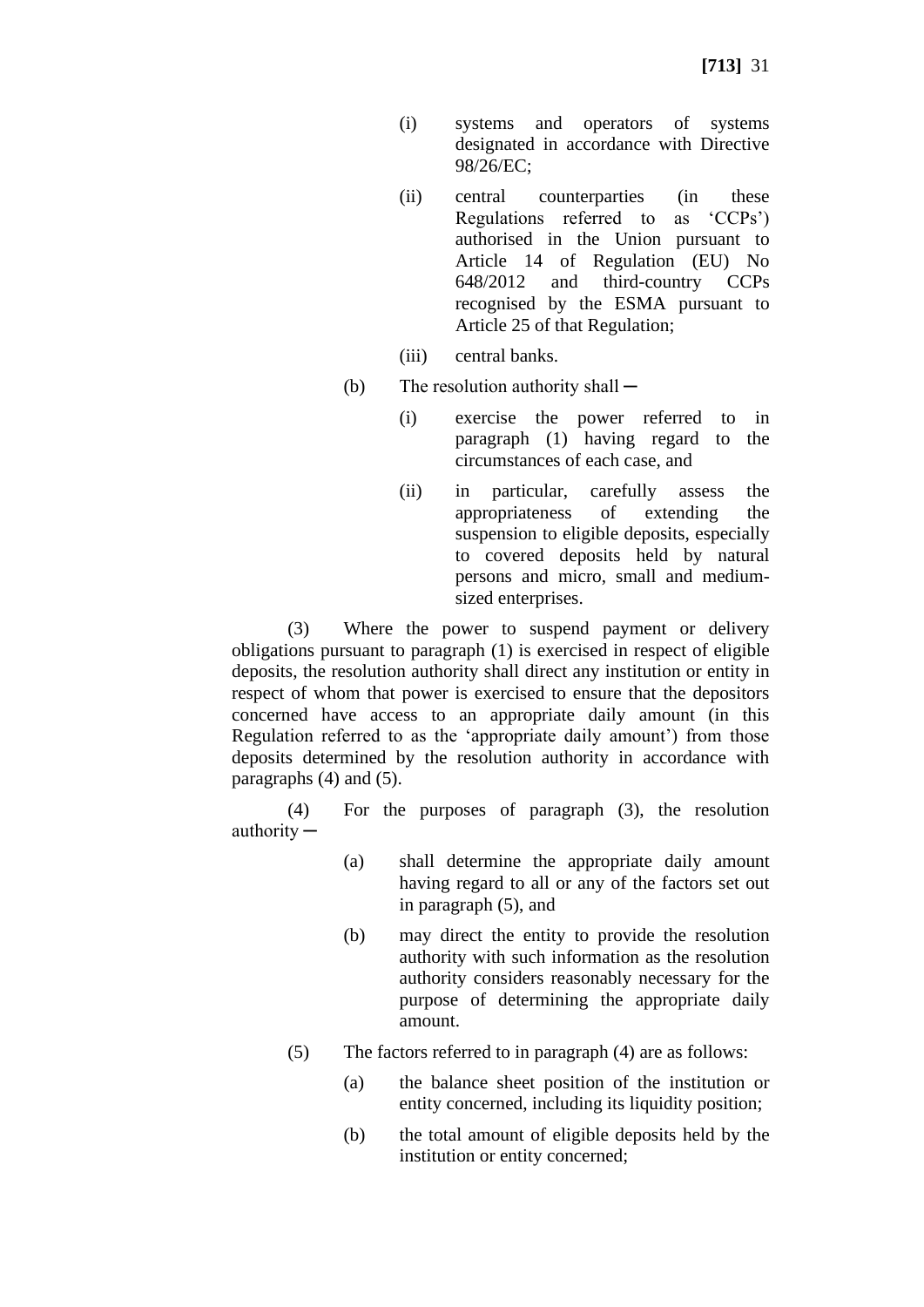(i) systems and operators of systems designated in accordance with Directive 98/26/EC;

(ii) central counterparties (in these Regulations referred to as ‘CCPs’) authorised in the Union pursuant to Article 14 of Regulation (EU) No 648/2012 and third-country CCPs recognised by the ESMA pursuant to Article 25 of that Regulation;

(iii) central banks.

(b) The resolution authority shall ─

(i) exercise the power referred to in paragraph (1) having regard to the circumstances of each case, and

(ii) in particular, carefully assess the appropriateness of extending the suspension to eligible deposits, especially to covered deposits held by natural persons and micro, small and medium-sized enterprises.

(3) Where the power to suspend payment or delivery obligations pursuant to paragraph (1) is exercised in respect of eligible deposits, the resolution authority shall direct any institution or entity in respect of whom that power is exercised to ensure that the depositors concerned have access to an appropriate daily amount (in this Regulation referred to as the ‘appropriate daily amount’) from those deposits determined by the resolution authority in accordance with paragraphs (4) and (5).

(4) For the purposes of paragraph (3), the resolution authority ─

(a) shall determine the appropriate daily amount having regard to all or any of the factors set out in paragraph (5), and

(b) may direct the entity to provide the resolution authority with such information as the resolution authority considers reasonably necessary for the purpose of determining the appropriate daily amount.

(5) The factors referred to in paragraph (4) are as follows:

(a) the balance sheet position of the institution or entity concerned, including its liquidity position;

(b) the total amount of eligible deposits held by the institution or entity concerned;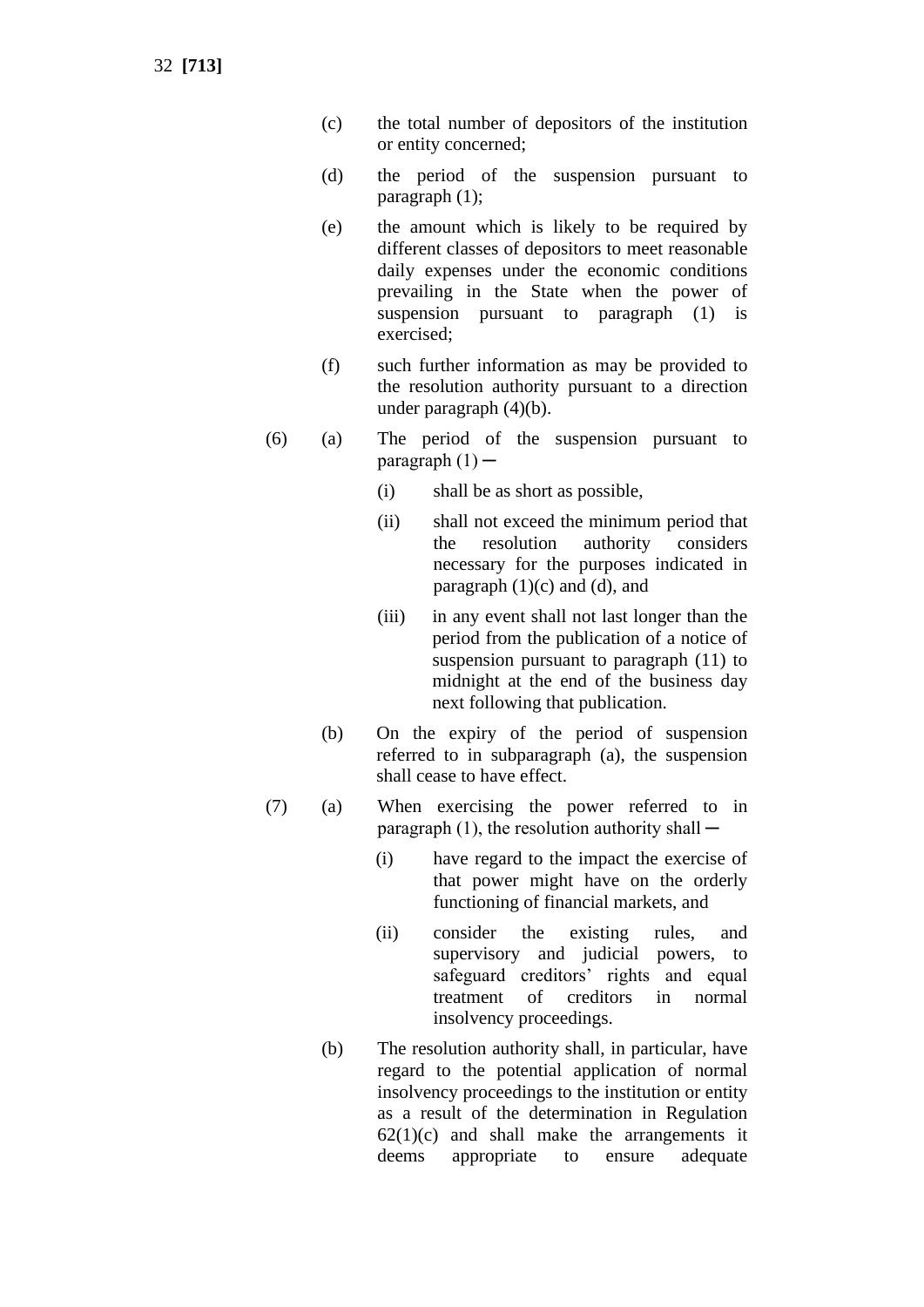(c) the total number of depositors of the institution or entity concerned;

(d) the period of the suspension pursuant to paragraph (1);

(e) the amount which is likely to be required by different classes of depositors to meet reasonable daily expenses under the economic conditions prevailing in the State when the power of suspension pursuant to paragraph (1) is exercised;

(f) such further information as may be provided to the resolution authority pursuant to a direction under paragraph (4)(b).

(6) (a) The period of the suspension pursuant to paragraph (1) ─

(i) shall be as short as possible,

(ii) shall not exceed the minimum period that the resolution authority considers necessary for the purposes indicated in paragraph (1)(c) and (d), and

(iii) in any event shall not last longer than the period from the publication of a notice of suspension pursuant to paragraph (11) to midnight at the end of the business day next following that publication.

(b) On the expiry of the period of suspension referred to in subparagraph (a), the suspension shall cease to have effect.

(7) (a) When exercising the power referred to in paragraph (1), the resolution authority shall ─

(i) have regard to the impact the exercise of that power might have on the orderly functioning of financial markets, and

(ii) consider the existing rules, and supervisory and judicial powers, to safeguard creditors' rights and equal treatment of creditors in normal insolvency proceedings.

(b) The resolution authority shall, in particular, have regard to the potential application of normal insolvency proceedings to the institution or entity as a result of the determination in Regulation 62(1)(c) and shall make the arrangements it deems appropriate to ensure adequate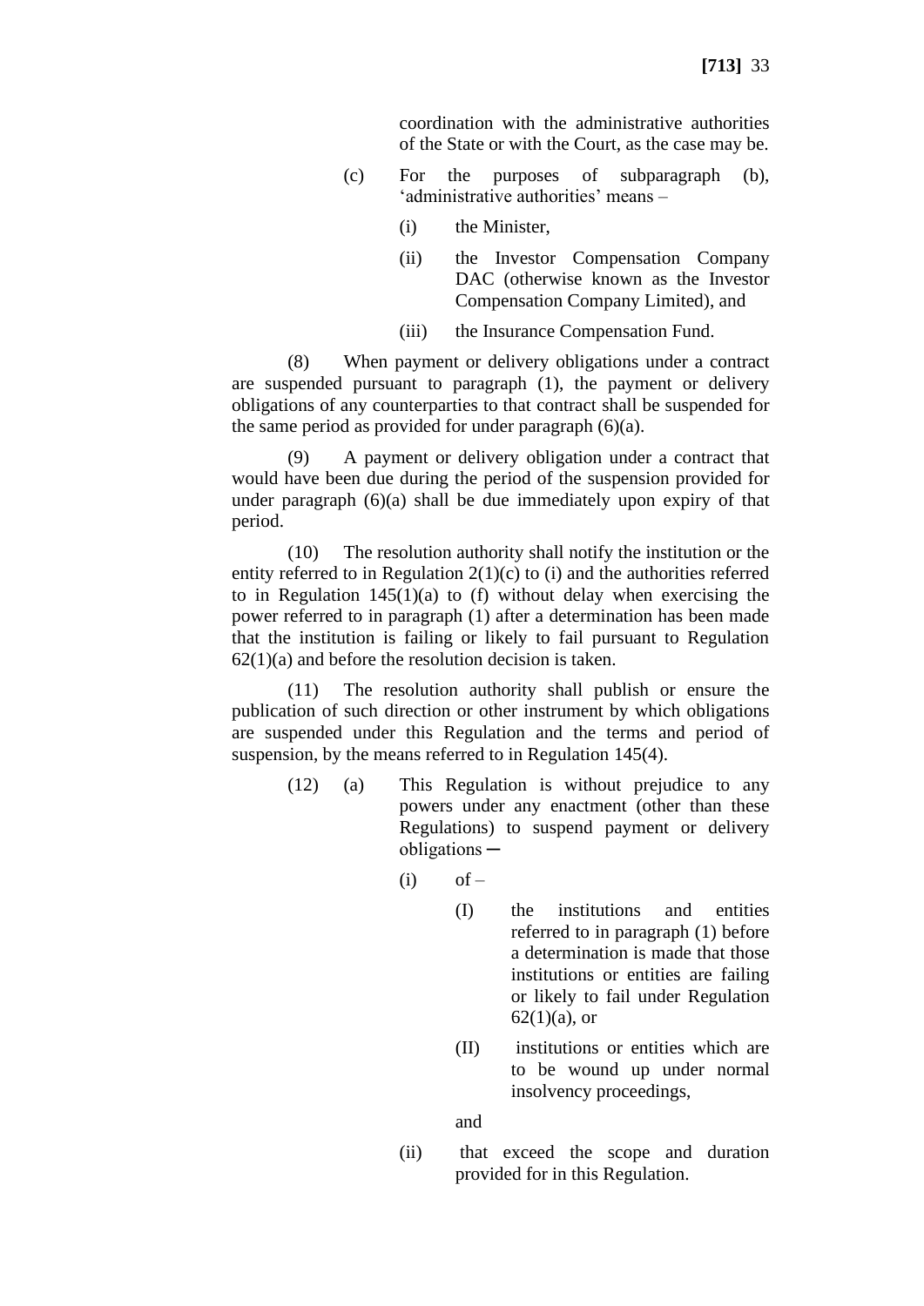coordination with the administrative authorities of the State or with the Court, as the case may be.

(c) For the purposes of subparagraph (b), ‘administrative authorities’ means –

(i) the Minister,

(ii) the Investor Compensation Company DAC (otherwise known as the Investor Compensation Company Limited), and

(iii) the Insurance Compensation Fund.

(8) When payment or delivery obligations under a contract are suspended pursuant to paragraph (1), the payment or delivery obligations of any counterparties to that contract shall be suspended for the same period as provided for under paragraph (6)(a).

(9) A payment or delivery obligation under a contract that would have been due during the period of the suspension provided for under paragraph (6)(a) shall be due immediately upon expiry of that period.

(10) The resolution authority shall notify the institution or the entity referred to in Regulation 2(1)(c) to (i) and the authorities referred to in Regulation 145(1)(a) to (f) without delay when exercising the power referred to in paragraph (1) after a determination has been made that the institution is failing or likely to fail pursuant to Regulation 62(1)(a) and before the resolution decision is taken.

(11) The resolution authority shall publish or ensure the publication of such direction or other instrument by which obligations are suspended under this Regulation and the terms and period of suspension, by the means referred to in Regulation 145(4).

(12) (a) This Regulation is without prejudice to any powers under any enactment (other than these Regulations) to suspend payment or delivery obligations ─

(i) of –

(I) the institutions and entities referred to in paragraph (1) before a determination is made that those institutions or entities are failing or likely to fail under Regulation 62(1)(a), or

(II) institutions or entities which are to be wound up under normal insolvency proceedings,

and

(ii) that exceed the scope and duration provided for in this Regulation.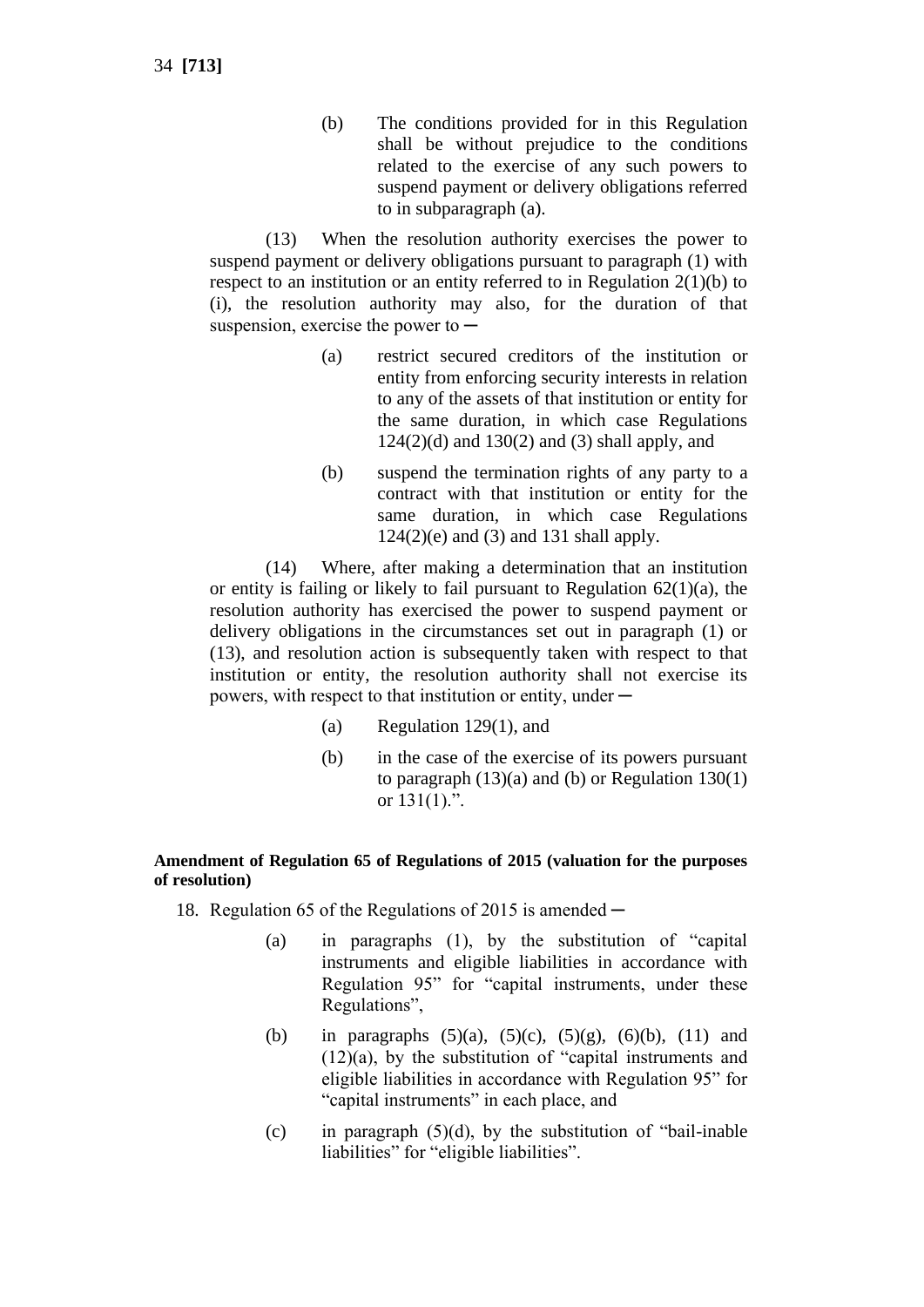(b) The conditions provided for in this Regulation shall be without prejudice to the conditions related to the exercise of any such powers to suspend payment or delivery obligations referred to in subparagraph (a).

(13) When the resolution authority exercises the power to suspend payment or delivery obligations pursuant to paragraph (1) with respect to an institution or an entity referred to in Regulation 2(1)(b) to (i), the resolution authority may also, for the duration of that suspension, exercise the power to ─

(a) restrict secured creditors of the institution or entity from enforcing security interests in relation to any of the assets of that institution or entity for the same duration, in which case Regulations 124(2)(d) and 130(2) and (3) shall apply, and

(b) suspend the termination rights of any party to a contract with that institution or entity for the same duration, in which case Regulations 124(2)(e) and (3) and 131 shall apply.

(14) Where, after making a determination that an institution or entity is failing or likely to fail pursuant to Regulation 62(1)(a), the resolution authority has exercised the power to suspend payment or delivery obligations in the circumstances set out in paragraph (1) or (13), and resolution action is subsequently taken with respect to that institution or entity, the resolution authority shall not exercise its powers, with respect to that institution or entity, under ─

(a) Regulation 129(1), and

(b) in the case of the exercise of its powers pursuant to paragraph (13)(a) and (b) or Regulation 130(1) or 131(1).".

**Amendment of Regulation 65 of Regulations of 2015 (valuation for the purposes of resolution)**

18. Regulation 65 of the Regulations of 2015 is amended ─

(a) in paragraphs (1), by the substitution of "capital instruments and eligible liabilities in accordance with Regulation 95" for "capital instruments, under these Regulations",

(b) in paragraphs (5)(a), (5)(c), (5)(g), (6)(b), (11) and (12)(a), by the substitution of "capital instruments and eligible liabilities in accordance with Regulation 95" for "capital instruments" in each place, and

(c) in paragraph (5)(d), by the substitution of "bail-inable liabilities" for "eligible liabilities".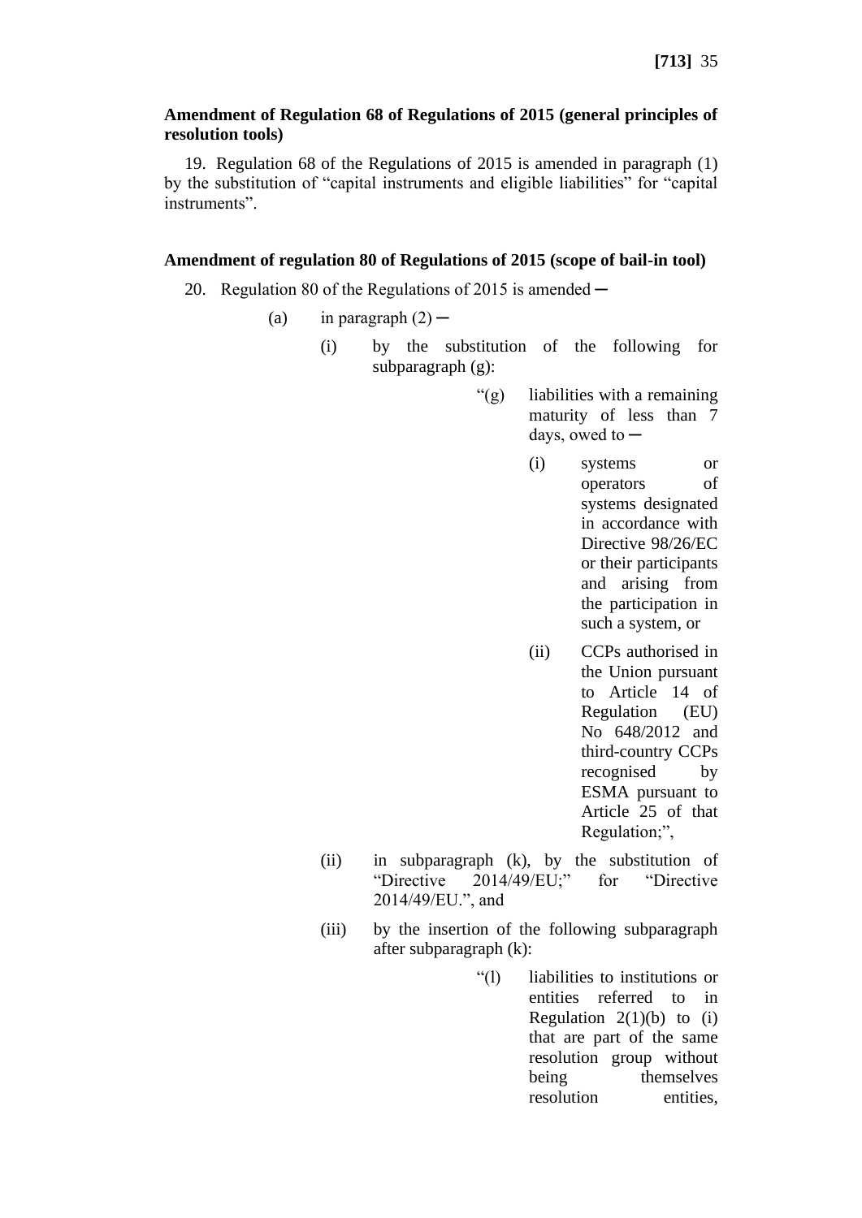**Amendment of Regulation 68 of Regulations of 2015 (general principles of resolution tools)**

19. Regulation 68 of the Regulations of 2015 is amended in paragraph (1) by the substitution of “capital instruments and eligible liabilities” for “capital instruments”.

**Amendment of regulation 80 of Regulations of 2015 (scope of bail-in tool)**

20. Regulation 80 of the Regulations of 2015 is amended ─

(a) in paragraph (2) ─

(i) by the substitution of the following for subparagraph (g):

> “(g) liabilities with a remaining maturity of less than 7 days, owed to ─
>
> (i) systems or operators of systems designated in accordance with Directive 98/26/EC or their participants and arising from the participation in such a system, or
>
> (ii) CCPs authorised in the Union pursuant to Article 14 of Regulation (EU) No 648/2012 and third-country CCPs recognised by ESMA pursuant to Article 25 of that Regulation;”,

(ii) in subparagraph (k), by the substitution of “Directive 2014/49/EU;” for “Directive 2014/49/EU.”, and

(iii) by the insertion of the following subparagraph after subparagraph (k):

> “(l) liabilities to institutions or entities referred to in Regulation 2(1)(b) to (i) that are part of the same resolution group without being themselves resolution entities,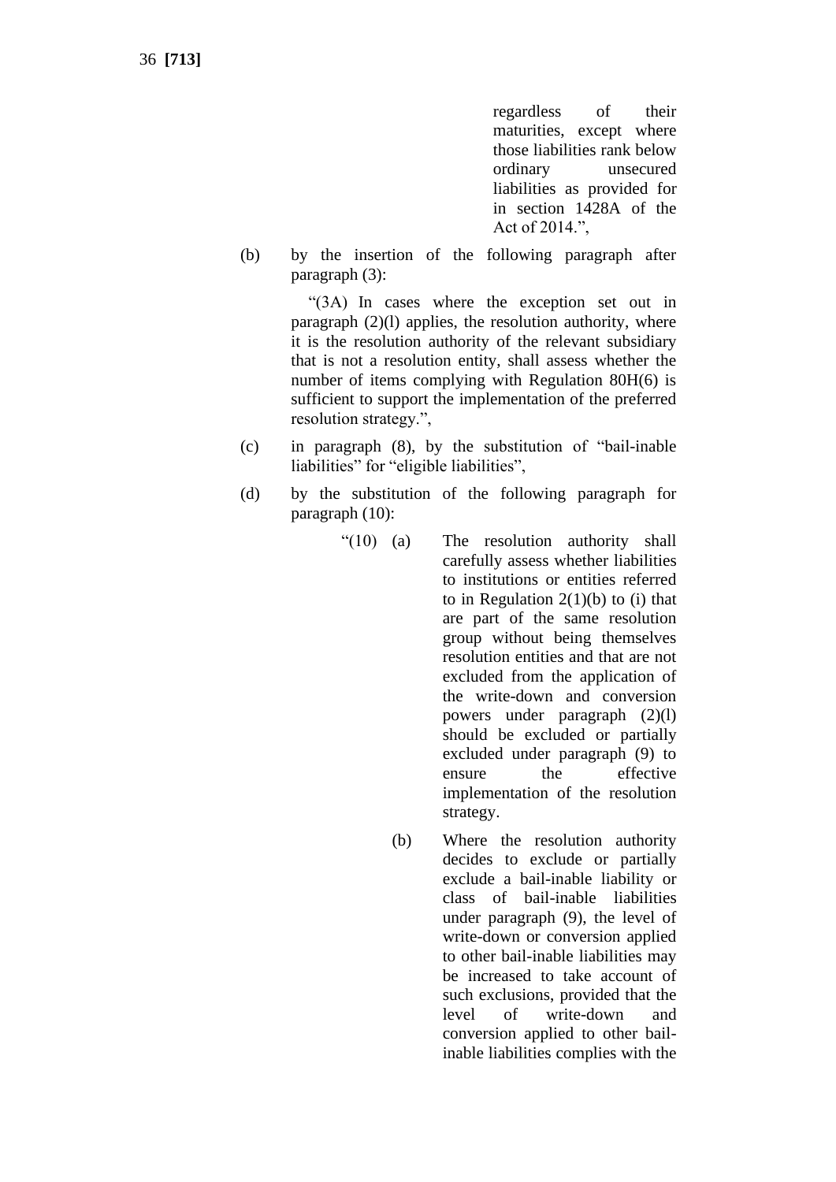regardless of their maturities, except where those liabilities rank below ordinary unsecured liabilities as provided for in section 1428A of the Act of 2014.",

(b) by the insertion of the following paragraph after paragraph (3):

"(3A) In cases where the exception set out in paragraph (2)(l) applies, the resolution authority, where it is the resolution authority of the relevant subsidiary that is not a resolution entity, shall assess whether the number of items complying with Regulation 80H(6) is sufficient to support the implementation of the preferred resolution strategy.",

(c) in paragraph (8), by the substitution of "bail-inable liabilities" for "eligible liabilities",

(d) by the substitution of the following paragraph for paragraph (10):

"(10) (a) The resolution authority shall carefully assess whether liabilities to institutions or entities referred to in Regulation 2(1)(b) to (i) that are part of the same resolution group without being themselves resolution entities and that are not excluded from the application of the write-down and conversion powers under paragraph (2)(l) should be excluded or partially excluded under paragraph (9) to ensure the effective implementation of the resolution strategy.

(b) Where the resolution authority decides to exclude or partially exclude a bail-inable liability or class of bail-inable liabilities under paragraph (9), the level of write-down or conversion applied to other bail-inable liabilities may be increased to take account of such exclusions, provided that the level of write-down and conversion applied to other bail-inable liabilities complies with the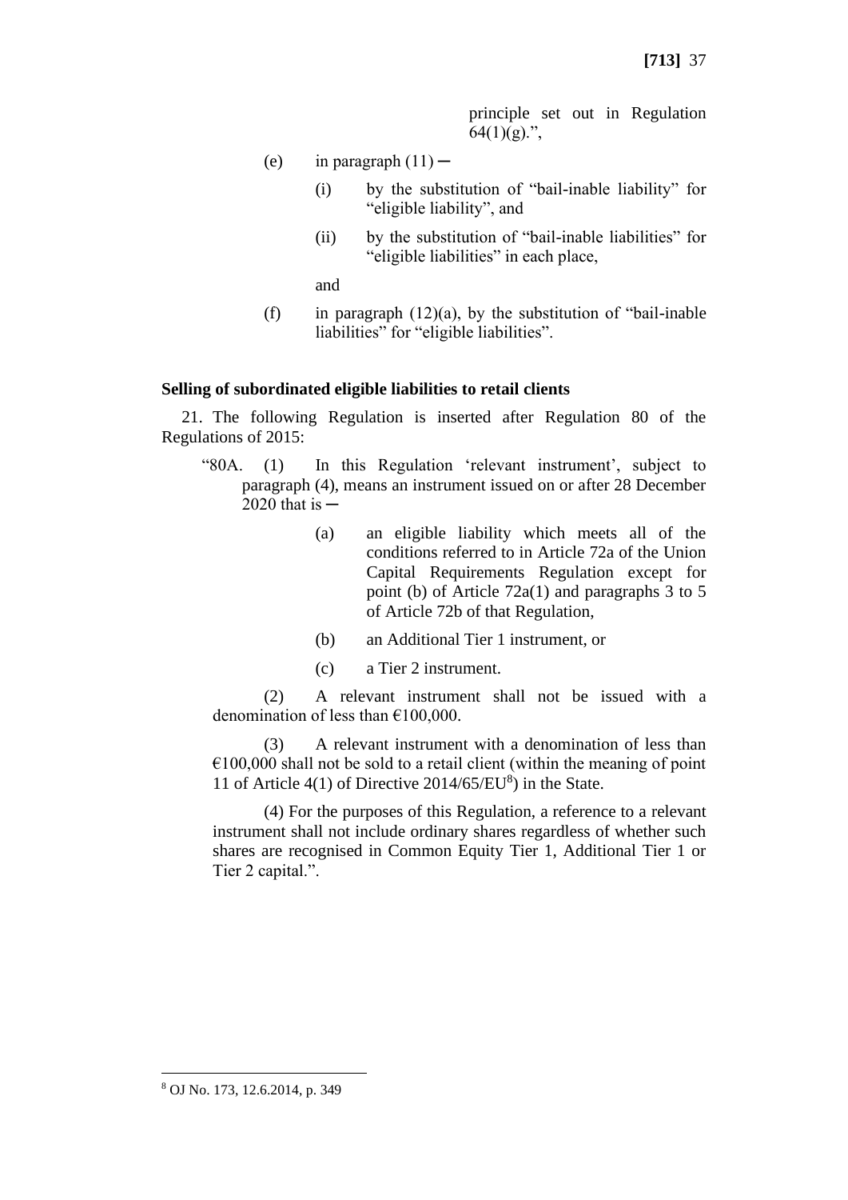principle set out in Regulation 64(1)(g).”,

(e) in paragraph (11) ─

(i) by the substitution of “bail-inable liability” for “eligible liability”, and

(ii) by the substitution of “bail-inable liabilities” for “eligible liabilities” in each place,

and

(f) in paragraph (12)(a), by the substitution of “bail-inable liabilities” for “eligible liabilities”.

**Selling of subordinated eligible liabilities to retail clients**

21. The following Regulation is inserted after Regulation 80 of the Regulations of 2015:

“80A. (1) In this Regulation ‘relevant instrument’, subject to paragraph (4), means an instrument issued on or after 28 December 2020 that is ─

(a) an eligible liability which meets all of the conditions referred to in Article 72a of the Union Capital Requirements Regulation except for point (b) of Article 72a(1) and paragraphs 3 to 5 of Article 72b of that Regulation,

(b) an Additional Tier 1 instrument, or

(c) a Tier 2 instrument.

(2) A relevant instrument shall not be issued with a denomination of less than €100,000.

(3) A relevant instrument with a denomination of less than €100,000 shall not be sold to a retail client (within the meaning of point 11 of Article 4(1) of Directive 2014/65/EU[8]) in the State.

(4) For the purposes of this Regulation, a reference to a relevant instrument shall not include ordinary shares regardless of whether such shares are recognised in Common Equity Tier 1, Additional Tier 1 or Tier 2 capital.”.

[8] OJ No. 173, 12.6.2014, p. 349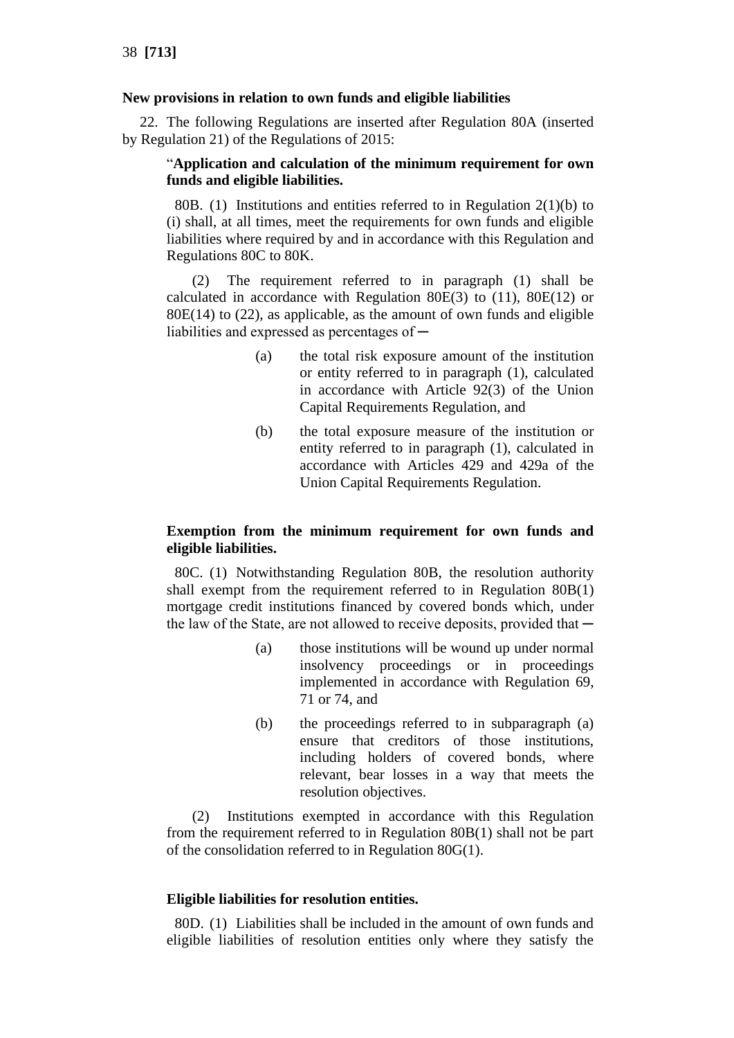**New provisions in relation to own funds and eligible liabilities**

22. The following Regulations are inserted after Regulation 80A (inserted by Regulation 21) of the Regulations of 2015:

"**Application and calculation of the minimum requirement for own funds and eligible liabilities.**

80B. (1) Institutions and entities referred to in Regulation 2(1)(b) to (i) shall, at all times, meet the requirements for own funds and eligible liabilities where required by and in accordance with this Regulation and Regulations 80C to 80K.

(2) The requirement referred to in paragraph (1) shall be calculated in accordance with Regulation 80E(3) to (11), 80E(12) or 80E(14) to (22), as applicable, as the amount of own funds and eligible liabilities and expressed as percentages of—

(a) the total risk exposure amount of the institution or entity referred to in paragraph (1), calculated in accordance with Article 92(3) of the Union Capital Requirements Regulation, and

(b) the total exposure measure of the institution or entity referred to in paragraph (1), calculated in accordance with Articles 429 and 429a of the Union Capital Requirements Regulation.

**Exemption from the minimum requirement for own funds and eligible liabilities.**

80C. (1) Notwithstanding Regulation 80B, the resolution authority shall exempt from the requirement referred to in Regulation 80B(1) mortgage credit institutions financed by covered bonds which, under the law of the State, are not allowed to receive deposits, provided that—

(a) those institutions will be wound up under normal insolvency proceedings or in proceedings implemented in accordance with Regulation 69, 71 or 74, and

(b) the proceedings referred to in subparagraph (a) ensure that creditors of those institutions, including holders of covered bonds, where relevant, bear losses in a way that meets the resolution objectives.

(2) Institutions exempted in accordance with this Regulation from the requirement referred to in Regulation 80B(1) shall not be part of the consolidation referred to in Regulation 80G(1).

**Eligible liabilities for resolution entities.**

80D. (1) Liabilities shall be included in the amount of own funds and eligible liabilities of resolution entities only where they satisfy the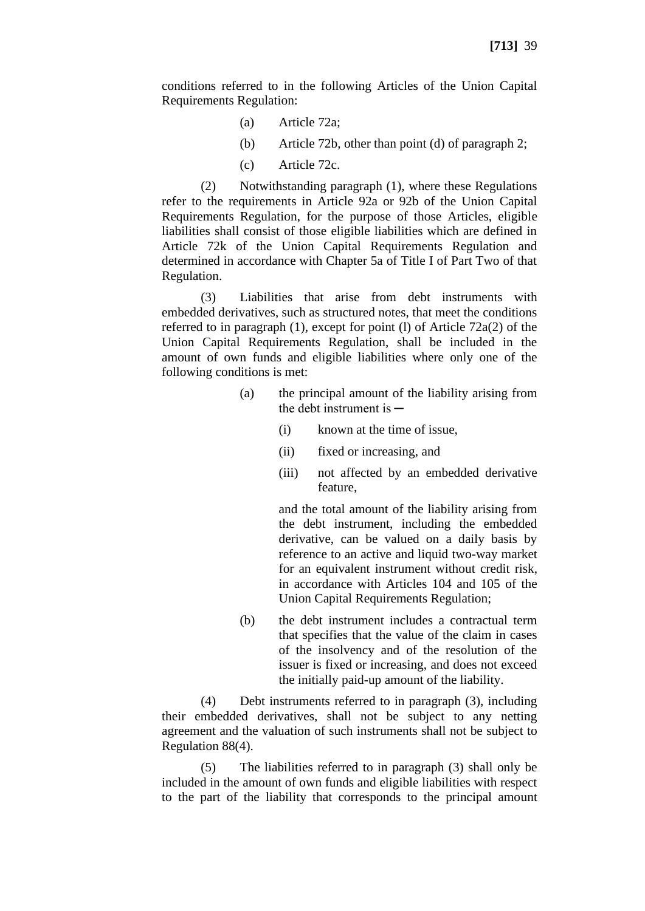conditions referred to in the following Articles of the Union Capital Requirements Regulation:

(a) Article 72a;

(b) Article 72b, other than point (d) of paragraph 2;

(c) Article 72c.

(2) Notwithstanding paragraph (1), where these Regulations refer to the requirements in Article 92a or 92b of the Union Capital Requirements Regulation, for the purpose of those Articles, eligible liabilities shall consist of those eligible liabilities which are defined in Article 72k of the Union Capital Requirements Regulation and determined in accordance with Chapter 5a of Title I of Part Two of that Regulation.

(3) Liabilities that arise from debt instruments with embedded derivatives, such as structured notes, that meet the conditions referred to in paragraph (1), except for point (l) of Article 72a(2) of the Union Capital Requirements Regulation, shall be included in the amount of own funds and eligible liabilities where only one of the following conditions is met:

(a) the principal amount of the liability arising from the debt instrument is ─

(i) known at the time of issue,

(ii) fixed or increasing, and

(iii) not affected by an embedded derivative feature,

and the total amount of the liability arising from the debt instrument, including the embedded derivative, can be valued on a daily basis by reference to an active and liquid two-way market for an equivalent instrument without credit risk, in accordance with Articles 104 and 105 of the Union Capital Requirements Regulation;

(b) the debt instrument includes a contractual term that specifies that the value of the claim in cases of the insolvency and of the resolution of the issuer is fixed or increasing, and does not exceed the initially paid-up amount of the liability.

(4) Debt instruments referred to in paragraph (3), including their embedded derivatives, shall not be subject to any netting agreement and the valuation of such instruments shall not be subject to Regulation 88(4).

(5) The liabilities referred to in paragraph (3) shall only be included in the amount of own funds and eligible liabilities with respect to the part of the liability that corresponds to the principal amount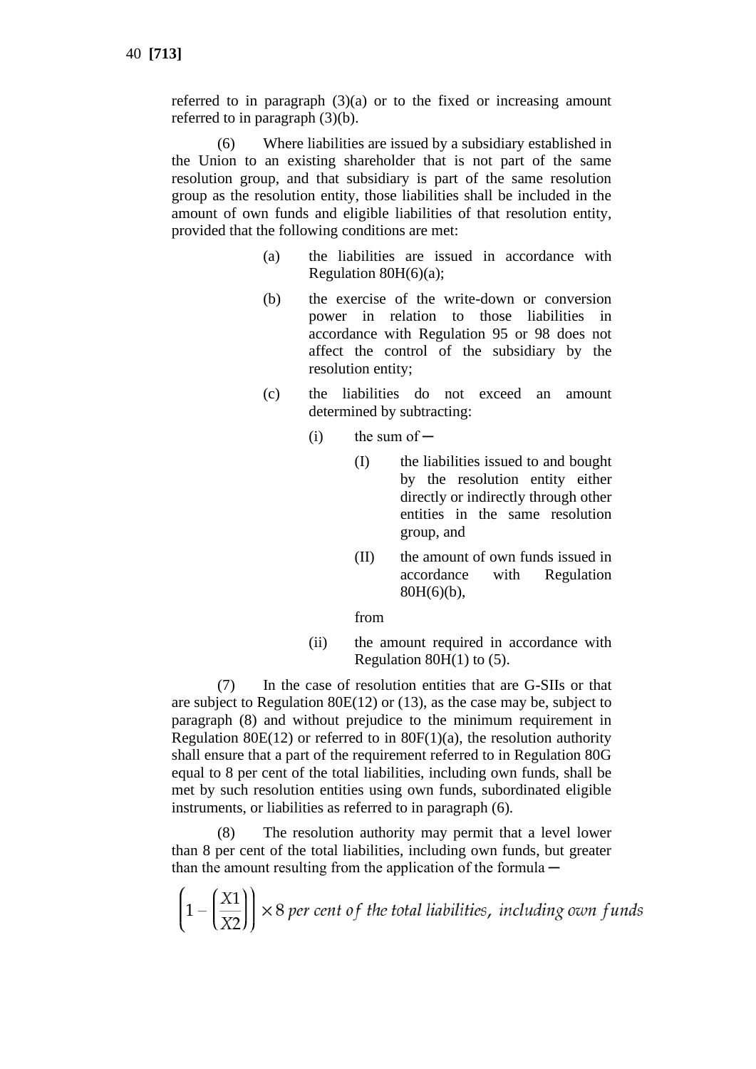referred to in paragraph (3)(a) or to the fixed or increasing amount referred to in paragraph (3)(b).

(6) Where liabilities are issued by a subsidiary established in the Union to an existing shareholder that is not part of the same resolution group, and that subsidiary is part of the same resolution group as the resolution entity, those liabilities shall be included in the amount of own funds and eligible liabilities of that resolution entity, provided that the following conditions are met:

(a) the liabilities are issued in accordance with Regulation 80H(6)(a);

(b) the exercise of the write-down or conversion power in relation to those liabilities in accordance with Regulation 95 or 98 does not affect the control of the subsidiary by the resolution entity;

(c) the liabilities do not exceed an amount determined by subtracting:

(i) the sum of —

(I) the liabilities issued to and bought by the resolution entity either directly or indirectly through other entities in the same resolution group, and

(II) the amount of own funds issued in accordance with Regulation 80H(6)(b),

from

(ii) the amount required in accordance with Regulation 80H(1) to (5).

(7) In the case of resolution entities that are G-SIIs or that are subject to Regulation 80E(12) or (13), as the case may be, subject to paragraph (8) and without prejudice to the minimum requirement in Regulation 80E(12) or referred to in 80F(1)(a), the resolution authority shall ensure that a part of the requirement referred to in Regulation 80G equal to 8 per cent of the total liabilities, including own funds, shall be met by such resolution entities using own funds, subordinated eligible instruments, or liabilities as referred to in paragraph (6).

(8) The resolution authority may permit that a level lower than 8 per cent of the total liabilities, including own funds, but greater than the amount resulting from the application of the formula —

$$\left(1-\left(\frac{X1}{X2}\right)\right) \times 8 \textit{ per cent of the total liabilities, including own funds}$$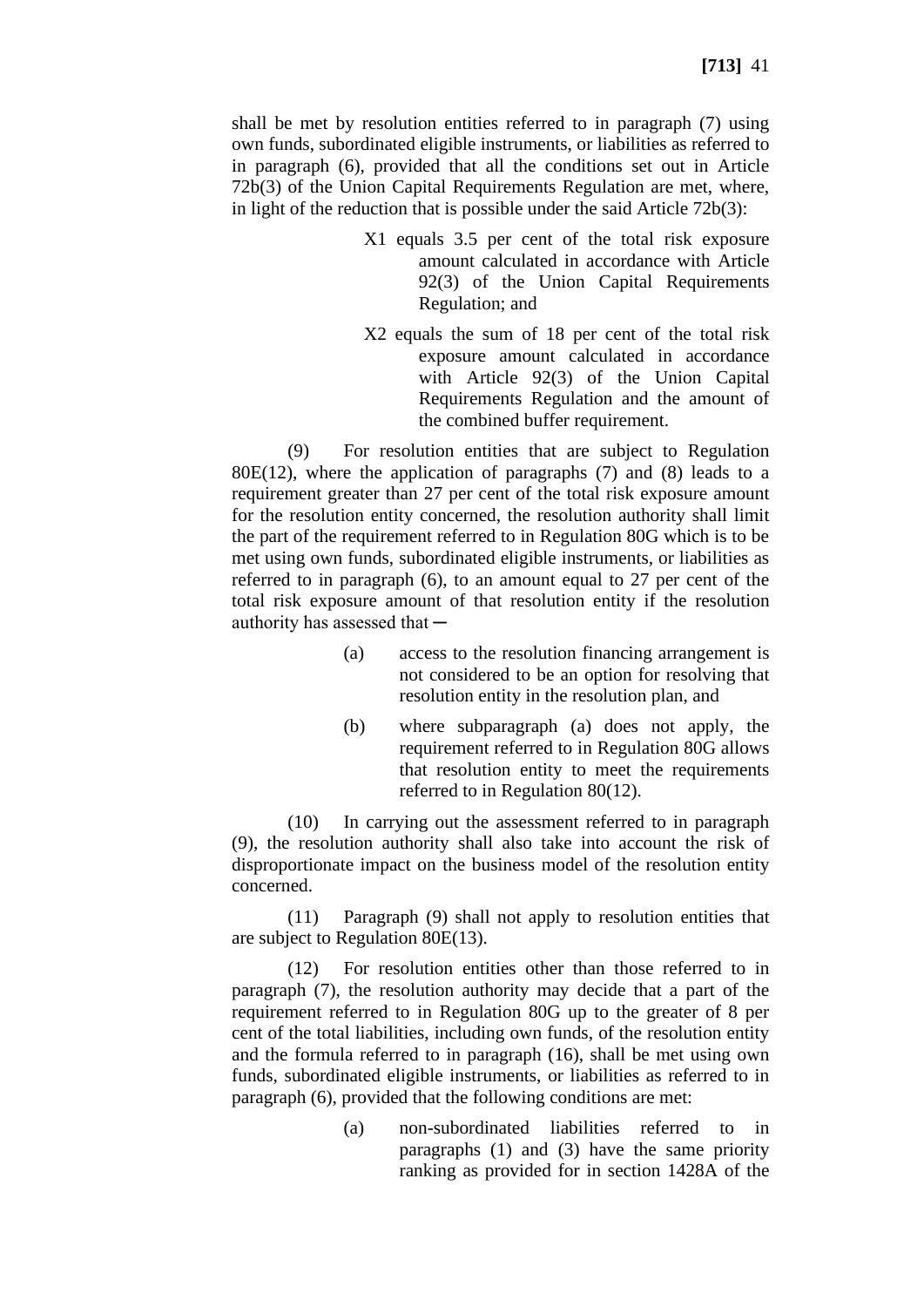shall be met by resolution entities referred to in paragraph (7) using own funds, subordinated eligible instruments, or liabilities as referred to in paragraph (6), provided that all the conditions set out in Article 72b(3) of the Union Capital Requirements Regulation are met, where, in light of the reduction that is possible under the said Article 72b(3):

> X1 equals 3.5 per cent of the total risk exposure amount calculated in accordance with Article 92(3) of the Union Capital Requirements Regulation; and
>
> X2 equals the sum of 18 per cent of the total risk exposure amount calculated in accordance with Article 92(3) of the Union Capital Requirements Regulation and the amount of the combined buffer requirement.

(9) For resolution entities that are subject to Regulation 80E(12), where the application of paragraphs (7) and (8) leads to a requirement greater than 27 per cent of the total risk exposure amount for the resolution entity concerned, the resolution authority shall limit the part of the requirement referred to in Regulation 80G which is to be met using own funds, subordinated eligible instruments, or liabilities as referred to in paragraph (6), to an amount equal to 27 per cent of the total risk exposure amount of that resolution entity if the resolution authority has assessed that ─

- (a) access to the resolution financing arrangement is not considered to be an option for resolving that resolution entity in the resolution plan, and
- (b) where subparagraph (a) does not apply, the requirement referred to in Regulation 80G allows that resolution entity to meet the requirements referred to in Regulation 80(12).

(10) In carrying out the assessment referred to in paragraph (9), the resolution authority shall also take into account the risk of disproportionate impact on the business model of the resolution entity concerned.

(11) Paragraph (9) shall not apply to resolution entities that are subject to Regulation 80E(13).

(12) For resolution entities other than those referred to in paragraph (7), the resolution authority may decide that a part of the requirement referred to in Regulation 80G up to the greater of 8 per cent of the total liabilities, including own funds, of the resolution entity and the formula referred to in paragraph (16), shall be met using own funds, subordinated eligible instruments, or liabilities as referred to in paragraph (6), provided that the following conditions are met:

- (a) non-subordinated liabilities referred to in paragraphs (1) and (3) have the same priority ranking as provided for in section 1428A of the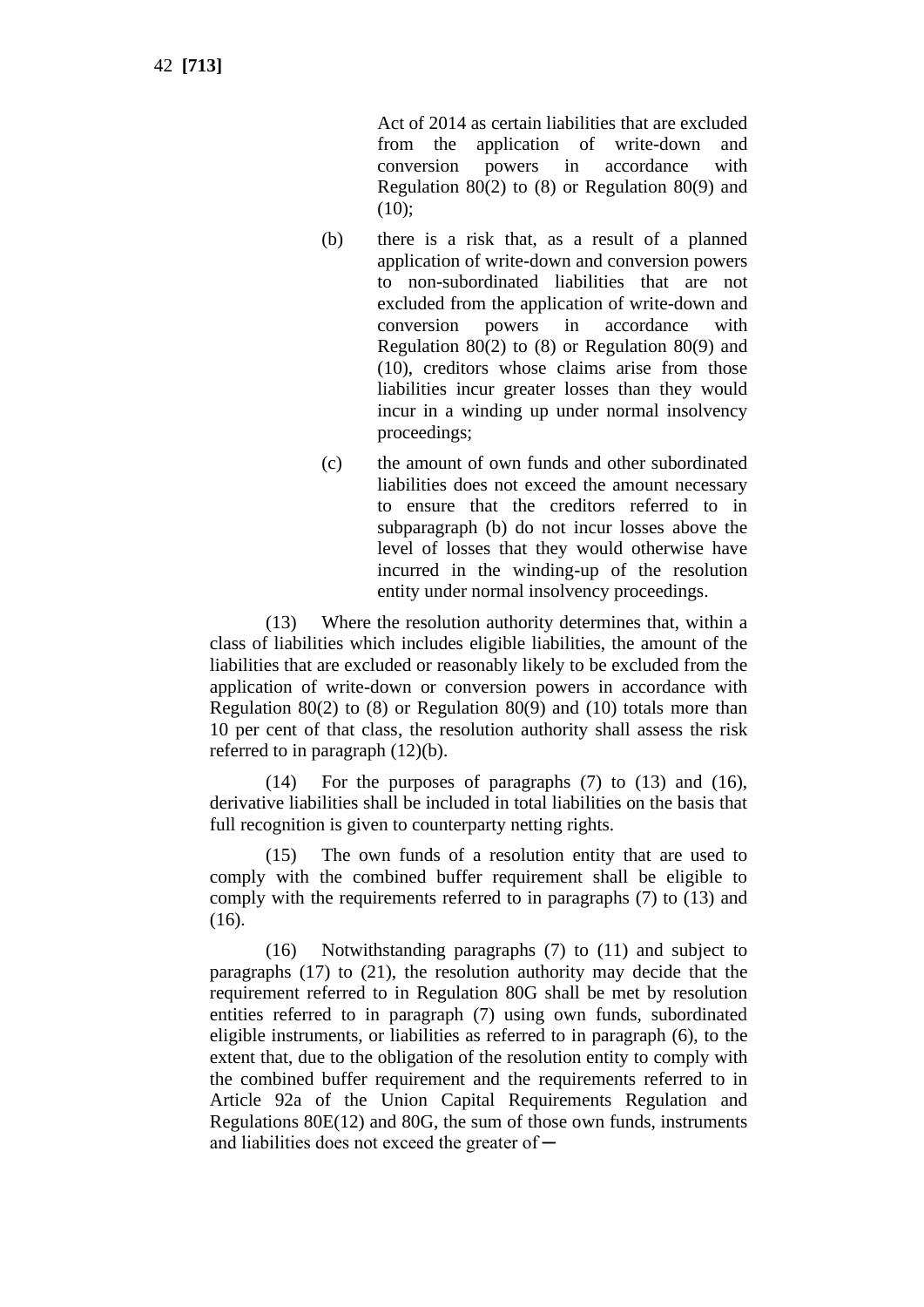Act of 2014 as certain liabilities that are excluded from the application of write-down and conversion powers in accordance with Regulation 80(2) to (8) or Regulation 80(9) and (10);

(b) there is a risk that, as a result of a planned application of write-down and conversion powers to non-subordinated liabilities that are not excluded from the application of write-down and conversion powers in accordance with Regulation 80(2) to (8) or Regulation 80(9) and (10), creditors whose claims arise from those liabilities incur greater losses than they would incur in a winding up under normal insolvency proceedings;

(c) the amount of own funds and other subordinated liabilities does not exceed the amount necessary to ensure that the creditors referred to in subparagraph (b) do not incur losses above the level of losses that they would otherwise have incurred in the winding-up of the resolution entity under normal insolvency proceedings.

(13) Where the resolution authority determines that, within a class of liabilities which includes eligible liabilities, the amount of the liabilities that are excluded or reasonably likely to be excluded from the application of write-down or conversion powers in accordance with Regulation 80(2) to (8) or Regulation 80(9) and (10) totals more than 10 per cent of that class, the resolution authority shall assess the risk referred to in paragraph (12)(b).

(14) For the purposes of paragraphs (7) to (13) and (16), derivative liabilities shall be included in total liabilities on the basis that full recognition is given to counterparty netting rights.

(15) The own funds of a resolution entity that are used to comply with the combined buffer requirement shall be eligible to comply with the requirements referred to in paragraphs (7) to (13) and (16).

(16) Notwithstanding paragraphs (7) to (11) and subject to paragraphs (17) to (21), the resolution authority may decide that the requirement referred to in Regulation 80G shall be met by resolution entities referred to in paragraph (7) using own funds, subordinated eligible instruments, or liabilities as referred to in paragraph (6), to the extent that, due to the obligation of the resolution entity to comply with the combined buffer requirement and the requirements referred to in Article 92a of the Union Capital Requirements Regulation and Regulations 80E(12) and 80G, the sum of those own funds, instruments and liabilities does not exceed the greater of—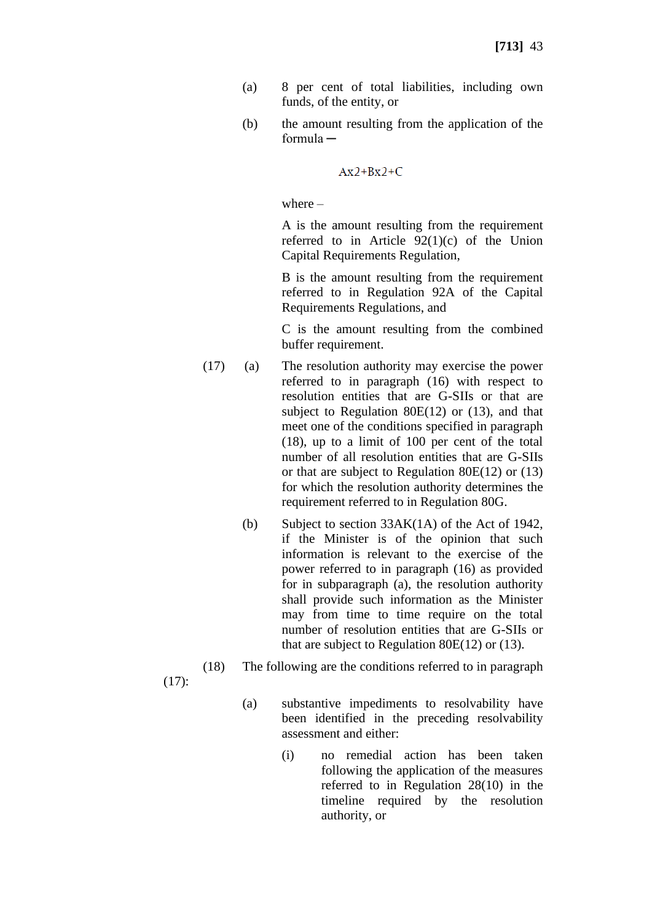(a) 8 per cent of total liabilities, including own funds, of the entity, or

(b) the amount resulting from the application of the formula ─

$$Ax2+Bx2+C$$

where –

A is the amount resulting from the requirement referred to in Article 92(1)(c) of the Union Capital Requirements Regulation,

B is the amount resulting from the requirement referred to in Regulation 92A of the Capital Requirements Regulations, and

C is the amount resulting from the combined buffer requirement.

(17) (a) The resolution authority may exercise the power referred to in paragraph (16) with respect to resolution entities that are G-SIIs or that are subject to Regulation 80E(12) or (13), and that meet one of the conditions specified in paragraph (18), up to a limit of 100 per cent of the total number of all resolution entities that are G-SIIs or that are subject to Regulation 80E(12) or (13) for which the resolution authority determines the requirement referred to in Regulation 80G.

(b) Subject to section 33AK(1A) of the Act of 1942, if the Minister is of the opinion that such information is relevant to the exercise of the power referred to in paragraph (16) as provided for in subparagraph (a), the resolution authority shall provide such information as the Minister may from time to time require on the total number of resolution entities that are G-SIIs or that are subject to Regulation 80E(12) or (13).

(18) The following are the conditions referred to in paragraph (17):

(a) substantive impediments to resolvability have been identified in the preceding resolvability assessment and either:

(i) no remedial action has been taken following the application of the measures referred to in Regulation 28(10) in the timeline required by the resolution authority, or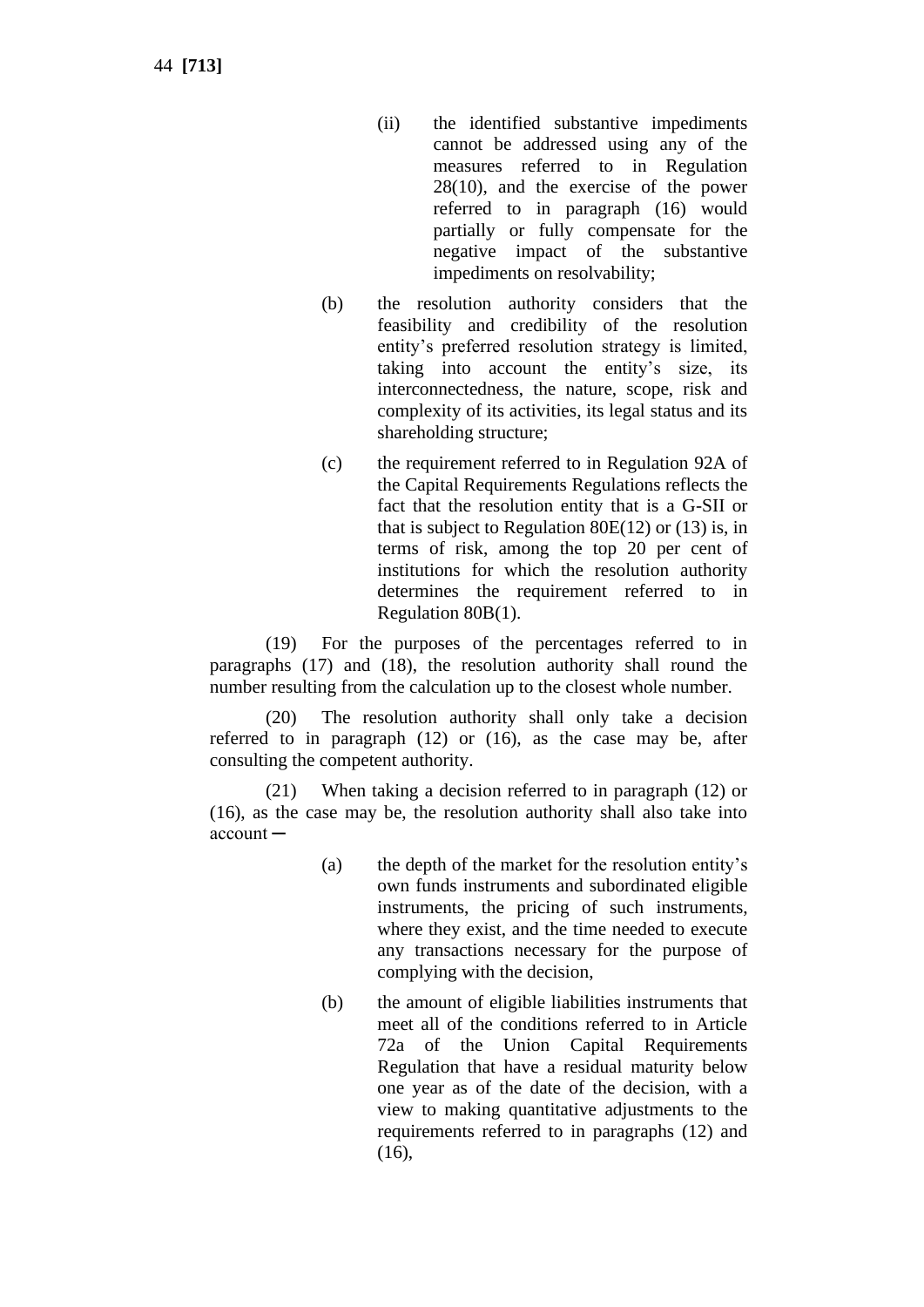(ii) the identified substantive impediments cannot be addressed using any of the measures referred to in Regulation 28(10), and the exercise of the power referred to in paragraph (16) would partially or fully compensate for the negative impact of the substantive impediments on resolvability;

(b) the resolution authority considers that the feasibility and credibility of the resolution entity's preferred resolution strategy is limited, taking into account the entity's size, its interconnectedness, the nature, scope, risk and complexity of its activities, its legal status and its shareholding structure;

(c) the requirement referred to in Regulation 92A of the Capital Requirements Regulations reflects the fact that the resolution entity that is a G-SII or that is subject to Regulation 80E(12) or (13) is, in terms of risk, among the top 20 per cent of institutions for which the resolution authority determines the requirement referred to in Regulation 80B(1).

(19) For the purposes of the percentages referred to in paragraphs (17) and (18), the resolution authority shall round the number resulting from the calculation up to the closest whole number.

(20) The resolution authority shall only take a decision referred to in paragraph (12) or (16), as the case may be, after consulting the competent authority.

(21) When taking a decision referred to in paragraph (12) or (16), as the case may be, the resolution authority shall also take into account ─

(a) the depth of the market for the resolution entity's own funds instruments and subordinated eligible instruments, the pricing of such instruments, where they exist, and the time needed to execute any transactions necessary for the purpose of complying with the decision,

(b) the amount of eligible liabilities instruments that meet all of the conditions referred to in Article 72a of the Union Capital Requirements Regulation that have a residual maturity below one year as of the date of the decision, with a view to making quantitative adjustments to the requirements referred to in paragraphs (12) and (16),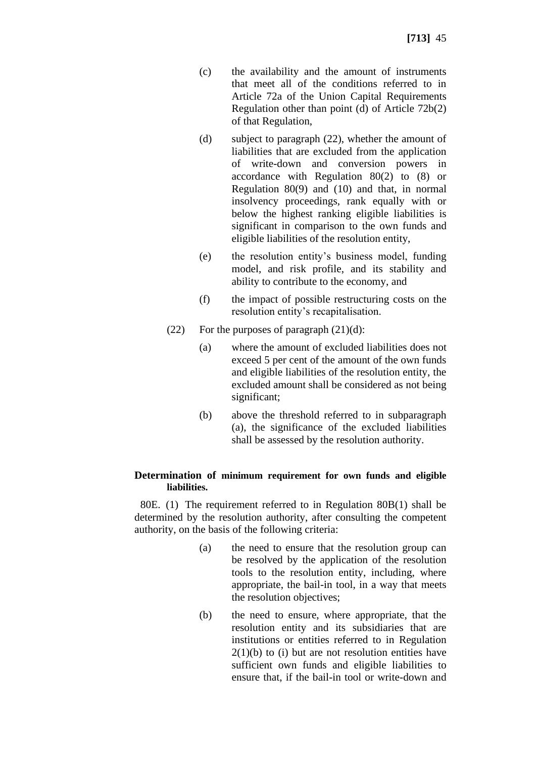(c) the availability and the amount of instruments that meet all of the conditions referred to in Article 72a of the Union Capital Requirements Regulation other than point (d) of Article 72b(2) of that Regulation,

(d) subject to paragraph (22), whether the amount of liabilities that are excluded from the application of write-down and conversion powers in accordance with Regulation 80(2) to (8) or Regulation 80(9) and (10) and that, in normal insolvency proceedings, rank equally with or below the highest ranking eligible liabilities is significant in comparison to the own funds and eligible liabilities of the resolution entity,

(e) the resolution entity's business model, funding model, and risk profile, and its stability and ability to contribute to the economy, and

(f) the impact of possible restructuring costs on the resolution entity's recapitalisation.

(22) For the purposes of paragraph (21)(d):

(a) where the amount of excluded liabilities does not exceed 5 per cent of the amount of the own funds and eligible liabilities of the resolution entity, the excluded amount shall be considered as not being significant;

(b) above the threshold referred to in subparagraph (a), the significance of the excluded liabilities shall be assessed by the resolution authority.

**Determination of minimum requirement for own funds and eligible liabilities.**

80E. (1) The requirement referred to in Regulation 80B(1) shall be determined by the resolution authority, after consulting the competent authority, on the basis of the following criteria:

(a) the need to ensure that the resolution group can be resolved by the application of the resolution tools to the resolution entity, including, where appropriate, the bail-in tool, in a way that meets the resolution objectives;

(b) the need to ensure, where appropriate, that the resolution entity and its subsidiaries that are institutions or entities referred to in Regulation 2(1)(b) to (i) but are not resolution entities have sufficient own funds and eligible liabilities to ensure that, if the bail-in tool or write-down and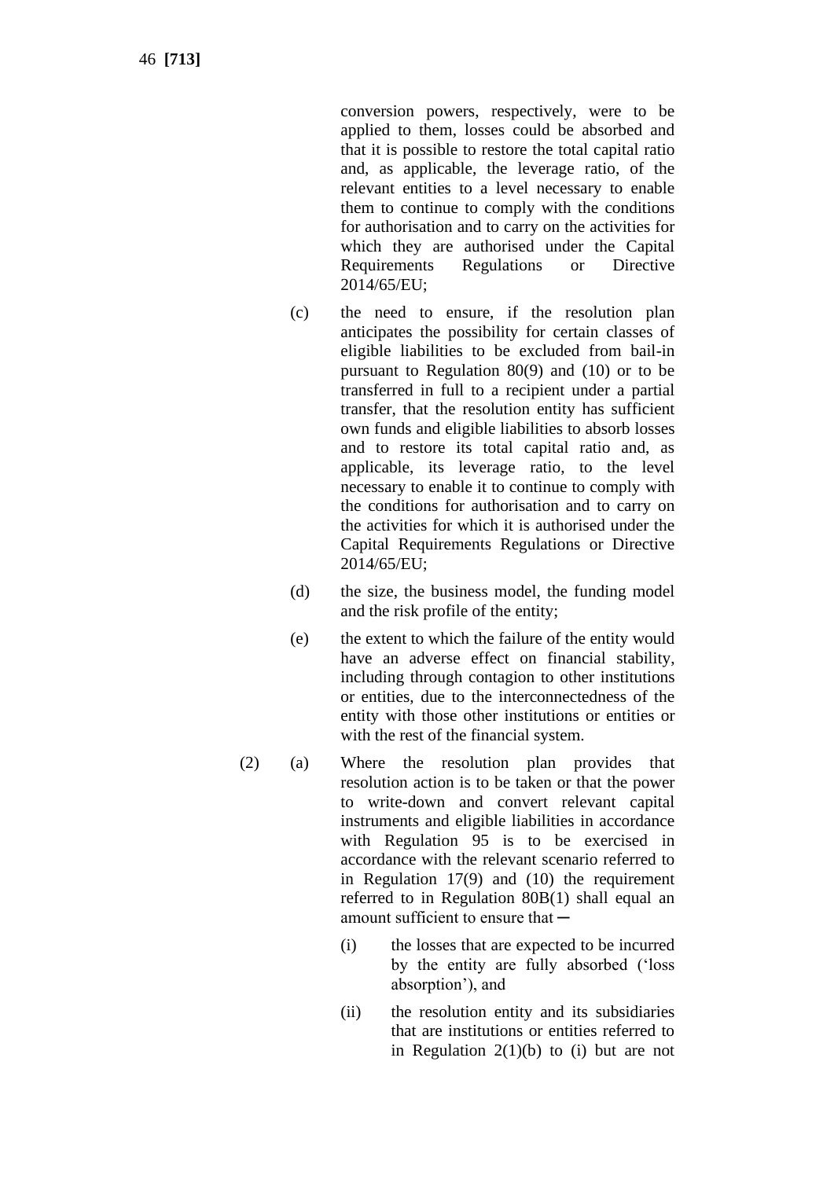conversion powers, respectively, were to be applied to them, losses could be absorbed and that it is possible to restore the total capital ratio and, as applicable, the leverage ratio, of the relevant entities to a level necessary to enable them to continue to comply with the conditions for authorisation and to carry on the activities for which they are authorised under the Capital Requirements Regulations or Directive 2014/65/EU;

(c) the need to ensure, if the resolution plan anticipates the possibility for certain classes of eligible liabilities to be excluded from bail-in pursuant to Regulation 80(9) and (10) or to be transferred in full to a recipient under a partial transfer, that the resolution entity has sufficient own funds and eligible liabilities to absorb losses and to restore its total capital ratio and, as applicable, its leverage ratio, to the level necessary to enable it to continue to comply with the conditions for authorisation and to carry on the activities for which it is authorised under the Capital Requirements Regulations or Directive 2014/65/EU;

(d) the size, the business model, the funding model and the risk profile of the entity;

(e) the extent to which the failure of the entity would have an adverse effect on financial stability, including through contagion to other institutions or entities, due to the interconnectedness of the entity with those other institutions or entities or with the rest of the financial system.

(2) (a) Where the resolution plan provides that resolution action is to be taken or that the power to write-down and convert relevant capital instruments and eligible liabilities in accordance with Regulation 95 is to be exercised in accordance with the relevant scenario referred to in Regulation 17(9) and (10) the requirement referred to in Regulation 80B(1) shall equal an amount sufficient to ensure that ─

(i) the losses that are expected to be incurred by the entity are fully absorbed ('loss absorption'), and

(ii) the resolution entity and its subsidiaries that are institutions or entities referred to in Regulation 2(1)(b) to (i) but are not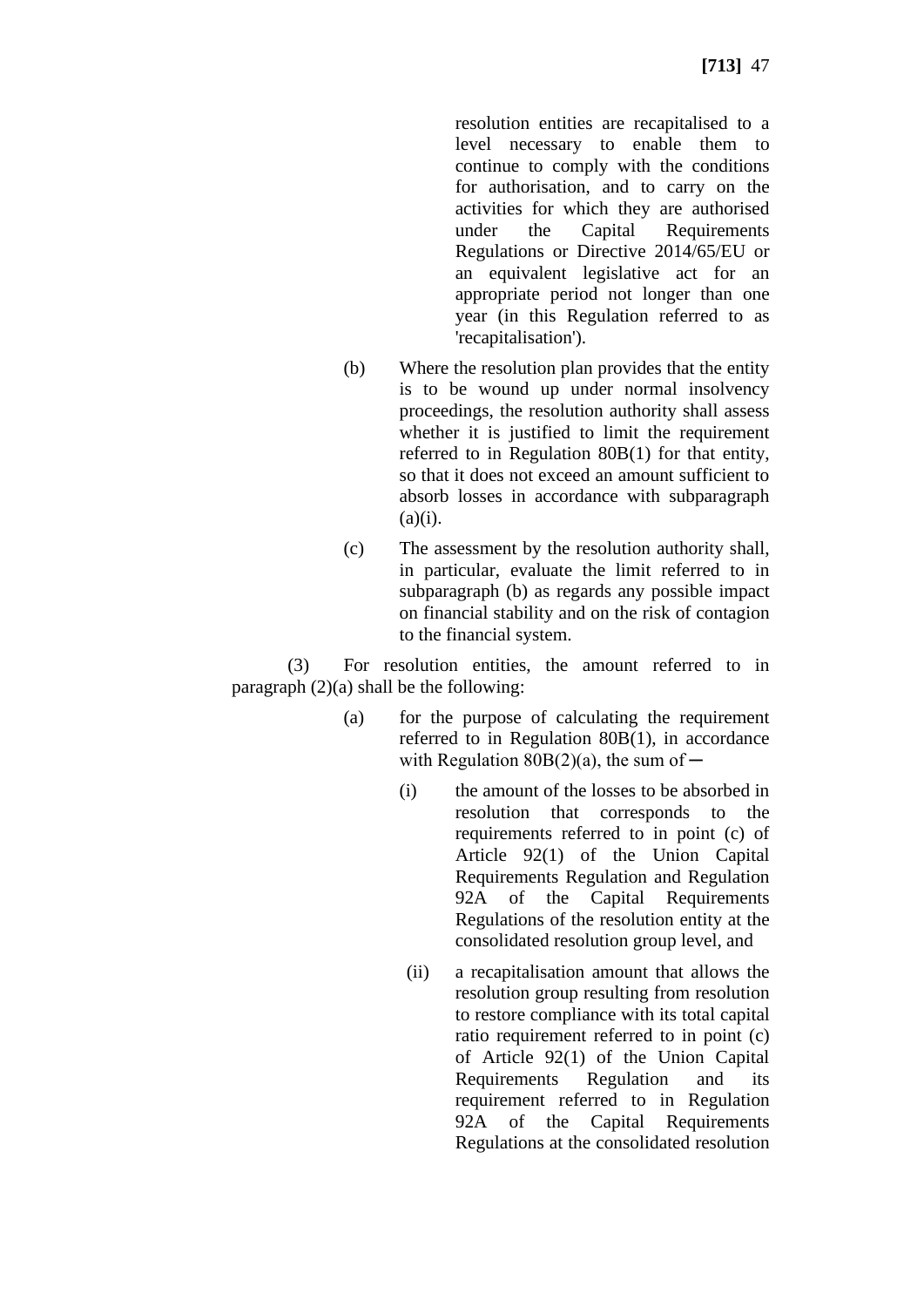resolution entities are recapitalised to a level necessary to enable them to continue to comply with the conditions for authorisation, and to carry on the activities for which they are authorised under the Capital Requirements Regulations or Directive 2014/65/EU or an equivalent legislative act for an appropriate period not longer than one year (in this Regulation referred to as 'recapitalisation').

(b) Where the resolution plan provides that the entity is to be wound up under normal insolvency proceedings, the resolution authority shall assess whether it is justified to limit the requirement referred to in Regulation 80B(1) for that entity, so that it does not exceed an amount sufficient to absorb losses in accordance with subparagraph (a)(i).

(c) The assessment by the resolution authority shall, in particular, evaluate the limit referred to in subparagraph (b) as regards any possible impact on financial stability and on the risk of contagion to the financial system.

(3) For resolution entities, the amount referred to in paragraph (2)(a) shall be the following:

(a) for the purpose of calculating the requirement referred to in Regulation 80B(1), in accordance with Regulation 80B(2)(a), the sum of—

(i) the amount of the losses to be absorbed in resolution that corresponds to the requirements referred to in point (c) of Article 92(1) of the Union Capital Requirements Regulation and Regulation 92A of the Capital Requirements Regulations of the resolution entity at the consolidated resolution group level, and

(ii) a recapitalisation amount that allows the resolution group resulting from resolution to restore compliance with its total capital ratio requirement referred to in point (c) of Article 92(1) of the Union Capital Requirements Regulation and its requirement referred to in Regulation 92A of the Capital Requirements Regulations at the consolidated resolution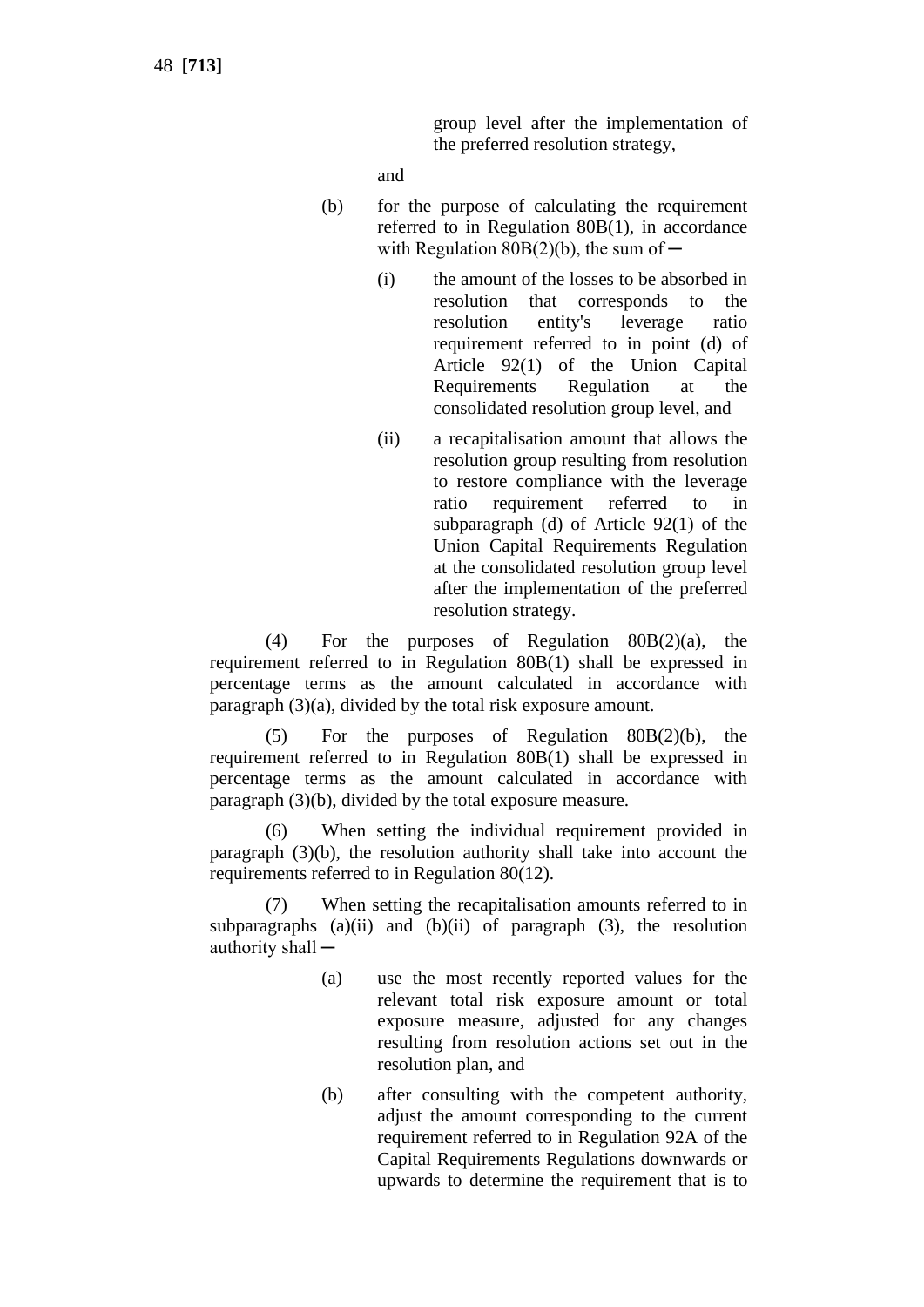group level after the implementation of the preferred resolution strategy,

and

(b) for the purpose of calculating the requirement referred to in Regulation 80B(1), in accordance with Regulation 80B(2)(b), the sum of—

(i) the amount of the losses to be absorbed in resolution that corresponds to the resolution entity's leverage ratio requirement referred to in point (d) of Article 92(1) of the Union Capital Requirements Regulation at the consolidated resolution group level, and

(ii) a recapitalisation amount that allows the resolution group resulting from resolution to restore compliance with the leverage ratio requirement referred to in subparagraph (d) of Article 92(1) of the Union Capital Requirements Regulation at the consolidated resolution group level after the implementation of the preferred resolution strategy.

(4) For the purposes of Regulation 80B(2)(a), the requirement referred to in Regulation 80B(1) shall be expressed in percentage terms as the amount calculated in accordance with paragraph (3)(a), divided by the total risk exposure amount.

(5) For the purposes of Regulation 80B(2)(b), the requirement referred to in Regulation 80B(1) shall be expressed in percentage terms as the amount calculated in accordance with paragraph (3)(b), divided by the total exposure measure.

(6) When setting the individual requirement provided in paragraph (3)(b), the resolution authority shall take into account the requirements referred to in Regulation 80(12).

(7) When setting the recapitalisation amounts referred to in subparagraphs (a)(ii) and (b)(ii) of paragraph (3), the resolution authority shall—

(a) use the most recently reported values for the relevant total risk exposure amount or total exposure measure, adjusted for any changes resulting from resolution actions set out in the resolution plan, and

(b) after consulting with the competent authority, adjust the amount corresponding to the current requirement referred to in Regulation 92A of the Capital Requirements Regulations downwards or upwards to determine the requirement that is to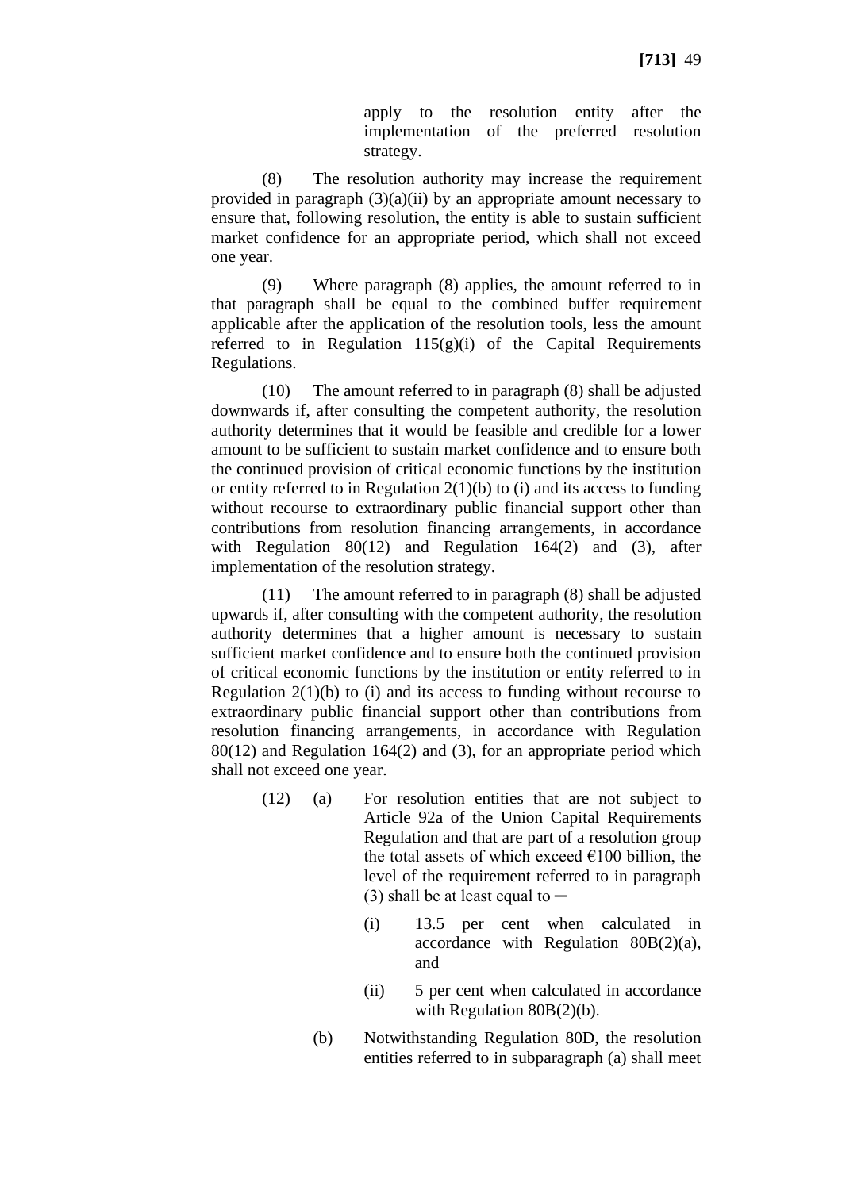apply to the resolution entity after the implementation of the preferred resolution strategy.

(8) The resolution authority may increase the requirement provided in paragraph (3)(a)(ii) by an appropriate amount necessary to ensure that, following resolution, the entity is able to sustain sufficient market confidence for an appropriate period, which shall not exceed one year.

(9) Where paragraph (8) applies, the amount referred to in that paragraph shall be equal to the combined buffer requirement applicable after the application of the resolution tools, less the amount referred to in Regulation 115(g)(i) of the Capital Requirements Regulations.

(10) The amount referred to in paragraph (8) shall be adjusted downwards if, after consulting the competent authority, the resolution authority determines that it would be feasible and credible for a lower amount to be sufficient to sustain market confidence and to ensure both the continued provision of critical economic functions by the institution or entity referred to in Regulation 2(1)(b) to (i) and its access to funding without recourse to extraordinary public financial support other than contributions from resolution financing arrangements, in accordance with Regulation 80(12) and Regulation 164(2) and (3), after implementation of the resolution strategy.

(11) The amount referred to in paragraph (8) shall be adjusted upwards if, after consulting with the competent authority, the resolution authority determines that a higher amount is necessary to sustain sufficient market confidence and to ensure both the continued provision of critical economic functions by the institution or entity referred to in Regulation 2(1)(b) to (i) and its access to funding without recourse to extraordinary public financial support other than contributions from resolution financing arrangements, in accordance with Regulation 80(12) and Regulation 164(2) and (3), for an appropriate period which shall not exceed one year.

(12) (a) For resolution entities that are not subject to Article 92a of the Union Capital Requirements Regulation and that are part of a resolution group the total assets of which exceed €100 billion, the level of the requirement referred to in paragraph (3) shall be at least equal to ─

(i) 13.5 per cent when calculated in accordance with Regulation 80B(2)(a), and

(ii) 5 per cent when calculated in accordance with Regulation 80B(2)(b).

(b) Notwithstanding Regulation 80D, the resolution entities referred to in subparagraph (a) shall meet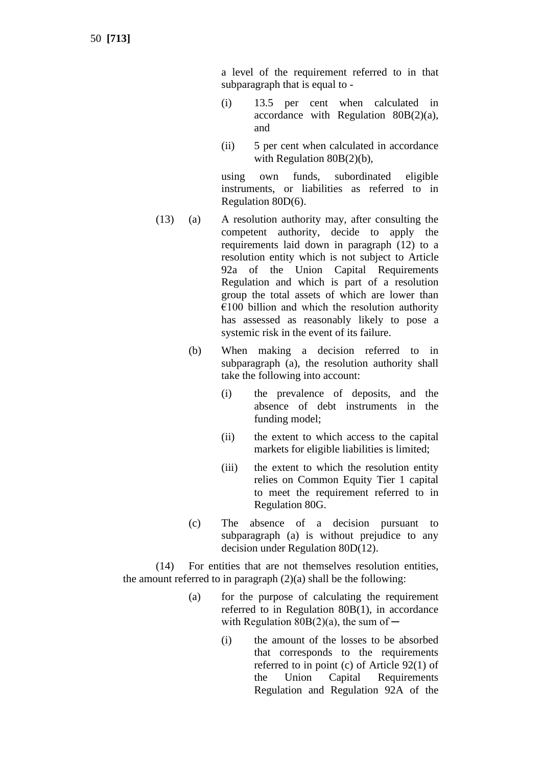a level of the requirement referred to in that subparagraph that is equal to -

(i) 13.5 per cent when calculated in accordance with Regulation 80B(2)(a), and

(ii) 5 per cent when calculated in accordance with Regulation 80B(2)(b),

using own funds, subordinated eligible instruments, or liabilities as referred to in Regulation 80D(6).

(13) (a) A resolution authority may, after consulting the competent authority, decide to apply the requirements laid down in paragraph (12) to a resolution entity which is not subject to Article 92a of the Union Capital Requirements Regulation and which is part of a resolution group the total assets of which are lower than €100 billion and which the resolution authority has assessed as reasonably likely to pose a systemic risk in the event of its failure.

(b) When making a decision referred to in subparagraph (a), the resolution authority shall take the following into account:

(i) the prevalence of deposits, and the absence of debt instruments in the funding model;

(ii) the extent to which access to the capital markets for eligible liabilities is limited;

(iii) the extent to which the resolution entity relies on Common Equity Tier 1 capital to meet the requirement referred to in Regulation 80G.

(c) The absence of a decision pursuant to subparagraph (a) is without prejudice to any decision under Regulation 80D(12).

(14) For entities that are not themselves resolution entities, the amount referred to in paragraph (2)(a) shall be the following:

(a) for the purpose of calculating the requirement referred to in Regulation 80B(1), in accordance with Regulation 80B(2)(a), the sum of—

(i) the amount of the losses to be absorbed that corresponds to the requirements referred to in point (c) of Article 92(1) of the Union Capital Requirements Regulation and Regulation 92A of the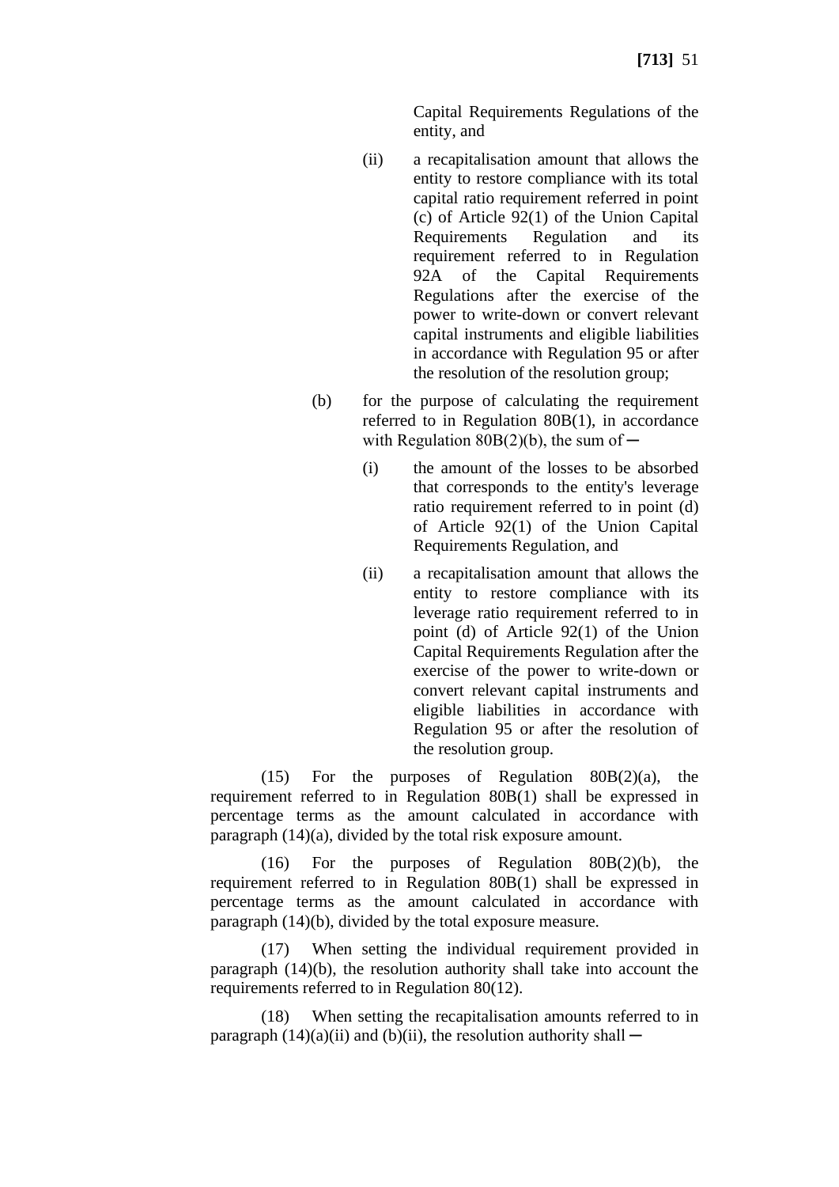Capital Requirements Regulations of the entity, and

(ii) a recapitalisation amount that allows the entity to restore compliance with its total capital ratio requirement referred in point (c) of Article 92(1) of the Union Capital Requirements Regulation and its requirement referred to in Regulation 92A of the Capital Requirements Regulations after the exercise of the power to write-down or convert relevant capital instruments and eligible liabilities in accordance with Regulation 95 or after the resolution of the resolution group;

(b) for the purpose of calculating the requirement referred to in Regulation 80B(1), in accordance with Regulation 80B(2)(b), the sum of—

(i) the amount of the losses to be absorbed that corresponds to the entity's leverage ratio requirement referred to in point (d) of Article 92(1) of the Union Capital Requirements Regulation, and

(ii) a recapitalisation amount that allows the entity to restore compliance with its leverage ratio requirement referred to in point (d) of Article 92(1) of the Union Capital Requirements Regulation after the exercise of the power to write-down or convert relevant capital instruments and eligible liabilities in accordance with Regulation 95 or after the resolution of the resolution group.

(15) For the purposes of Regulation 80B(2)(a), the requirement referred to in Regulation 80B(1) shall be expressed in percentage terms as the amount calculated in accordance with paragraph (14)(a), divided by the total risk exposure amount.

(16) For the purposes of Regulation 80B(2)(b), the requirement referred to in Regulation 80B(1) shall be expressed in percentage terms as the amount calculated in accordance with paragraph (14)(b), divided by the total exposure measure.

(17) When setting the individual requirement provided in paragraph (14)(b), the resolution authority shall take into account the requirements referred to in Regulation 80(12).

(18) When setting the recapitalisation amounts referred to in paragraph (14)(a)(ii) and (b)(ii), the resolution authority shall—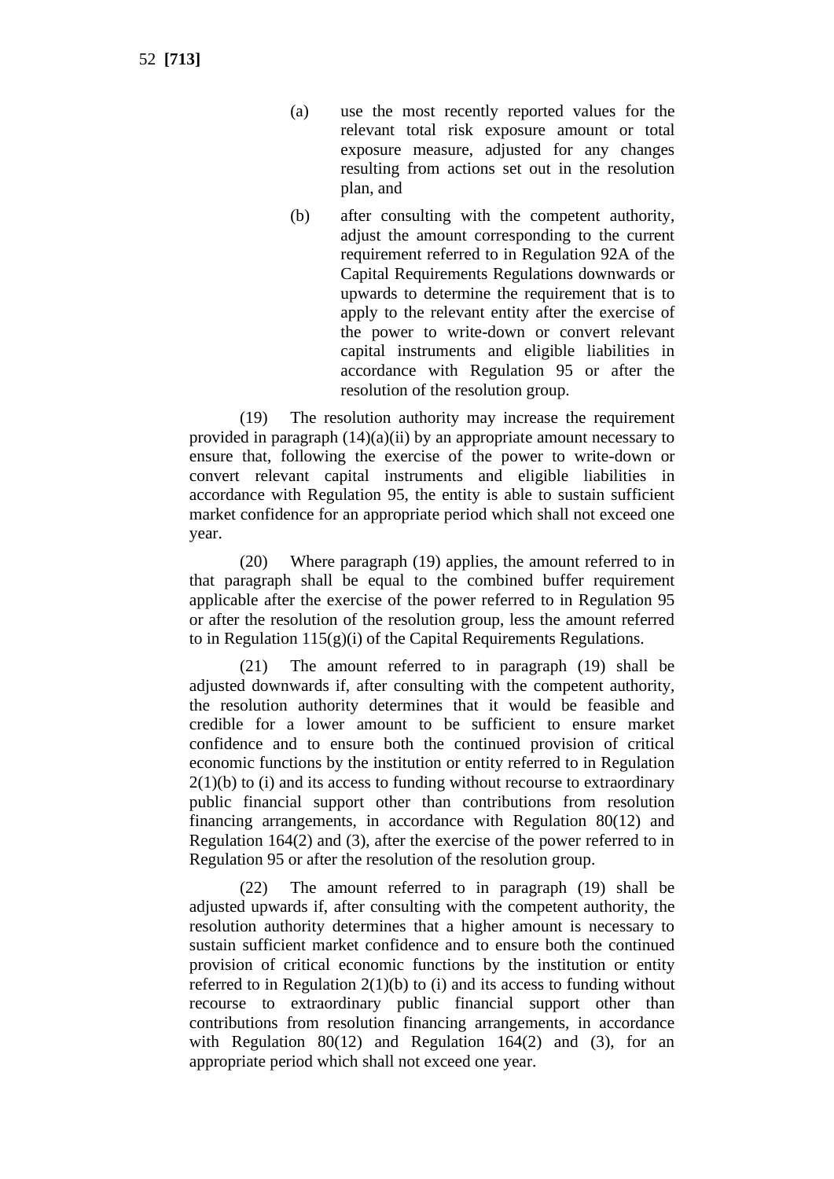(a) use the most recently reported values for the relevant total risk exposure amount or total exposure measure, adjusted for any changes resulting from actions set out in the resolution plan, and

(b) after consulting with the competent authority, adjust the amount corresponding to the current requirement referred to in Regulation 92A of the Capital Requirements Regulations downwards or upwards to determine the requirement that is to apply to the relevant entity after the exercise of the power to write-down or convert relevant capital instruments and eligible liabilities in accordance with Regulation 95 or after the resolution of the resolution group.

(19) The resolution authority may increase the requirement provided in paragraph (14)(a)(ii) by an appropriate amount necessary to ensure that, following the exercise of the power to write-down or convert relevant capital instruments and eligible liabilities in accordance with Regulation 95, the entity is able to sustain sufficient market confidence for an appropriate period which shall not exceed one year.

(20) Where paragraph (19) applies, the amount referred to in that paragraph shall be equal to the combined buffer requirement applicable after the exercise of the power referred to in Regulation 95 or after the resolution of the resolution group, less the amount referred to in Regulation 115(g)(i) of the Capital Requirements Regulations.

(21) The amount referred to in paragraph (19) shall be adjusted downwards if, after consulting with the competent authority, the resolution authority determines that it would be feasible and credible for a lower amount to be sufficient to ensure market confidence and to ensure both the continued provision of critical economic functions by the institution or entity referred to in Regulation 2(1)(b) to (i) and its access to funding without recourse to extraordinary public financial support other than contributions from resolution financing arrangements, in accordance with Regulation 80(12) and Regulation 164(2) and (3), after the exercise of the power referred to in Regulation 95 or after the resolution of the resolution group.

(22) The amount referred to in paragraph (19) shall be adjusted upwards if, after consulting with the competent authority, the resolution authority determines that a higher amount is necessary to sustain sufficient market confidence and to ensure both the continued provision of critical economic functions by the institution or entity referred to in Regulation 2(1)(b) to (i) and its access to funding without recourse to extraordinary public financial support other than contributions from resolution financing arrangements, in accordance with Regulation 80(12) and Regulation 164(2) and (3), for an appropriate period which shall not exceed one year.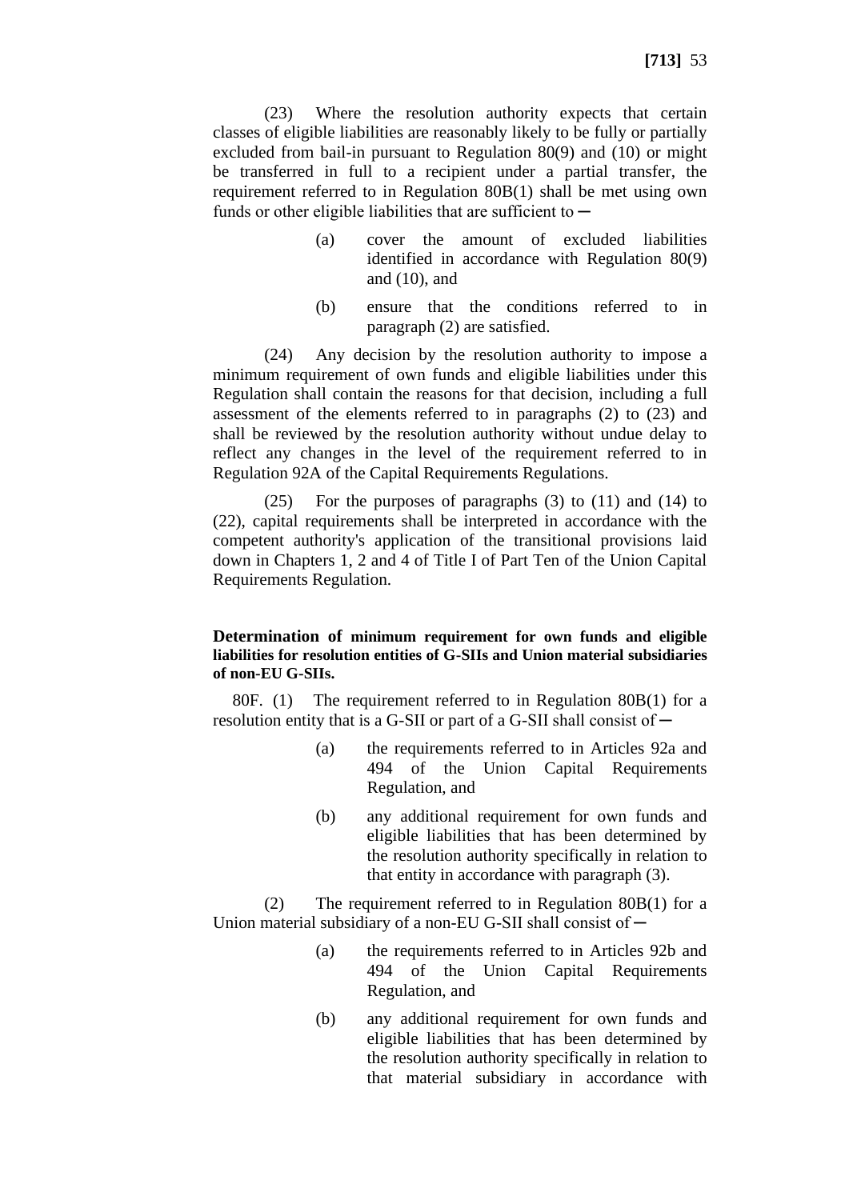(23) Where the resolution authority expects that certain classes of eligible liabilities are reasonably likely to be fully or partially excluded from bail-in pursuant to Regulation 80(9) and (10) or might be transferred in full to a recipient under a partial transfer, the requirement referred to in Regulation 80B(1) shall be met using own funds or other eligible liabilities that are sufficient to ─

(a) cover the amount of excluded liabilities identified in accordance with Regulation 80(9) and (10), and

(b) ensure that the conditions referred to in paragraph (2) are satisfied.

(24) Any decision by the resolution authority to impose a minimum requirement of own funds and eligible liabilities under this Regulation shall contain the reasons for that decision, including a full assessment of the elements referred to in paragraphs (2) to (23) and shall be reviewed by the resolution authority without undue delay to reflect any changes in the level of the requirement referred to in Regulation 92A of the Capital Requirements Regulations.

(25) For the purposes of paragraphs (3) to (11) and (14) to (22), capital requirements shall be interpreted in accordance with the competent authority's application of the transitional provisions laid down in Chapters 1, 2 and 4 of Title I of Part Ten of the Union Capital Requirements Regulation.

**Determination of minimum requirement for own funds and eligible liabilities for resolution entities of G-SIIs and Union material subsidiaries of non-EU G-SIIs.**

80F. (1) The requirement referred to in Regulation 80B(1) for a resolution entity that is a G-SII or part of a G-SII shall consist of ─

(a) the requirements referred to in Articles 92a and 494 of the Union Capital Requirements Regulation, and

(b) any additional requirement for own funds and eligible liabilities that has been determined by the resolution authority specifically in relation to that entity in accordance with paragraph (3).

(2) The requirement referred to in Regulation 80B(1) for a Union material subsidiary of a non-EU G-SII shall consist of ─

(a) the requirements referred to in Articles 92b and 494 of the Union Capital Requirements Regulation, and

(b) any additional requirement for own funds and eligible liabilities that has been determined by the resolution authority specifically in relation to that material subsidiary in accordance with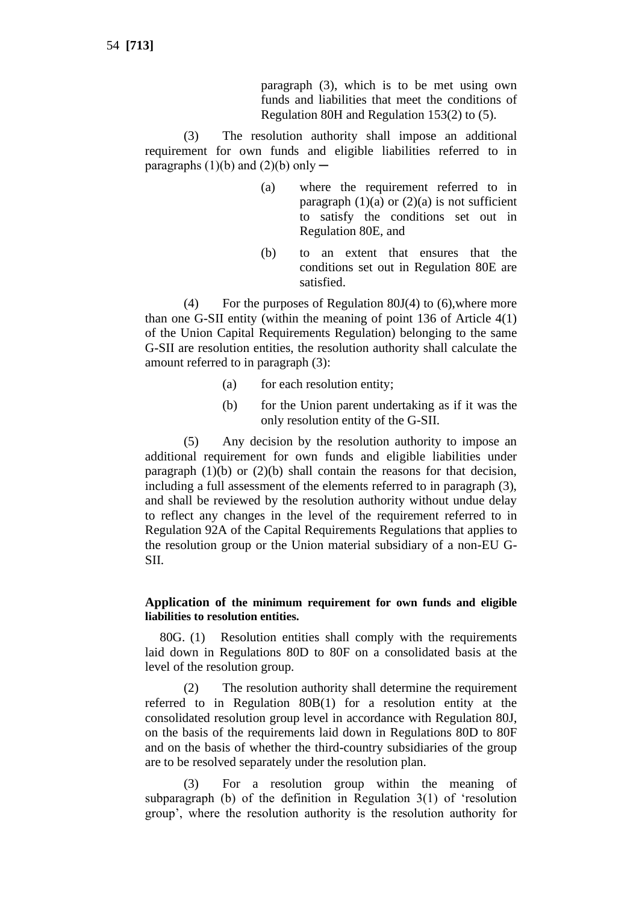paragraph (3), which is to be met using own funds and liabilities that meet the conditions of Regulation 80H and Regulation 153(2) to (5).

(3) The resolution authority shall impose an additional requirement for own funds and eligible liabilities referred to in paragraphs (1)(b) and (2)(b) only ─

- (a) where the requirement referred to in paragraph (1)(a) or (2)(a) is not sufficient to satisfy the conditions set out in Regulation 80E, and
- (b) to an extent that ensures that the conditions set out in Regulation 80E are satisfied.

(4) For the purposes of Regulation 80J(4) to (6),where more than one G-SII entity (within the meaning of point 136 of Article 4(1) of the Union Capital Requirements Regulation) belonging to the same G-SII are resolution entities, the resolution authority shall calculate the amount referred to in paragraph (3):

- (a) for each resolution entity;
- (b) for the Union parent undertaking as if it was the only resolution entity of the G-SII.

(5) Any decision by the resolution authority to impose an additional requirement for own funds and eligible liabilities under paragraph (1)(b) or (2)(b) shall contain the reasons for that decision, including a full assessment of the elements referred to in paragraph (3), and shall be reviewed by the resolution authority without undue delay to reflect any changes in the level of the requirement referred to in Regulation 92A of the Capital Requirements Regulations that applies to the resolution group or the Union material subsidiary of a non-EU G-SII.

**Application of the minimum requirement for own funds and eligible liabilities to resolution entities.**

80G. (1) Resolution entities shall comply with the requirements laid down in Regulations 80D to 80F on a consolidated basis at the level of the resolution group.

(2) The resolution authority shall determine the requirement referred to in Regulation 80B(1) for a resolution entity at the consolidated resolution group level in accordance with Regulation 80J, on the basis of the requirements laid down in Regulations 80D to 80F and on the basis of whether the third-country subsidiaries of the group are to be resolved separately under the resolution plan.

(3) For a resolution group within the meaning of subparagraph (b) of the definition in Regulation 3(1) of 'resolution group', where the resolution authority is the resolution authority for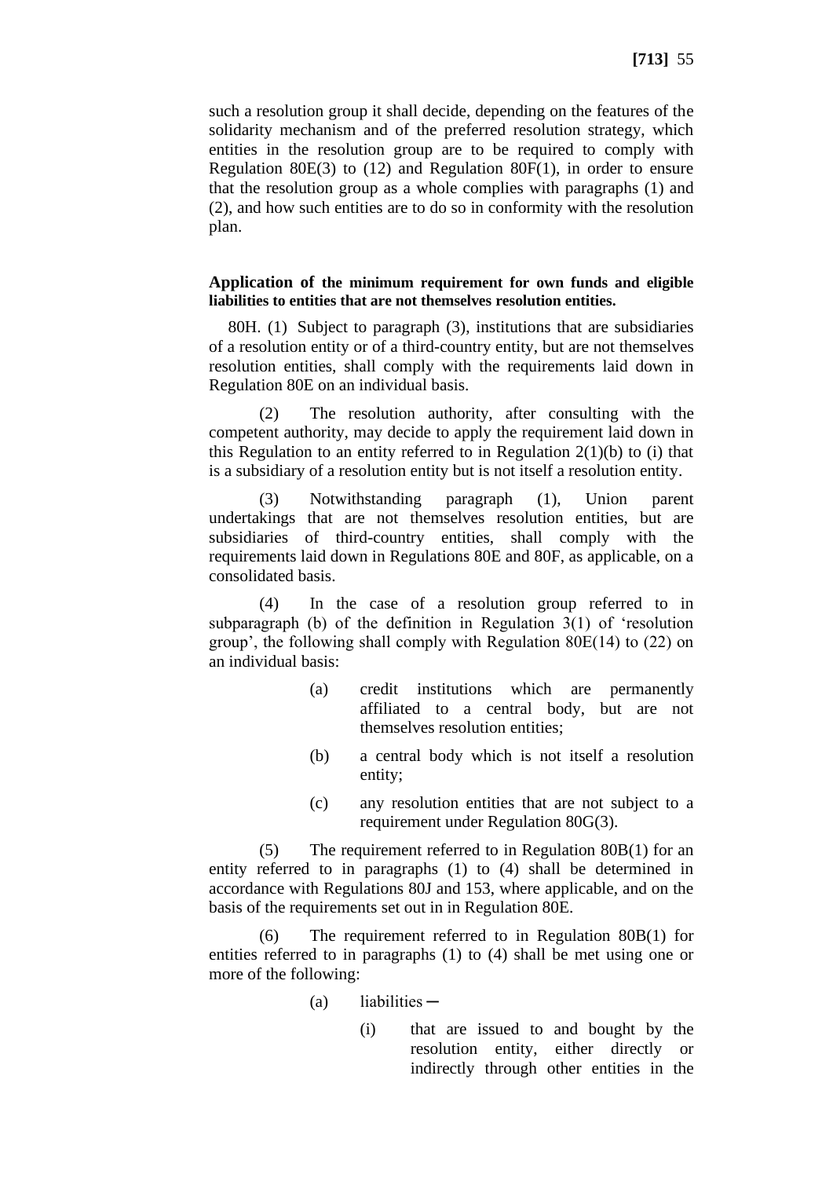such a resolution group it shall decide, depending on the features of the solidarity mechanism and of the preferred resolution strategy, which entities in the resolution group are to be required to comply with Regulation 80E(3) to (12) and Regulation 80F(1), in order to ensure that the resolution group as a whole complies with paragraphs (1) and (2), and how such entities are to do so in conformity with the resolution plan.

**Application of the minimum requirement for own funds and eligible liabilities to entities that are not themselves resolution entities.**

80H. (1) Subject to paragraph (3), institutions that are subsidiaries of a resolution entity or of a third-country entity, but are not themselves resolution entities, shall comply with the requirements laid down in Regulation 80E on an individual basis.

(2) The resolution authority, after consulting with the competent authority, may decide to apply the requirement laid down in this Regulation to an entity referred to in Regulation 2(1)(b) to (i) that is a subsidiary of a resolution entity but is not itself a resolution entity.

(3) Notwithstanding paragraph (1), Union parent undertakings that are not themselves resolution entities, but are subsidiaries of third-country entities, shall comply with the requirements laid down in Regulations 80E and 80F, as applicable, on a consolidated basis.

(4) In the case of a resolution group referred to in subparagraph (b) of the definition in Regulation 3(1) of 'resolution group', the following shall comply with Regulation 80E(14) to (22) on an individual basis:

(a) credit institutions which are permanently affiliated to a central body, but are not themselves resolution entities;

(b) a central body which is not itself a resolution entity;

(c) any resolution entities that are not subject to a requirement under Regulation 80G(3).

(5) The requirement referred to in Regulation 80B(1) for an entity referred to in paragraphs (1) to (4) shall be determined in accordance with Regulations 80J and 153, where applicable, and on the basis of the requirements set out in in Regulation 80E.

(6) The requirement referred to in Regulation 80B(1) for entities referred to in paragraphs (1) to (4) shall be met using one or more of the following:

(a) liabilities ─

(i) that are issued to and bought by the resolution entity, either directly or indirectly through other entities in the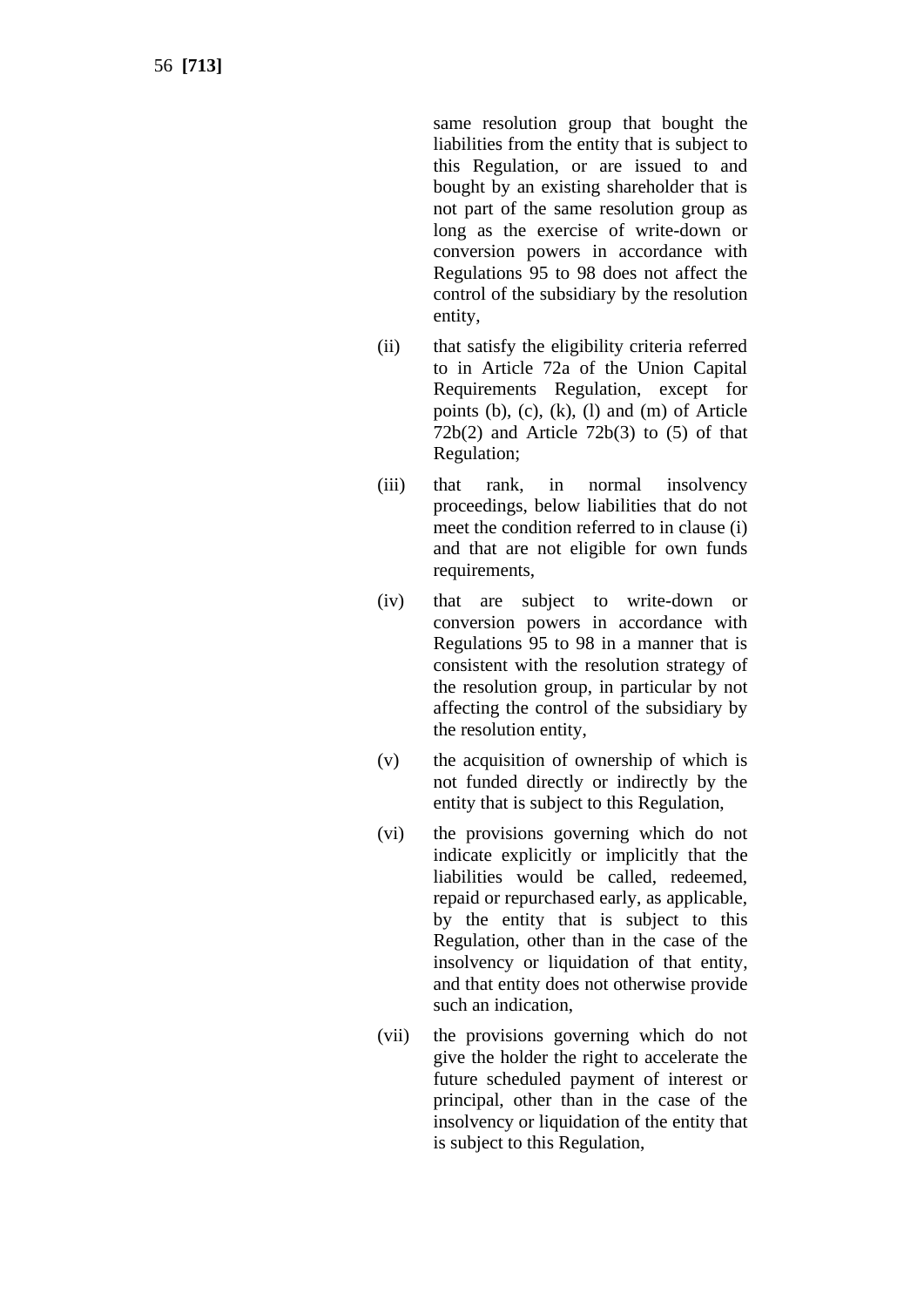same resolution group that bought the liabilities from the entity that is subject to this Regulation, or are issued to and bought by an existing shareholder that is not part of the same resolution group as long as the exercise of write-down or conversion powers in accordance with Regulations 95 to 98 does not affect the control of the subsidiary by the resolution entity,

(ii) that satisfy the eligibility criteria referred to in Article 72a of the Union Capital Requirements Regulation, except for points (b), (c), (k), (l) and (m) of Article 72b(2) and Article 72b(3) to (5) of that Regulation;

(iii) that rank, in normal insolvency proceedings, below liabilities that do not meet the condition referred to in clause (i) and that are not eligible for own funds requirements,

(iv) that are subject to write-down or conversion powers in accordance with Regulations 95 to 98 in a manner that is consistent with the resolution strategy of the resolution group, in particular by not affecting the control of the subsidiary by the resolution entity,

(v) the acquisition of ownership of which is not funded directly or indirectly by the entity that is subject to this Regulation,

(vi) the provisions governing which do not indicate explicitly or implicitly that the liabilities would be called, redeemed, repaid or repurchased early, as applicable, by the entity that is subject to this Regulation, other than in the case of the insolvency or liquidation of that entity, and that entity does not otherwise provide such an indication,

(vii) the provisions governing which do not give the holder the right to accelerate the future scheduled payment of interest or principal, other than in the case of the insolvency or liquidation of the entity that is subject to this Regulation,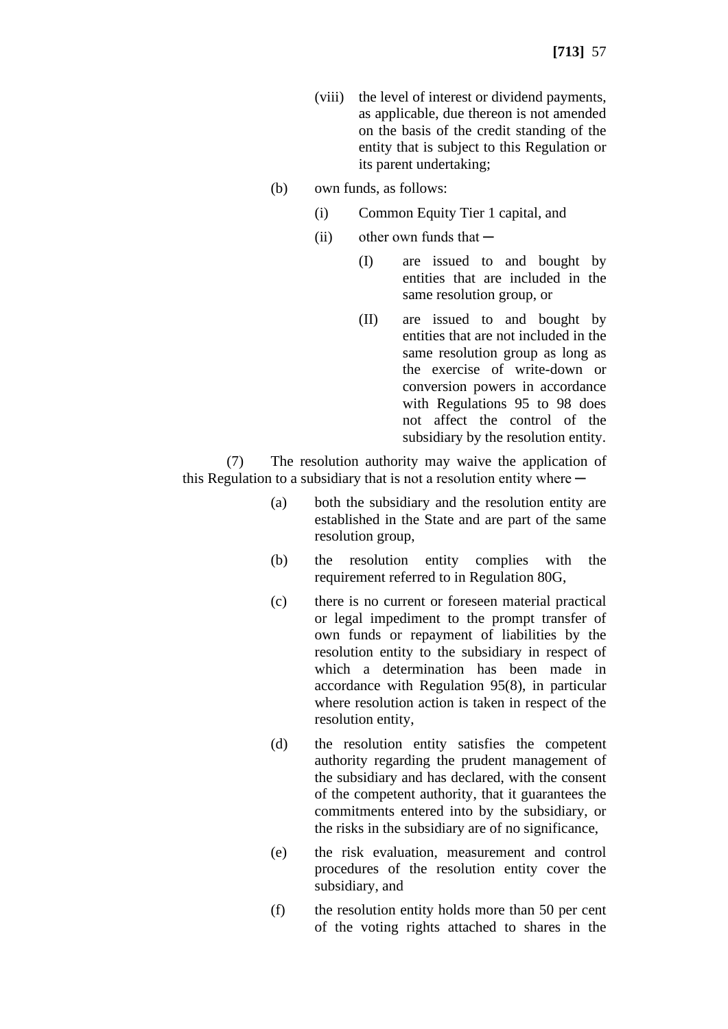(viii) the level of interest or dividend payments, as applicable, due thereon is not amended on the basis of the credit standing of the entity that is subject to this Regulation or its parent undertaking;

(b) own funds, as follows:

(i) Common Equity Tier 1 capital, and

(ii) other own funds that ─

(I) are issued to and bought by entities that are included in the same resolution group, or

(II) are issued to and bought by entities that are not included in the same resolution group as long as the exercise of write-down or conversion powers in accordance with Regulations 95 to 98 does not affect the control of the subsidiary by the resolution entity.

(7) The resolution authority may waive the application of this Regulation to a subsidiary that is not a resolution entity where ─

(a) both the subsidiary and the resolution entity are established in the State and are part of the same resolution group,

(b) the resolution entity complies with the requirement referred to in Regulation 80G,

(c) there is no current or foreseen material practical or legal impediment to the prompt transfer of own funds or repayment of liabilities by the resolution entity to the subsidiary in respect of which a determination has been made in accordance with Regulation 95(8), in particular where resolution action is taken in respect of the resolution entity,

(d) the resolution entity satisfies the competent authority regarding the prudent management of the subsidiary and has declared, with the consent of the competent authority, that it guarantees the commitments entered into by the subsidiary, or the risks in the subsidiary are of no significance,

(e) the risk evaluation, measurement and control procedures of the resolution entity cover the subsidiary, and

(f) the resolution entity holds more than 50 per cent of the voting rights attached to shares in the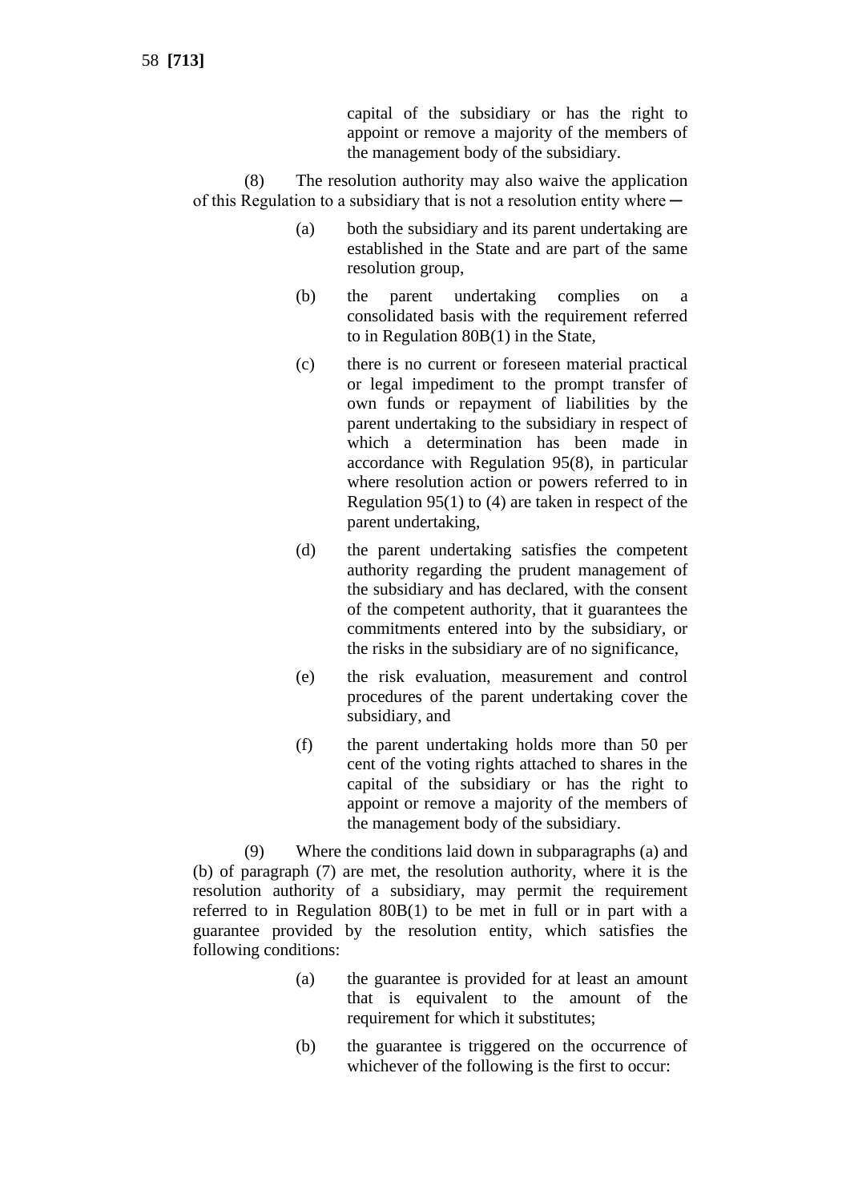capital of the subsidiary or has the right to appoint or remove a majority of the members of the management body of the subsidiary.

(8) The resolution authority may also waive the application of this Regulation to a subsidiary that is not a resolution entity where ─

(a) both the subsidiary and its parent undertaking are established in the State and are part of the same resolution group,

(b) the parent undertaking complies on a consolidated basis with the requirement referred to in Regulation 80B(1) in the State,

(c) there is no current or foreseen material practical or legal impediment to the prompt transfer of own funds or repayment of liabilities by the parent undertaking to the subsidiary in respect of which a determination has been made in accordance with Regulation 95(8), in particular where resolution action or powers referred to in Regulation 95(1) to (4) are taken in respect of the parent undertaking,

(d) the parent undertaking satisfies the competent authority regarding the prudent management of the subsidiary and has declared, with the consent of the competent authority, that it guarantees the commitments entered into by the subsidiary, or the risks in the subsidiary are of no significance,

(e) the risk evaluation, measurement and control procedures of the parent undertaking cover the subsidiary, and

(f) the parent undertaking holds more than 50 per cent of the voting rights attached to shares in the capital of the subsidiary or has the right to appoint or remove a majority of the members of the management body of the subsidiary.

(9) Where the conditions laid down in subparagraphs (a) and (b) of paragraph (7) are met, the resolution authority, where it is the resolution authority of a subsidiary, may permit the requirement referred to in Regulation 80B(1) to be met in full or in part with a guarantee provided by the resolution entity, which satisfies the following conditions:

(a) the guarantee is provided for at least an amount that is equivalent to the amount of the requirement for which it substitutes;

(b) the guarantee is triggered on the occurrence of whichever of the following is the first to occur: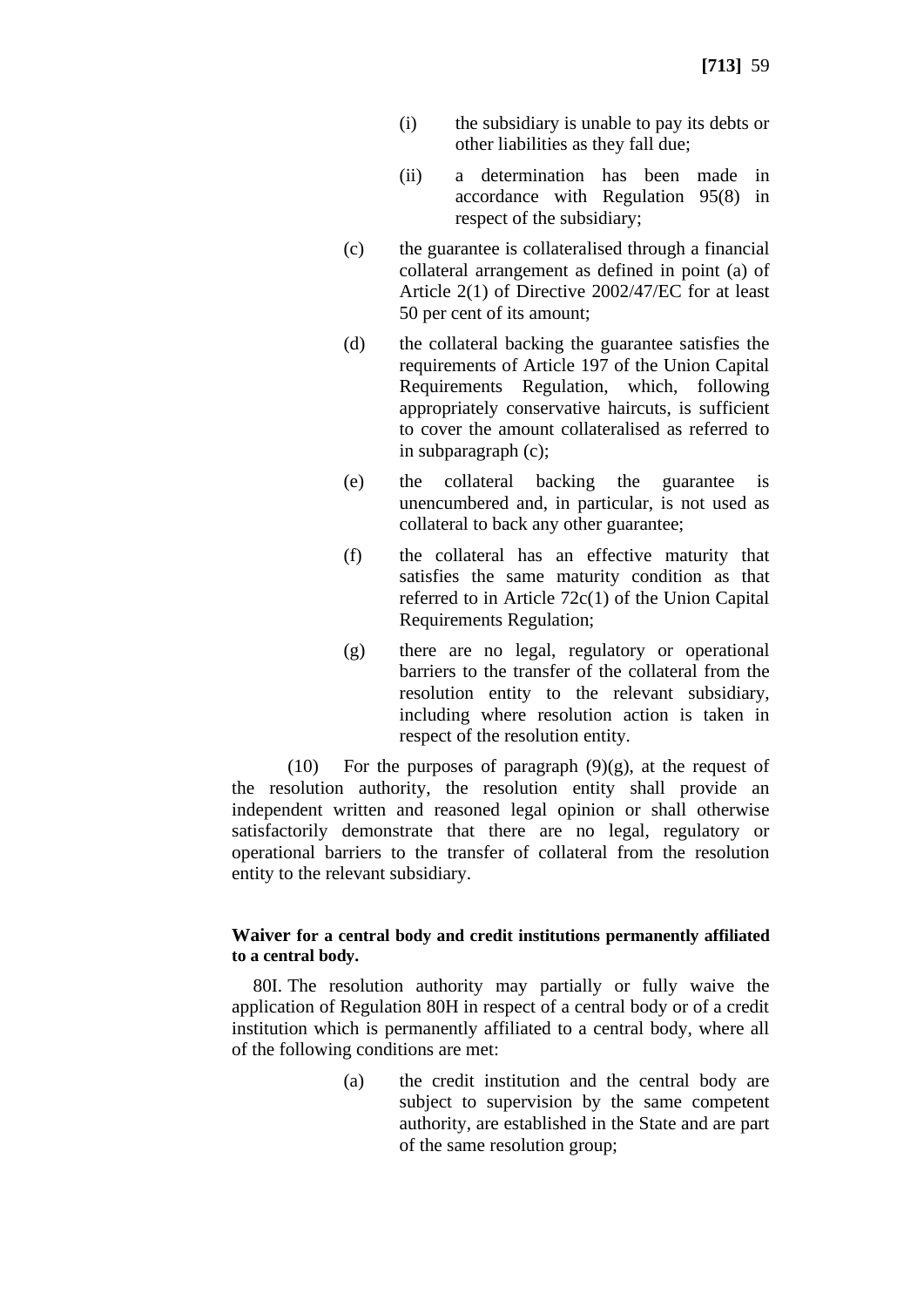(i) the subsidiary is unable to pay its debts or other liabilities as they fall due;

(ii) a determination has been made in accordance with Regulation 95(8) in respect of the subsidiary;

(c) the guarantee is collateralised through a financial collateral arrangement as defined in point (a) of Article 2(1) of Directive 2002/47/EC for at least 50 per cent of its amount;

(d) the collateral backing the guarantee satisfies the requirements of Article 197 of the Union Capital Requirements Regulation, which, following appropriately conservative haircuts, is sufficient to cover the amount collateralised as referred to in subparagraph (c);

(e) the collateral backing the guarantee is unencumbered and, in particular, is not used as collateral to back any other guarantee;

(f) the collateral has an effective maturity that satisfies the same maturity condition as that referred to in Article 72c(1) of the Union Capital Requirements Regulation;

(g) there are no legal, regulatory or operational barriers to the transfer of the collateral from the resolution entity to the relevant subsidiary, including where resolution action is taken in respect of the resolution entity.

(10) For the purposes of paragraph (9)(g), at the request of the resolution authority, the resolution entity shall provide an independent written and reasoned legal opinion or shall otherwise satisfactorily demonstrate that there are no legal, regulatory or operational barriers to the transfer of collateral from the resolution entity to the relevant subsidiary.

**Waiver for a central body and credit institutions permanently affiliated to a central body.**

80I. The resolution authority may partially or fully waive the application of Regulation 80H in respect of a central body or of a credit institution which is permanently affiliated to a central body, where all of the following conditions are met:

(a) the credit institution and the central body are subject to supervision by the same competent authority, are established in the State and are part of the same resolution group;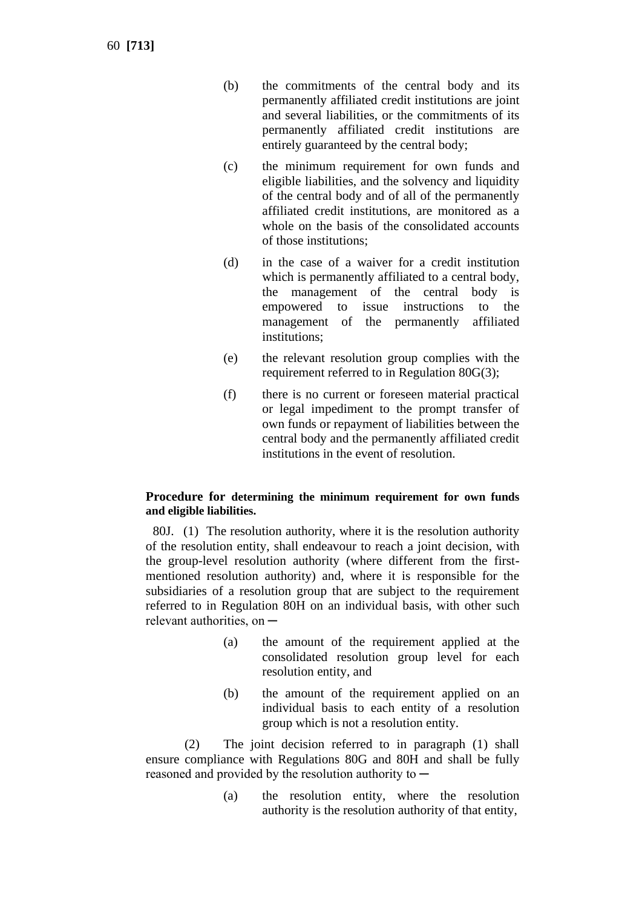(b) the commitments of the central body and its permanently affiliated credit institutions are joint and several liabilities, or the commitments of its permanently affiliated credit institutions are entirely guaranteed by the central body;

(c) the minimum requirement for own funds and eligible liabilities, and the solvency and liquidity of the central body and of all of the permanently affiliated credit institutions, are monitored as a whole on the basis of the consolidated accounts of those institutions;

(d) in the case of a waiver for a credit institution which is permanently affiliated to a central body, the management of the central body is empowered to issue instructions to the management of the permanently affiliated institutions;

(e) the relevant resolution group complies with the requirement referred to in Regulation 80G(3);

(f) there is no current or foreseen material practical or legal impediment to the prompt transfer of own funds or repayment of liabilities between the central body and the permanently affiliated credit institutions in the event of resolution.

**Procedure for determining the minimum requirement for own funds and eligible liabilities.**

80J. (1) The resolution authority, where it is the resolution authority of the resolution entity, shall endeavour to reach a joint decision, with the group-level resolution authority (where different from the first-mentioned resolution authority) and, where it is responsible for the subsidiaries of a resolution group that are subject to the requirement referred to in Regulation 80H on an individual basis, with other such relevant authorities, on ─

(a) the amount of the requirement applied at the consolidated resolution group level for each resolution entity, and

(b) the amount of the requirement applied on an individual basis to each entity of a resolution group which is not a resolution entity.

(2) The joint decision referred to in paragraph (1) shall ensure compliance with Regulations 80G and 80H and shall be fully reasoned and provided by the resolution authority to ─

(a) the resolution entity, where the resolution authority is the resolution authority of that entity,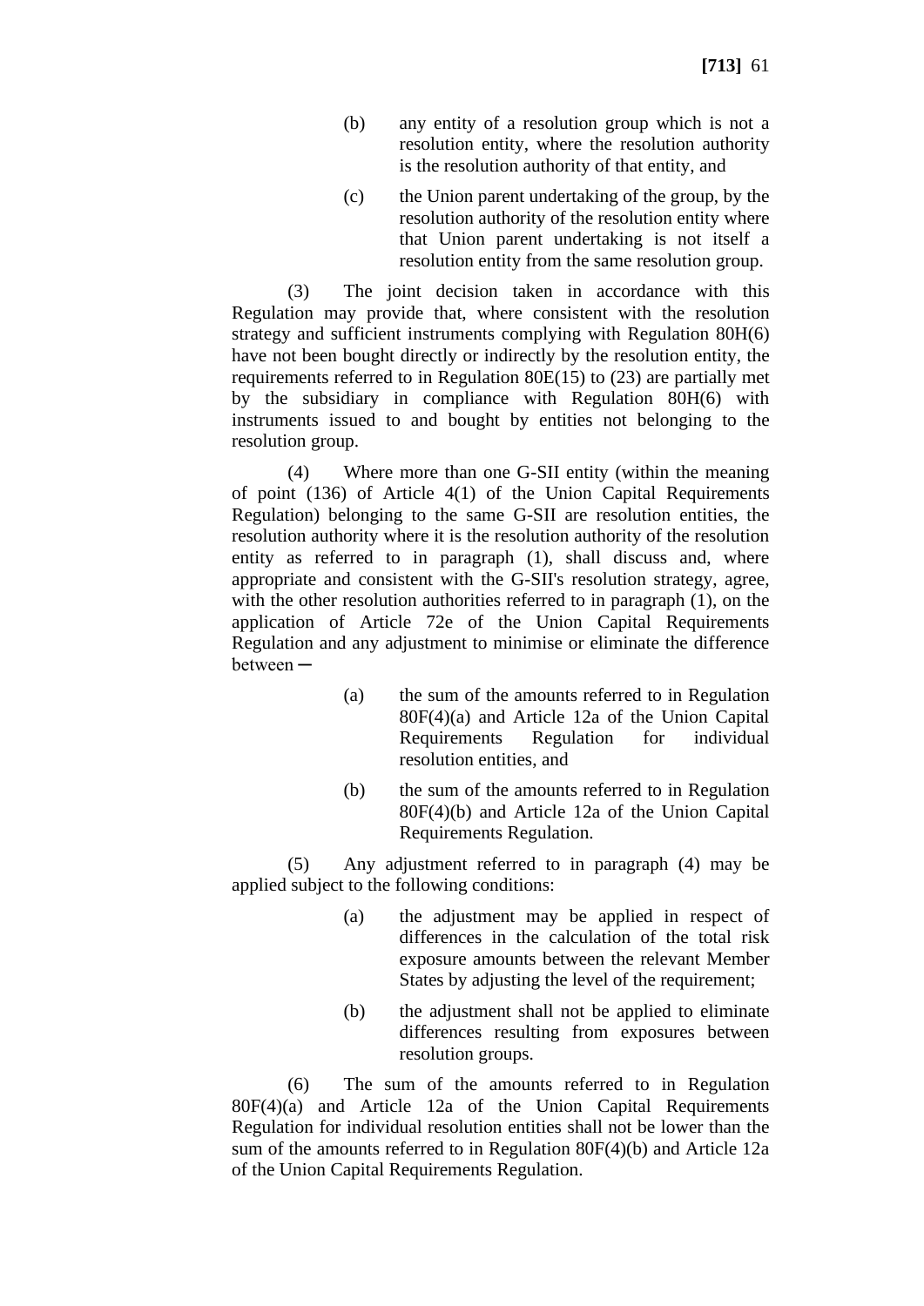(b) any entity of a resolution group which is not a resolution entity, where the resolution authority is the resolution authority of that entity, and

(c) the Union parent undertaking of the group, by the resolution authority of the resolution entity where that Union parent undertaking is not itself a resolution entity from the same resolution group.

(3) The joint decision taken in accordance with this Regulation may provide that, where consistent with the resolution strategy and sufficient instruments complying with Regulation 80H(6) have not been bought directly or indirectly by the resolution entity, the requirements referred to in Regulation 80E(15) to (23) are partially met by the subsidiary in compliance with Regulation 80H(6) with instruments issued to and bought by entities not belonging to the resolution group.

(4) Where more than one G-SII entity (within the meaning of point (136) of Article 4(1) of the Union Capital Requirements Regulation) belonging to the same G-SII are resolution entities, the resolution authority where it is the resolution authority of the resolution entity as referred to in paragraph (1), shall discuss and, where appropriate and consistent with the G-SII's resolution strategy, agree, with the other resolution authorities referred to in paragraph (1), on the application of Article 72e of the Union Capital Requirements Regulation and any adjustment to minimise or eliminate the difference between ─

(a) the sum of the amounts referred to in Regulation 80F(4)(a) and Article 12a of the Union Capital Requirements Regulation for individual resolution entities, and

(b) the sum of the amounts referred to in Regulation 80F(4)(b) and Article 12a of the Union Capital Requirements Regulation.

(5) Any adjustment referred to in paragraph (4) may be applied subject to the following conditions:

(a) the adjustment may be applied in respect of differences in the calculation of the total risk exposure amounts between the relevant Member States by adjusting the level of the requirement;

(b) the adjustment shall not be applied to eliminate differences resulting from exposures between resolution groups.

(6) The sum of the amounts referred to in Regulation 80F(4)(a) and Article 12a of the Union Capital Requirements Regulation for individual resolution entities shall not be lower than the sum of the amounts referred to in Regulation 80F(4)(b) and Article 12a of the Union Capital Requirements Regulation.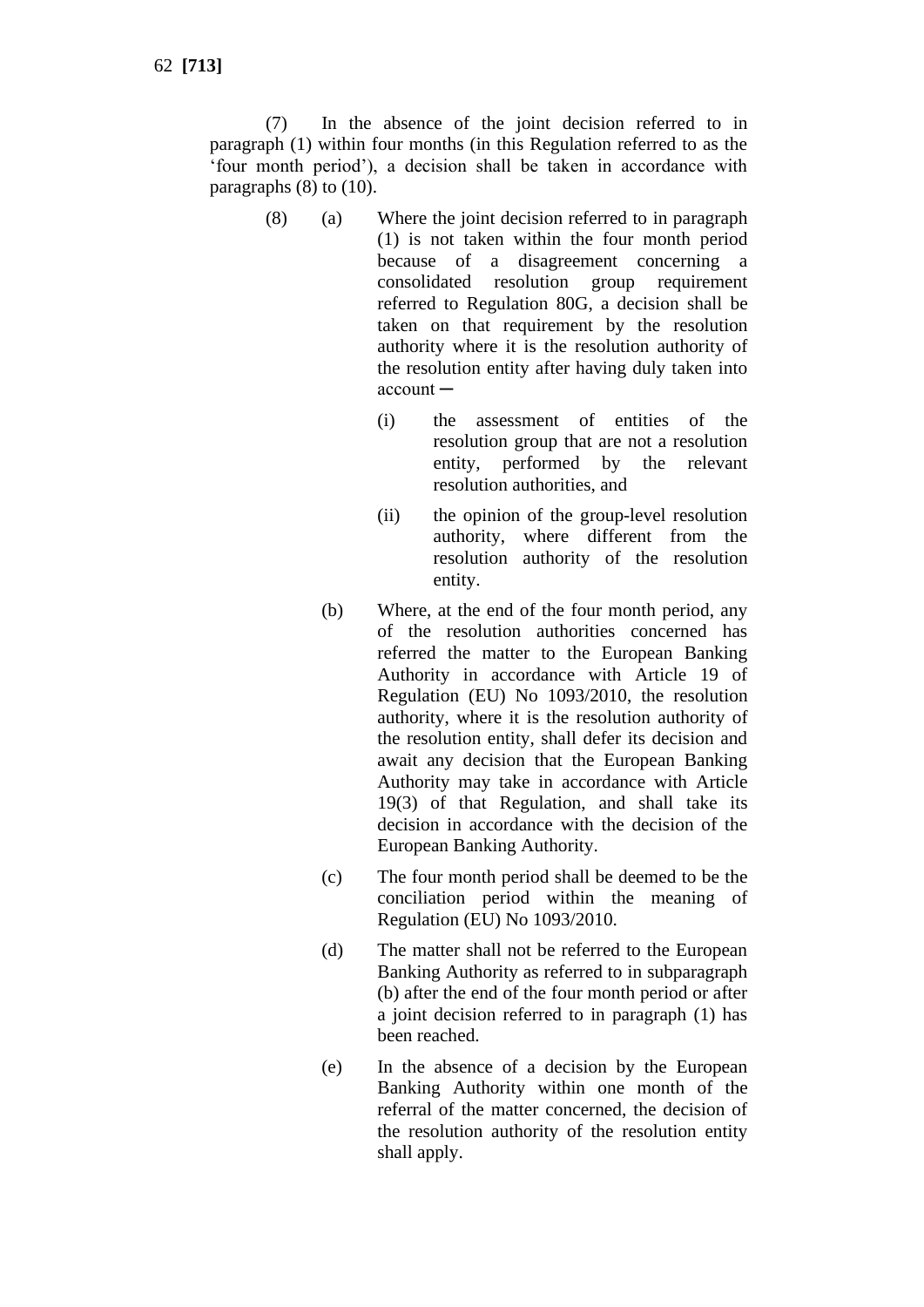(7) In the absence of the joint decision referred to in paragraph (1) within four months (in this Regulation referred to as the 'four month period'), a decision shall be taken in accordance with paragraphs (8) to (10).

(8) (a) Where the joint decision referred to in paragraph (1) is not taken within the four month period because of a disagreement concerning a consolidated resolution group requirement referred to Regulation 80G, a decision shall be taken on that requirement by the resolution authority where it is the resolution authority of the resolution entity after having duly taken into account ─

(i) the assessment of entities of the resolution group that are not a resolution entity, performed by the relevant resolution authorities, and

(ii) the opinion of the group-level resolution authority, where different from the resolution authority of the resolution entity.

(b) Where, at the end of the four month period, any of the resolution authorities concerned has referred the matter to the European Banking Authority in accordance with Article 19 of Regulation (EU) No 1093/2010, the resolution authority, where it is the resolution authority of the resolution entity, shall defer its decision and await any decision that the European Banking Authority may take in accordance with Article 19(3) of that Regulation, and shall take its decision in accordance with the decision of the European Banking Authority.

(c) The four month period shall be deemed to be the conciliation period within the meaning of Regulation (EU) No 1093/2010.

(d) The matter shall not be referred to the European Banking Authority as referred to in subparagraph (b) after the end of the four month period or after a joint decision referred to in paragraph (1) has been reached.

(e) In the absence of a decision by the European Banking Authority within one month of the referral of the matter concerned, the decision of the resolution authority of the resolution entity shall apply.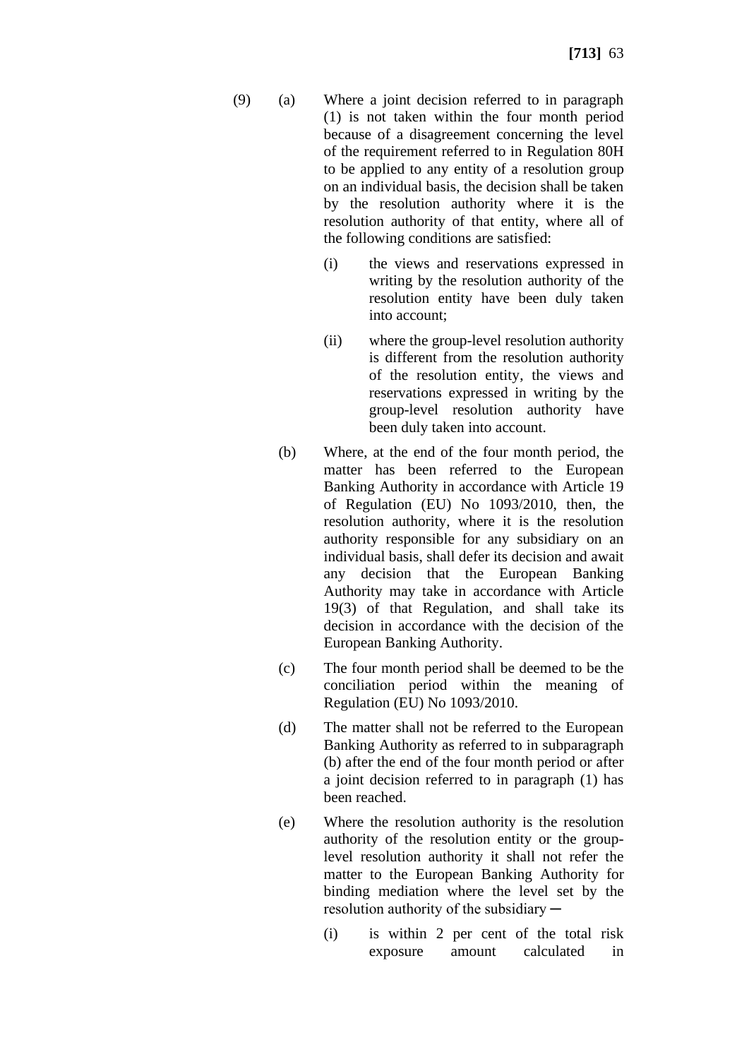(9) (a) Where a joint decision referred to in paragraph (1) is not taken within the four month period because of a disagreement concerning the level of the requirement referred to in Regulation 80H to be applied to any entity of a resolution group on an individual basis, the decision shall be taken by the resolution authority where it is the resolution authority of that entity, where all of the following conditions are satisfied:

(i) the views and reservations expressed in writing by the resolution authority of the resolution entity have been duly taken into account;

(ii) where the group-level resolution authority is different from the resolution authority of the resolution entity, the views and reservations expressed in writing by the group-level resolution authority have been duly taken into account.

(b) Where, at the end of the four month period, the matter has been referred to the European Banking Authority in accordance with Article 19 of Regulation (EU) No 1093/2010, then, the resolution authority, where it is the resolution authority responsible for any subsidiary on an individual basis, shall defer its decision and await any decision that the European Banking Authority may take in accordance with Article 19(3) of that Regulation, and shall take its decision in accordance with the decision of the European Banking Authority.

(c) The four month period shall be deemed to be the conciliation period within the meaning of Regulation (EU) No 1093/2010.

(d) The matter shall not be referred to the European Banking Authority as referred to in subparagraph (b) after the end of the four month period or after a joint decision referred to in paragraph (1) has been reached.

(e) Where the resolution authority is the resolution authority of the resolution entity or the group-level resolution authority it shall not refer the matter to the European Banking Authority for binding mediation where the level set by the resolution authority of the subsidiary ─

(i) is within 2 per cent of the total risk exposure amount calculated in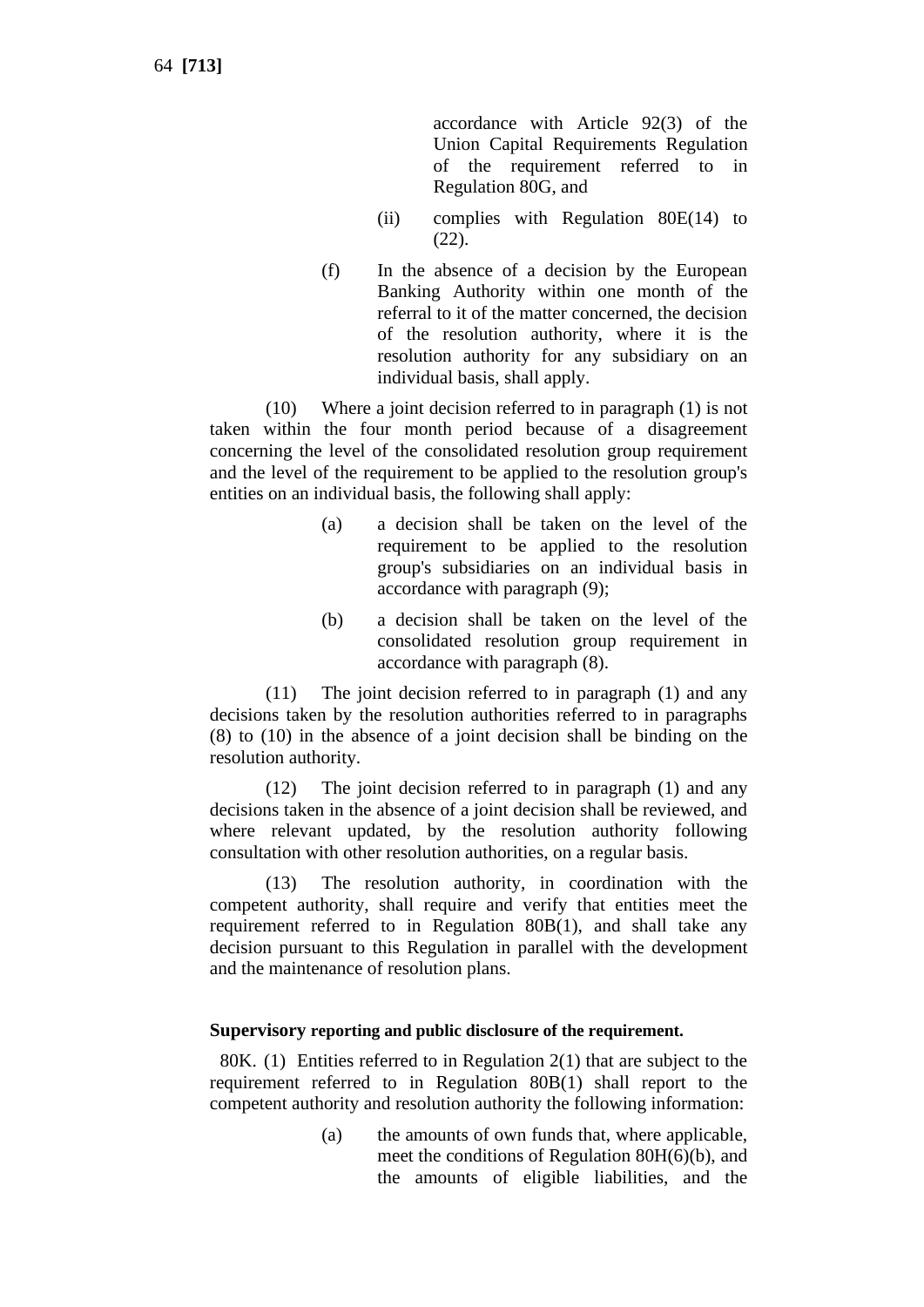accordance with Article 92(3) of the Union Capital Requirements Regulation of the requirement referred to in Regulation 80G, and

(ii) complies with Regulation 80E(14) to (22).

(f) In the absence of a decision by the European Banking Authority within one month of the referral to it of the matter concerned, the decision of the resolution authority, where it is the resolution authority for any subsidiary on an individual basis, shall apply.

(10) Where a joint decision referred to in paragraph (1) is not taken within the four month period because of a disagreement concerning the level of the consolidated resolution group requirement and the level of the requirement to be applied to the resolution group's entities on an individual basis, the following shall apply:

(a) a decision shall be taken on the level of the requirement to be applied to the resolution group's subsidiaries on an individual basis in accordance with paragraph (9);

(b) a decision shall be taken on the level of the consolidated resolution group requirement in accordance with paragraph (8).

(11) The joint decision referred to in paragraph (1) and any decisions taken by the resolution authorities referred to in paragraphs (8) to (10) in the absence of a joint decision shall be binding on the resolution authority.

(12) The joint decision referred to in paragraph (1) and any decisions taken in the absence of a joint decision shall be reviewed, and where relevant updated, by the resolution authority following consultation with other resolution authorities, on a regular basis.

(13) The resolution authority, in coordination with the competent authority, shall require and verify that entities meet the requirement referred to in Regulation 80B(1), and shall take any decision pursuant to this Regulation in parallel with the development and the maintenance of resolution plans.

**Supervisory reporting and public disclosure of the requirement.**

80K. (1) Entities referred to in Regulation 2(1) that are subject to the requirement referred to in Regulation 80B(1) shall report to the competent authority and resolution authority the following information:

(a) the amounts of own funds that, where applicable, meet the conditions of Regulation 80H(6)(b), and the amounts of eligible liabilities, and the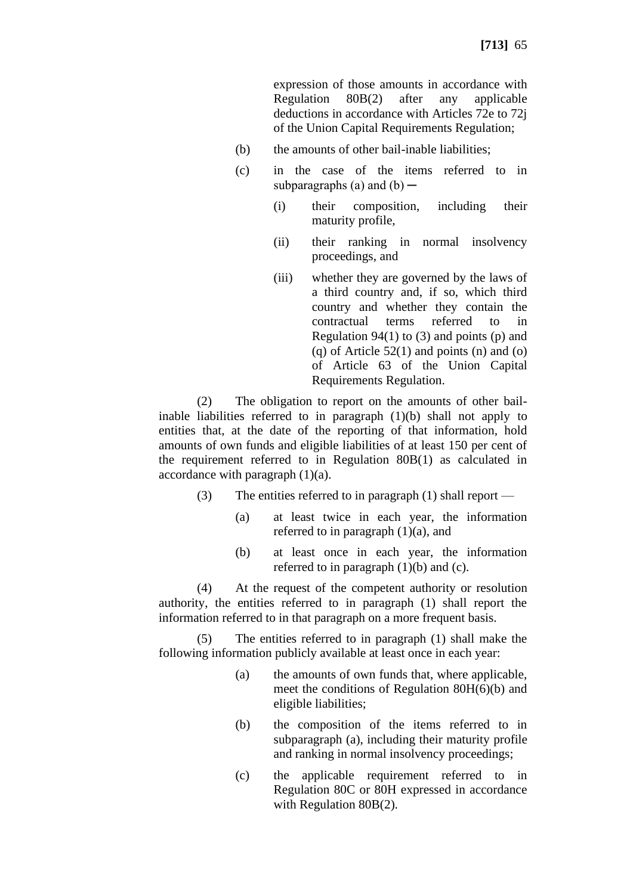expression of those amounts in accordance with Regulation 80B(2) after any applicable deductions in accordance with Articles 72e to 72j of the Union Capital Requirements Regulation;

(b) the amounts of other bail-inable liabilities;

(c) in the case of the items referred to in subparagraphs (a) and (b) —

(i) their composition, including their maturity profile,

(ii) their ranking in normal insolvency proceedings, and

(iii) whether they are governed by the laws of a third country and, if so, which third country and whether they contain the contractual terms referred to in Regulation 94(1) to (3) and points (p) and (q) of Article 52(1) and points (n) and (o) of Article 63 of the Union Capital Requirements Regulation.

(2) The obligation to report on the amounts of other bail-inable liabilities referred to in paragraph (1)(b) shall not apply to entities that, at the date of the reporting of that information, hold amounts of own funds and eligible liabilities of at least 150 per cent of the requirement referred to in Regulation 80B(1) as calculated in accordance with paragraph (1)(a).

(3) The entities referred to in paragraph (1) shall report —

(a) at least twice in each year, the information referred to in paragraph (1)(a), and

(b) at least once in each year, the information referred to in paragraph (1)(b) and (c).

(4) At the request of the competent authority or resolution authority, the entities referred to in paragraph (1) shall report the information referred to in that paragraph on a more frequent basis.

(5) The entities referred to in paragraph (1) shall make the following information publicly available at least once in each year:

(a) the amounts of own funds that, where applicable, meet the conditions of Regulation 80H(6)(b) and eligible liabilities;

(b) the composition of the items referred to in subparagraph (a), including their maturity profile and ranking in normal insolvency proceedings;

(c) the applicable requirement referred to in Regulation 80C or 80H expressed in accordance with Regulation 80B(2).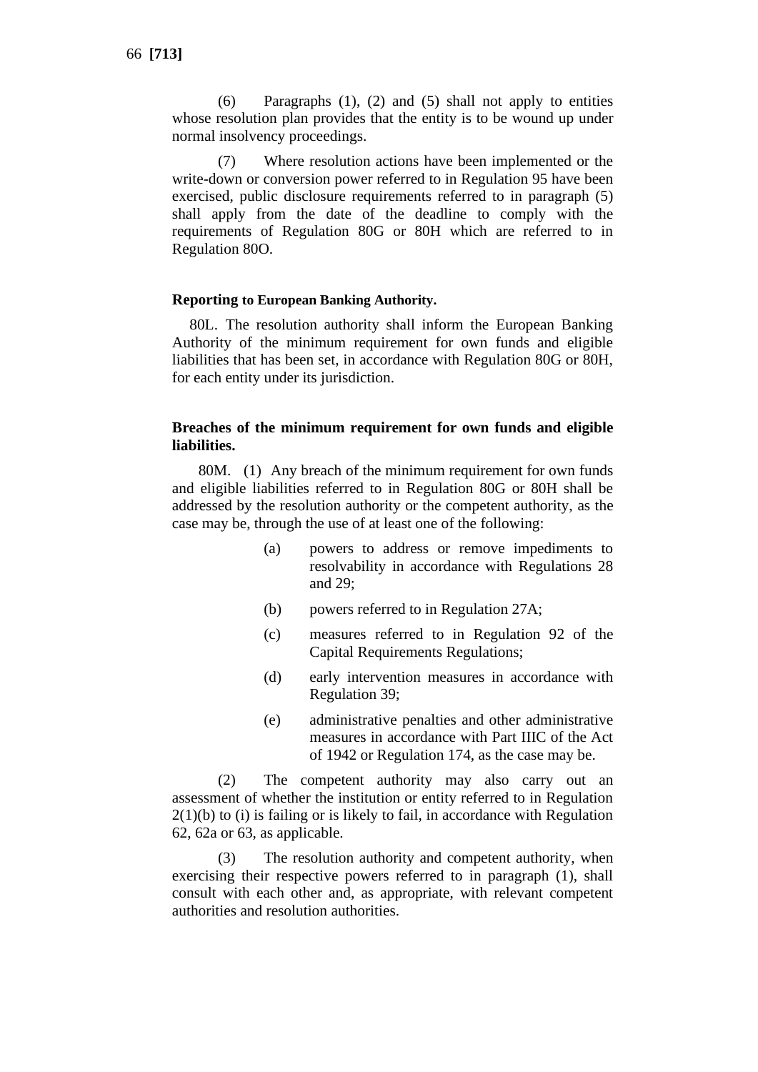(6) Paragraphs (1), (2) and (5) shall not apply to entities whose resolution plan provides that the entity is to be wound up under normal insolvency proceedings.

(7) Where resolution actions have been implemented or the write-down or conversion power referred to in Regulation 95 have been exercised, public disclosure requirements referred to in paragraph (5) shall apply from the date of the deadline to comply with the requirements of Regulation 80G or 80H which are referred to in Regulation 80O.

**Reporting to European Banking Authority.**

80L. The resolution authority shall inform the European Banking Authority of the minimum requirement for own funds and eligible liabilities that has been set, in accordance with Regulation 80G or 80H, for each entity under its jurisdiction.

**Breaches of the minimum requirement for own funds and eligible liabilities.**

80M. (1) Any breach of the minimum requirement for own funds and eligible liabilities referred to in Regulation 80G or 80H shall be addressed by the resolution authority or the competent authority, as the case may be, through the use of at least one of the following:

(a) powers to address or remove impediments to resolvability in accordance with Regulations 28 and 29;

(b) powers referred to in Regulation 27A;

(c) measures referred to in Regulation 92 of the Capital Requirements Regulations;

(d) early intervention measures in accordance with Regulation 39;

(e) administrative penalties and other administrative measures in accordance with Part IIIC of the Act of 1942 or Regulation 174, as the case may be.

(2) The competent authority may also carry out an assessment of whether the institution or entity referred to in Regulation 2(1)(b) to (i) is failing or is likely to fail, in accordance with Regulation 62, 62a or 63, as applicable.

(3) The resolution authority and competent authority, when exercising their respective powers referred to in paragraph (1), shall consult with each other and, as appropriate, with relevant competent authorities and resolution authorities.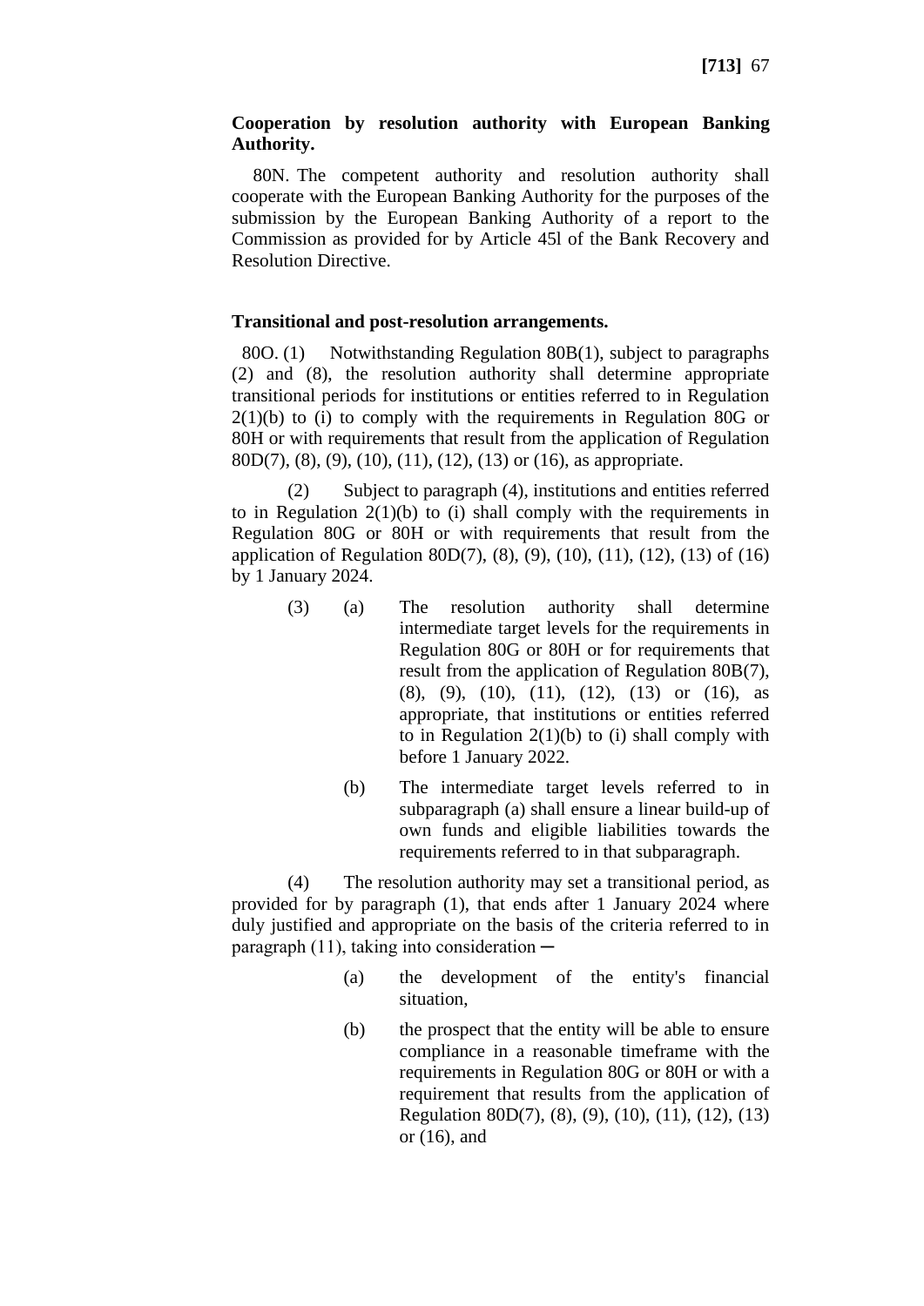**Cooperation by resolution authority with European Banking Authority.**

80N. The competent authority and resolution authority shall cooperate with the European Banking Authority for the purposes of the submission by the European Banking Authority of a report to the Commission as provided for by Article 45l of the Bank Recovery and Resolution Directive.

**Transitional and post-resolution arrangements.**

80O. (1) Notwithstanding Regulation 80B(1), subject to paragraphs (2) and (8), the resolution authority shall determine appropriate transitional periods for institutions or entities referred to in Regulation 2(1)(b) to (i) to comply with the requirements in Regulation 80G or 80H or with requirements that result from the application of Regulation 80D(7), (8), (9), (10), (11), (12), (13) or (16), as appropriate.

(2) Subject to paragraph (4), institutions and entities referred to in Regulation 2(1)(b) to (i) shall comply with the requirements in Regulation 80G or 80H or with requirements that result from the application of Regulation 80D(7), (8), (9), (10), (11), (12), (13) of (16) by 1 January 2024.

(3) (a) The resolution authority shall determine intermediate target levels for the requirements in Regulation 80G or 80H or for requirements that result from the application of Regulation 80B(7), (8), (9), (10), (11), (12), (13) or (16), as appropriate, that institutions or entities referred to in Regulation 2(1)(b) to (i) shall comply with before 1 January 2022.

(b) The intermediate target levels referred to in subparagraph (a) shall ensure a linear build-up of own funds and eligible liabilities towards the requirements referred to in that subparagraph.

(4) The resolution authority may set a transitional period, as provided for by paragraph (1), that ends after 1 January 2024 where duly justified and appropriate on the basis of the criteria referred to in paragraph (11), taking into consideration ─

(a) the development of the entity's financial situation,

(b) the prospect that the entity will be able to ensure compliance in a reasonable timeframe with the requirements in Regulation 80G or 80H or with a requirement that results from the application of Regulation 80D(7), (8), (9), (10), (11), (12), (13) or (16), and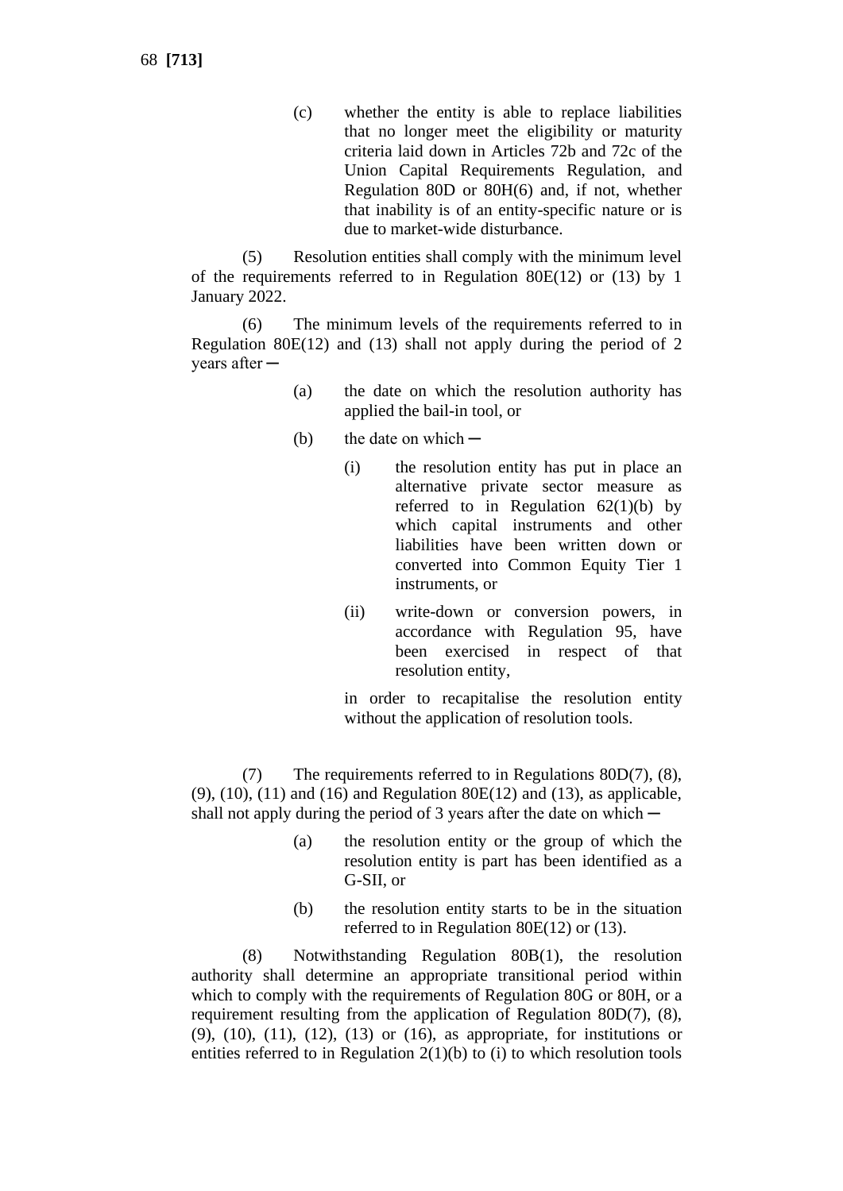(c) whether the entity is able to replace liabilities that no longer meet the eligibility or maturity criteria laid down in Articles 72b and 72c of the Union Capital Requirements Regulation, and Regulation 80D or 80H(6) and, if not, whether that inability is of an entity-specific nature or is due to market-wide disturbance.

(5) Resolution entities shall comply with the minimum level of the requirements referred to in Regulation 80E(12) or (13) by 1 January 2022.

(6) The minimum levels of the requirements referred to in Regulation 80E(12) and (13) shall not apply during the period of 2 years after ─

(a) the date on which the resolution authority has applied the bail-in tool, or

(b) the date on which ─

(i) the resolution entity has put in place an alternative private sector measure as referred to in Regulation 62(1)(b) by which capital instruments and other liabilities have been written down or converted into Common Equity Tier 1 instruments, or

(ii) write-down or conversion powers, in accordance with Regulation 95, have been exercised in respect of that resolution entity,

in order to recapitalise the resolution entity without the application of resolution tools.

(7) The requirements referred to in Regulations 80D(7), (8), (9), (10), (11) and (16) and Regulation 80E(12) and (13), as applicable, shall not apply during the period of 3 years after the date on which ─

(a) the resolution entity or the group of which the resolution entity is part has been identified as a G-SII, or

(b) the resolution entity starts to be in the situation referred to in Regulation 80E(12) or (13).

(8) Notwithstanding Regulation 80B(1), the resolution authority shall determine an appropriate transitional period within which to comply with the requirements of Regulation 80G or 80H, or a requirement resulting from the application of Regulation 80D(7), (8), (9), (10), (11), (12), (13) or (16), as appropriate, for institutions or entities referred to in Regulation 2(1)(b) to (i) to which resolution tools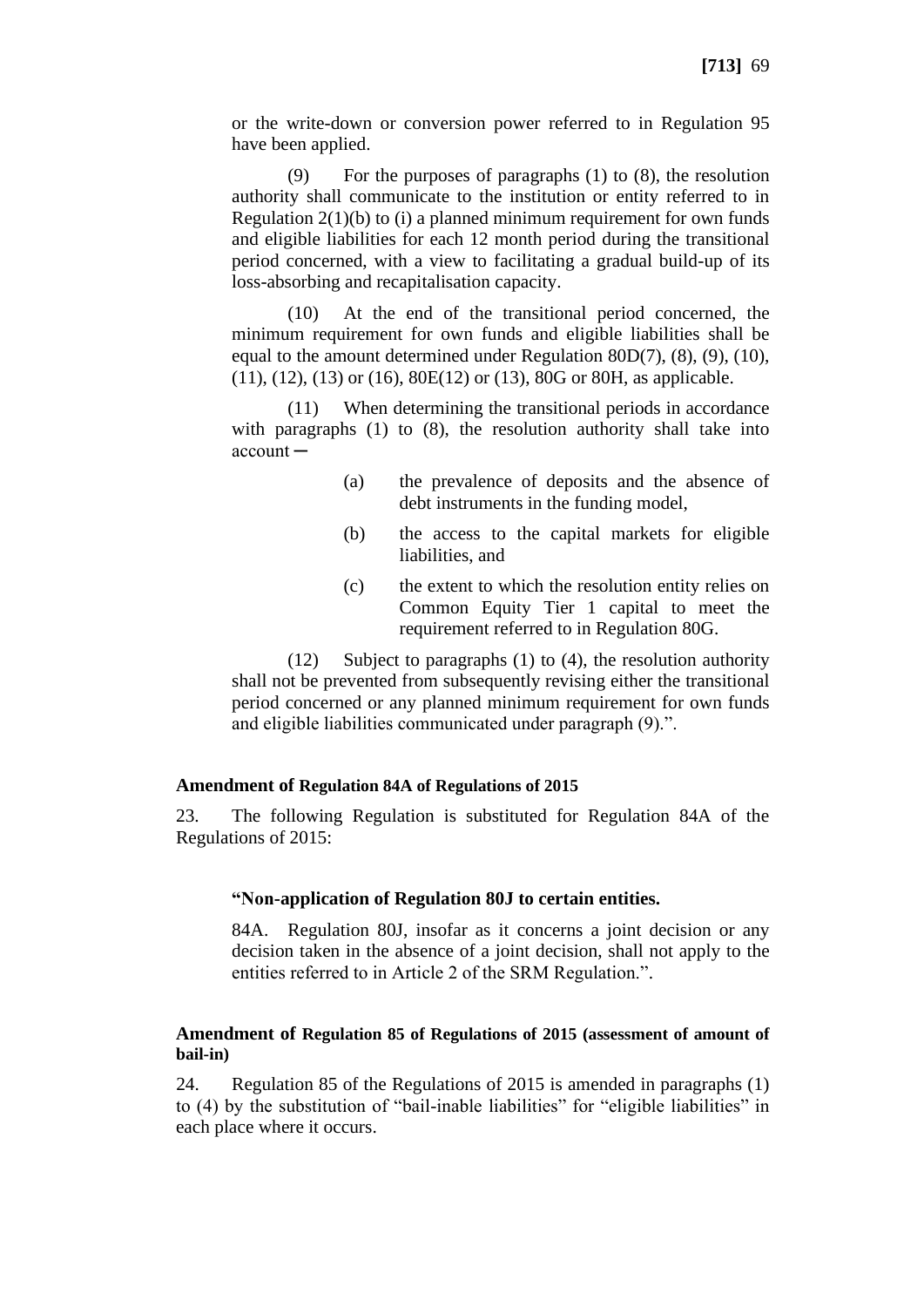or the write-down or conversion power referred to in Regulation 95 have been applied.

(9) For the purposes of paragraphs (1) to (8), the resolution authority shall communicate to the institution or entity referred to in Regulation 2(1)(b) to (i) a planned minimum requirement for own funds and eligible liabilities for each 12 month period during the transitional period concerned, with a view to facilitating a gradual build-up of its loss-absorbing and recapitalisation capacity.

(10) At the end of the transitional period concerned, the minimum requirement for own funds and eligible liabilities shall be equal to the amount determined under Regulation 80D(7), (8), (9), (10), (11), (12), (13) or (16), 80E(12) or (13), 80G or 80H, as applicable.

(11) When determining the transitional periods in accordance with paragraphs (1) to (8), the resolution authority shall take into account ─

- (a) the prevalence of deposits and the absence of debt instruments in the funding model,
- (b) the access to the capital markets for eligible liabilities, and
- (c) the extent to which the resolution entity relies on Common Equity Tier 1 capital to meet the requirement referred to in Regulation 80G.

(12) Subject to paragraphs (1) to (4), the resolution authority shall not be prevented from subsequently revising either the transitional period concerned or any planned minimum requirement for own funds and eligible liabilities communicated under paragraph (9).".

**Amendment of Regulation 84A of Regulations of 2015**

23. The following Regulation is substituted for Regulation 84A of the Regulations of 2015:

**"Non-application of Regulation 80J to certain entities.**

84A. Regulation 80J, insofar as it concerns a joint decision or any decision taken in the absence of a joint decision, shall not apply to the entities referred to in Article 2 of the SRM Regulation.".

**Amendment of Regulation 85 of Regulations of 2015 (assessment of amount of bail-in)**

24. Regulation 85 of the Regulations of 2015 is amended in paragraphs (1) to (4) by the substitution of "bail-inable liabilities" for "eligible liabilities" in each place where it occurs.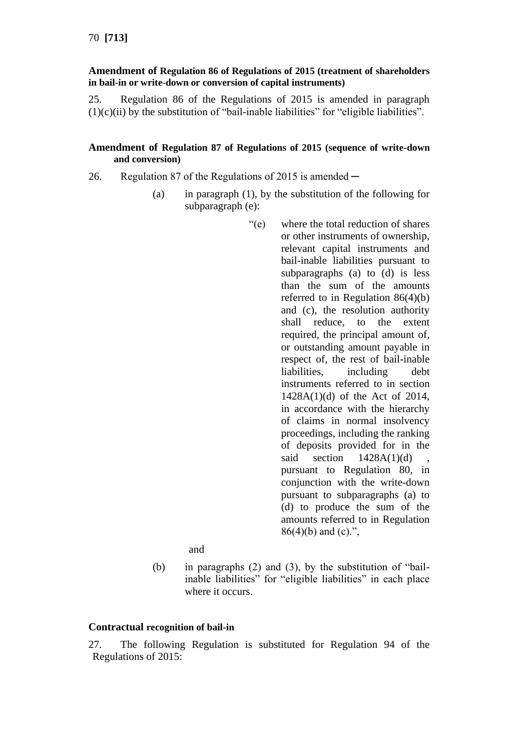**Amendment of Regulation 86 of Regulations of 2015 (treatment of shareholders in bail-in or write-down or conversion of capital instruments)**

25. Regulation 86 of the Regulations of 2015 is amended in paragraph (1)(c)(ii) by the substitution of "bail-inable liabilities" for "eligible liabilities".

**Amendment of Regulation 87 of Regulations of 2015 (sequence of write-down and conversion)**

26. Regulation 87 of the Regulations of 2015 is amended ─

(a) in paragraph (1), by the substitution of the following for subparagraph (e):

> "(e) where the total reduction of shares or other instruments of ownership, relevant capital instruments and bail-inable liabilities pursuant to subparagraphs (a) to (d) is less than the sum of the amounts referred to in Regulation 86(4)(b) and (c), the resolution authority shall reduce, to the extent required, the principal amount of, or outstanding amount payable in respect of, the rest of bail-inable liabilities, including debt instruments referred to in section 1428A(1)(d) of the Act of 2014, in accordance with the hierarchy of claims in normal insolvency proceedings, including the ranking of deposits provided for in the said section 1428A(1)(d) , pursuant to Regulation 80, in conjunction with the write-down pursuant to subparagraphs (a) to (d) to produce the sum of the amounts referred to in Regulation 86(4)(b) and (c).",

and

(b) in paragraphs (2) and (3), by the substitution of "bail-inable liabilities" for "eligible liabilities" in each place where it occurs.

**Contractual recognition of bail-in**

27. The following Regulation is substituted for Regulation 94 of the Regulations of 2015: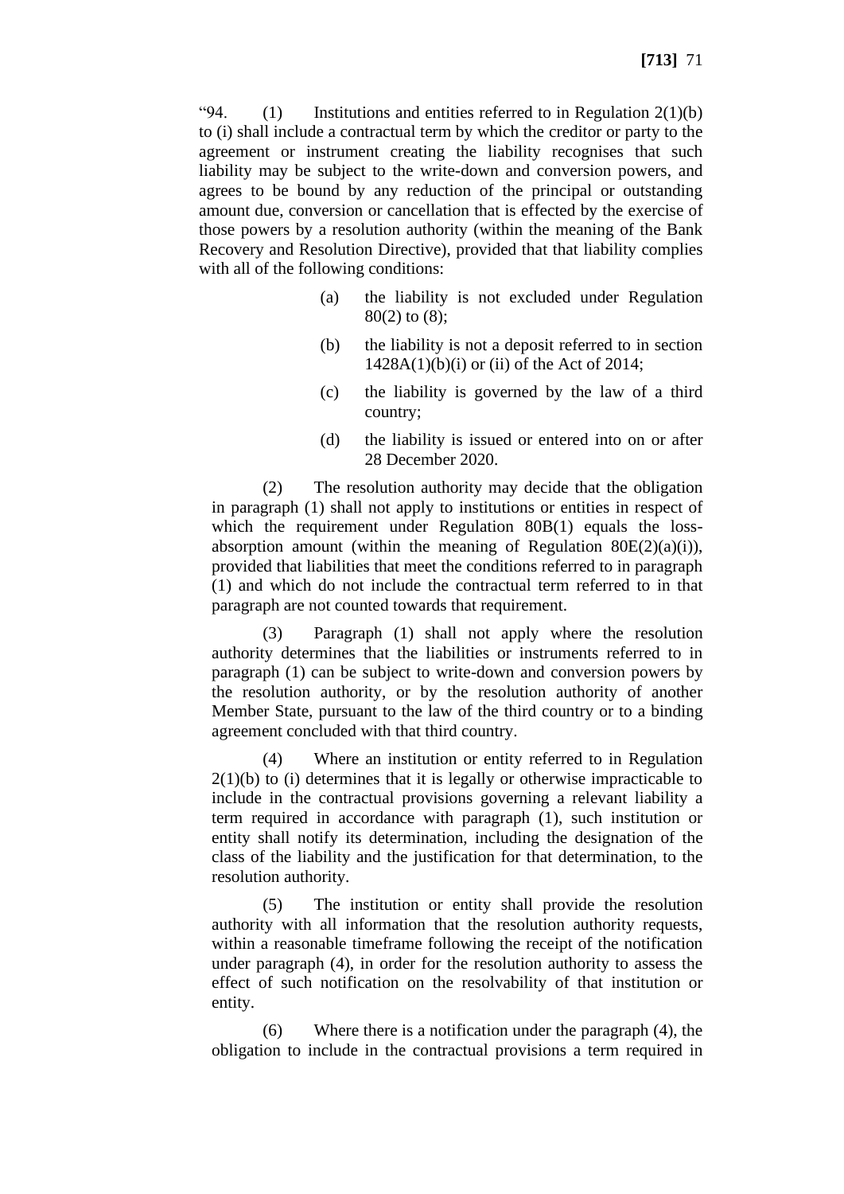"94. (1) Institutions and entities referred to in Regulation 2(1)(b) to (i) shall include a contractual term by which the creditor or party to the agreement or instrument creating the liability recognises that such liability may be subject to the write-down and conversion powers, and agrees to be bound by any reduction of the principal or outstanding amount due, conversion or cancellation that is effected by the exercise of those powers by a resolution authority (within the meaning of the Bank Recovery and Resolution Directive), provided that that liability complies with all of the following conditions:

(a) the liability is not excluded under Regulation 80(2) to (8);

(b) the liability is not a deposit referred to in section 1428A(1)(b)(i) or (ii) of the Act of 2014;

(c) the liability is governed by the law of a third country;

(d) the liability is issued or entered into on or after 28 December 2020.

(2) The resolution authority may decide that the obligation in paragraph (1) shall not apply to institutions or entities in respect of which the requirement under Regulation 80B(1) equals the loss-absorption amount (within the meaning of Regulation 80E(2)(a)(i)), provided that liabilities that meet the conditions referred to in paragraph (1) and which do not include the contractual term referred to in that paragraph are not counted towards that requirement.

(3) Paragraph (1) shall not apply where the resolution authority determines that the liabilities or instruments referred to in paragraph (1) can be subject to write-down and conversion powers by the resolution authority, or by the resolution authority of another Member State, pursuant to the law of the third country or to a binding agreement concluded with that third country.

(4) Where an institution or entity referred to in Regulation 2(1)(b) to (i) determines that it is legally or otherwise impracticable to include in the contractual provisions governing a relevant liability a term required in accordance with paragraph (1), such institution or entity shall notify its determination, including the designation of the class of the liability and the justification for that determination, to the resolution authority.

(5) The institution or entity shall provide the resolution authority with all information that the resolution authority requests, within a reasonable timeframe following the receipt of the notification under paragraph (4), in order for the resolution authority to assess the effect of such notification on the resolvability of that institution or entity.

(6) Where there is a notification under the paragraph (4), the obligation to include in the contractual provisions a term required in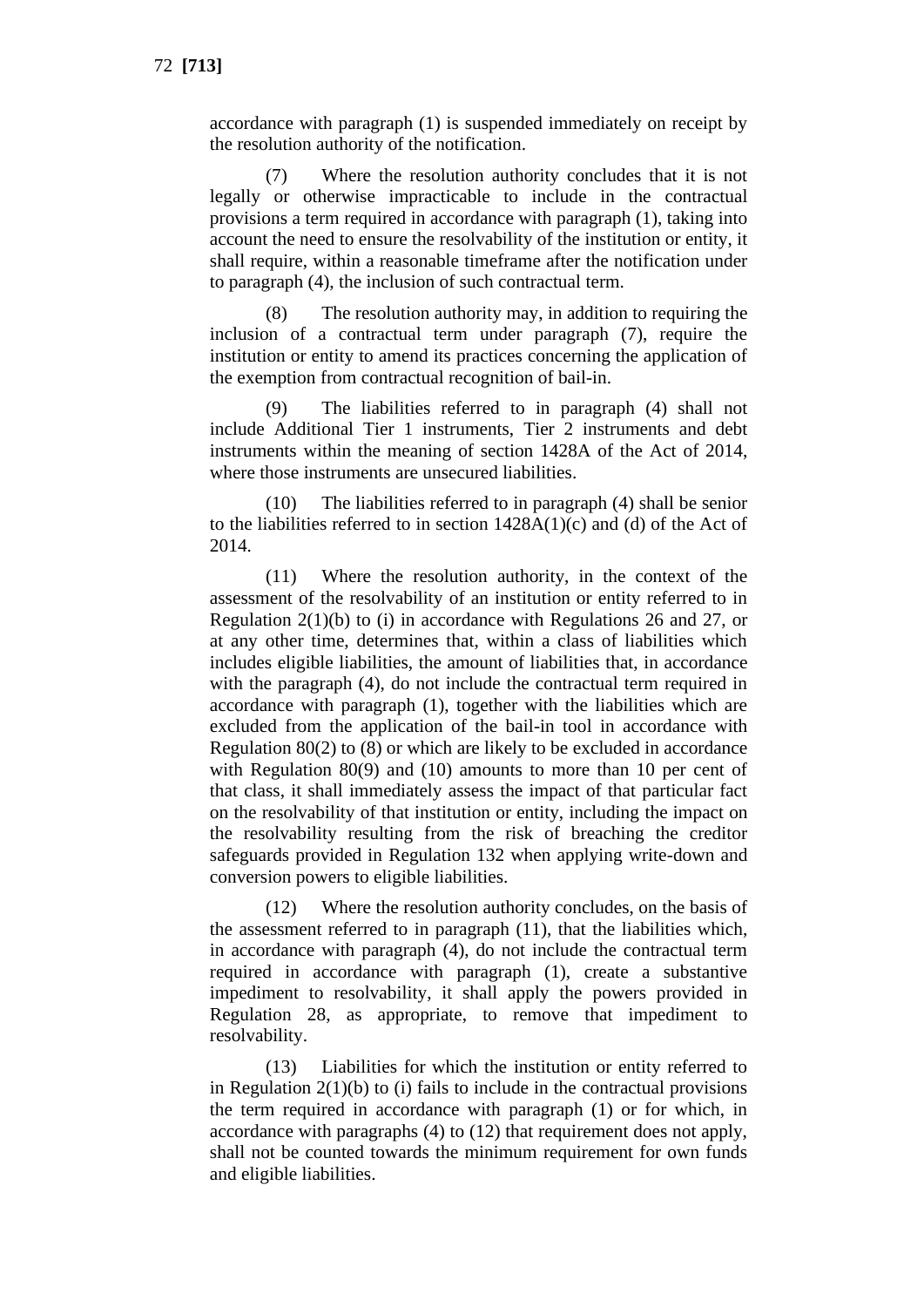accordance with paragraph (1) is suspended immediately on receipt by the resolution authority of the notification.

(7) Where the resolution authority concludes that it is not legally or otherwise impracticable to include in the contractual provisions a term required in accordance with paragraph (1), taking into account the need to ensure the resolvability of the institution or entity, it shall require, within a reasonable timeframe after the notification under to paragraph (4), the inclusion of such contractual term.

(8) The resolution authority may, in addition to requiring the inclusion of a contractual term under paragraph (7), require the institution or entity to amend its practices concerning the application of the exemption from contractual recognition of bail-in.

(9) The liabilities referred to in paragraph (4) shall not include Additional Tier 1 instruments, Tier 2 instruments and debt instruments within the meaning of section 1428A of the Act of 2014, where those instruments are unsecured liabilities.

(10) The liabilities referred to in paragraph (4) shall be senior to the liabilities referred to in section 1428A(1)(c) and (d) of the Act of 2014.

(11) Where the resolution authority, in the context of the assessment of the resolvability of an institution or entity referred to in Regulation 2(1)(b) to (i) in accordance with Regulations 26 and 27, or at any other time, determines that, within a class of liabilities which includes eligible liabilities, the amount of liabilities that, in accordance with the paragraph (4), do not include the contractual term required in accordance with paragraph (1), together with the liabilities which are excluded from the application of the bail-in tool in accordance with Regulation 80(2) to (8) or which are likely to be excluded in accordance with Regulation 80(9) and (10) amounts to more than 10 per cent of that class, it shall immediately assess the impact of that particular fact on the resolvability of that institution or entity, including the impact on the resolvability resulting from the risk of breaching the creditor safeguards provided in Regulation 132 when applying write-down and conversion powers to eligible liabilities.

(12) Where the resolution authority concludes, on the basis of the assessment referred to in paragraph (11), that the liabilities which, in accordance with paragraph (4), do not include the contractual term required in accordance with paragraph (1), create a substantive impediment to resolvability, it shall apply the powers provided in Regulation 28, as appropriate, to remove that impediment to resolvability.

(13) Liabilities for which the institution or entity referred to in Regulation 2(1)(b) to (i) fails to include in the contractual provisions the term required in accordance with paragraph (1) or for which, in accordance with paragraphs (4) to (12) that requirement does not apply, shall not be counted towards the minimum requirement for own funds and eligible liabilities.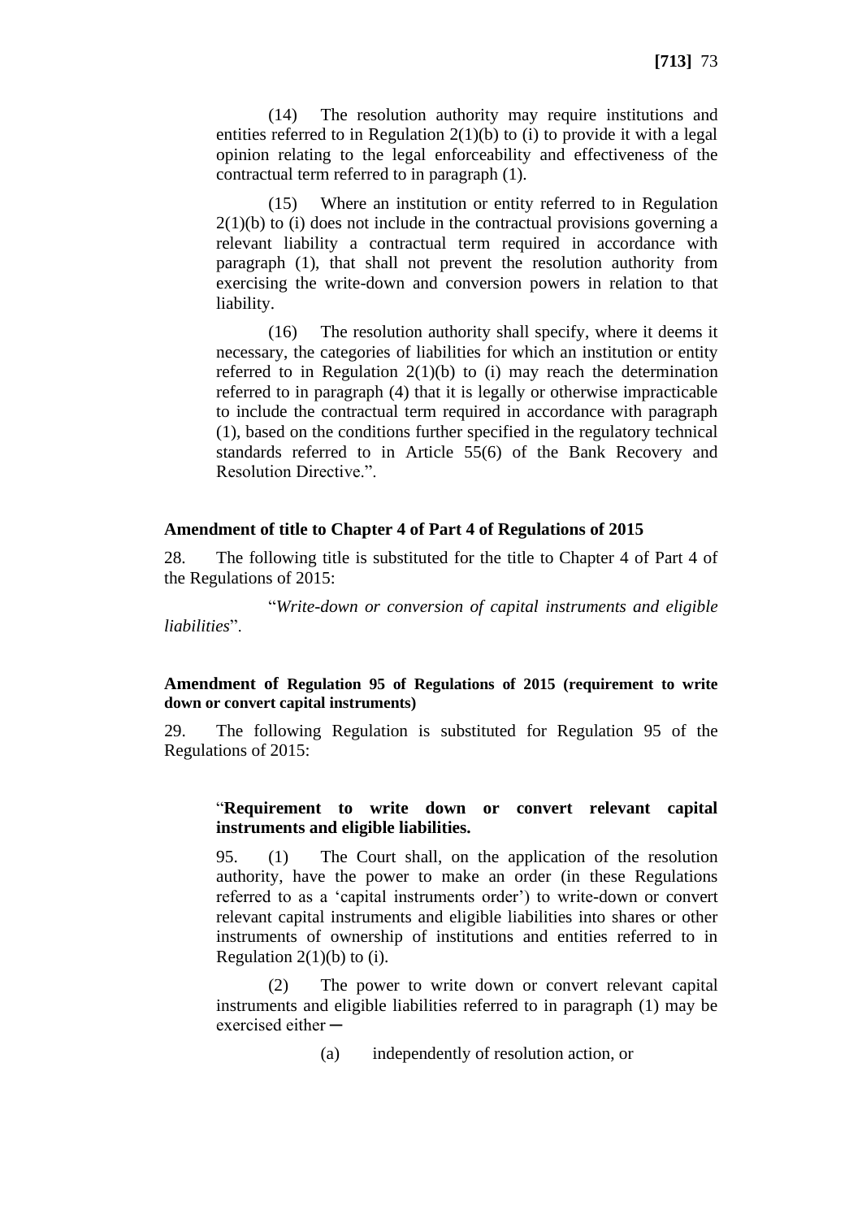(14) The resolution authority may require institutions and entities referred to in Regulation 2(1)(b) to (i) to provide it with a legal opinion relating to the legal enforceability and effectiveness of the contractual term referred to in paragraph (1).

(15) Where an institution or entity referred to in Regulation 2(1)(b) to (i) does not include in the contractual provisions governing a relevant liability a contractual term required in accordance with paragraph (1), that shall not prevent the resolution authority from exercising the write-down and conversion powers in relation to that liability.

(16) The resolution authority shall specify, where it deems it necessary, the categories of liabilities for which an institution or entity referred to in Regulation 2(1)(b) to (i) may reach the determination referred to in paragraph (4) that it is legally or otherwise impracticable to include the contractual term required in accordance with paragraph (1), based on the conditions further specified in the regulatory technical standards referred to in Article 55(6) of the Bank Recovery and Resolution Directive.".

**Amendment of title to Chapter 4 of Part 4 of Regulations of 2015**

28. The following title is substituted for the title to Chapter 4 of Part 4 of the Regulations of 2015:

"*Write-down or conversion of capital instruments and eligible liabilities*".

**Amendment of Regulation 95 of Regulations of 2015 (requirement to write down or convert capital instruments)**

29. The following Regulation is substituted for Regulation 95 of the Regulations of 2015:

"**Requirement to write down or convert relevant capital instruments and eligible liabilities.**

95. (1) The Court shall, on the application of the resolution authority, have the power to make an order (in these Regulations referred to as a 'capital instruments order') to write-down or convert relevant capital instruments and eligible liabilities into shares or other instruments of ownership of institutions and entities referred to in Regulation 2(1)(b) to (i).

(2) The power to write down or convert relevant capital instruments and eligible liabilities referred to in paragraph (1) may be exercised either ─

(a) independently of resolution action, or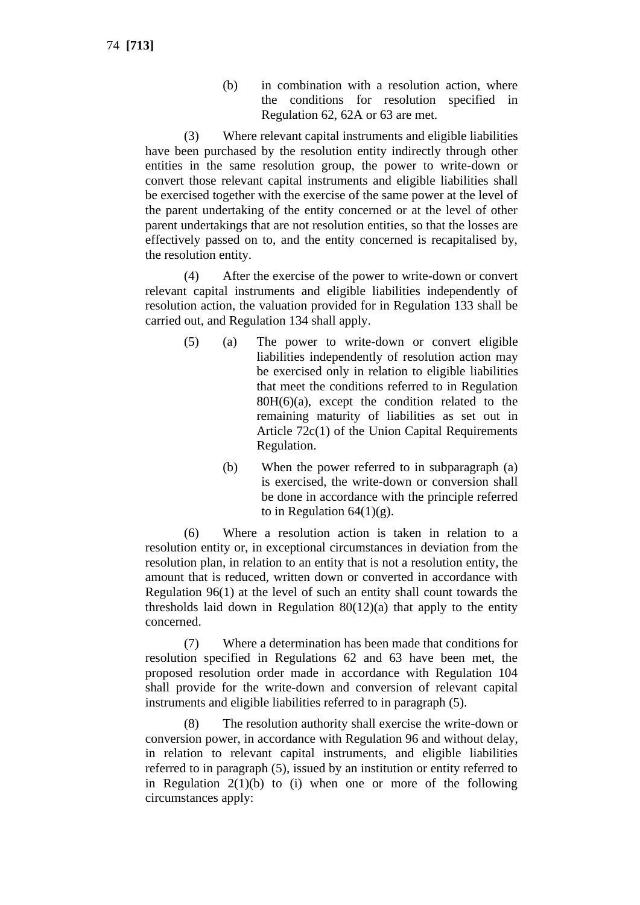(b) in combination with a resolution action, where the conditions for resolution specified in Regulation 62, 62A or 63 are met.

(3) Where relevant capital instruments and eligible liabilities have been purchased by the resolution entity indirectly through other entities in the same resolution group, the power to write-down or convert those relevant capital instruments and eligible liabilities shall be exercised together with the exercise of the same power at the level of the parent undertaking of the entity concerned or at the level of other parent undertakings that are not resolution entities, so that the losses are effectively passed on to, and the entity concerned is recapitalised by, the resolution entity.

(4) After the exercise of the power to write-down or convert relevant capital instruments and eligible liabilities independently of resolution action, the valuation provided for in Regulation 133 shall be carried out, and Regulation 134 shall apply.

(5) (a) The power to write-down or convert eligible liabilities independently of resolution action may be exercised only in relation to eligible liabilities that meet the conditions referred to in Regulation 80H(6)(a), except the condition related to the remaining maturity of liabilities as set out in Article 72c(1) of the Union Capital Requirements Regulation.

(b) When the power referred to in subparagraph (a) is exercised, the write-down or conversion shall be done in accordance with the principle referred to in Regulation 64(1)(g).

(6) Where a resolution action is taken in relation to a resolution entity or, in exceptional circumstances in deviation from the resolution plan, in relation to an entity that is not a resolution entity, the amount that is reduced, written down or converted in accordance with Regulation 96(1) at the level of such an entity shall count towards the thresholds laid down in Regulation 80(12)(a) that apply to the entity concerned.

(7) Where a determination has been made that conditions for resolution specified in Regulations 62 and 63 have been met, the proposed resolution order made in accordance with Regulation 104 shall provide for the write-down and conversion of relevant capital instruments and eligible liabilities referred to in paragraph (5).

(8) The resolution authority shall exercise the write-down or conversion power, in accordance with Regulation 96 and without delay, in relation to relevant capital instruments, and eligible liabilities referred to in paragraph (5), issued by an institution or entity referred to in Regulation 2(1)(b) to (i) when one or more of the following circumstances apply: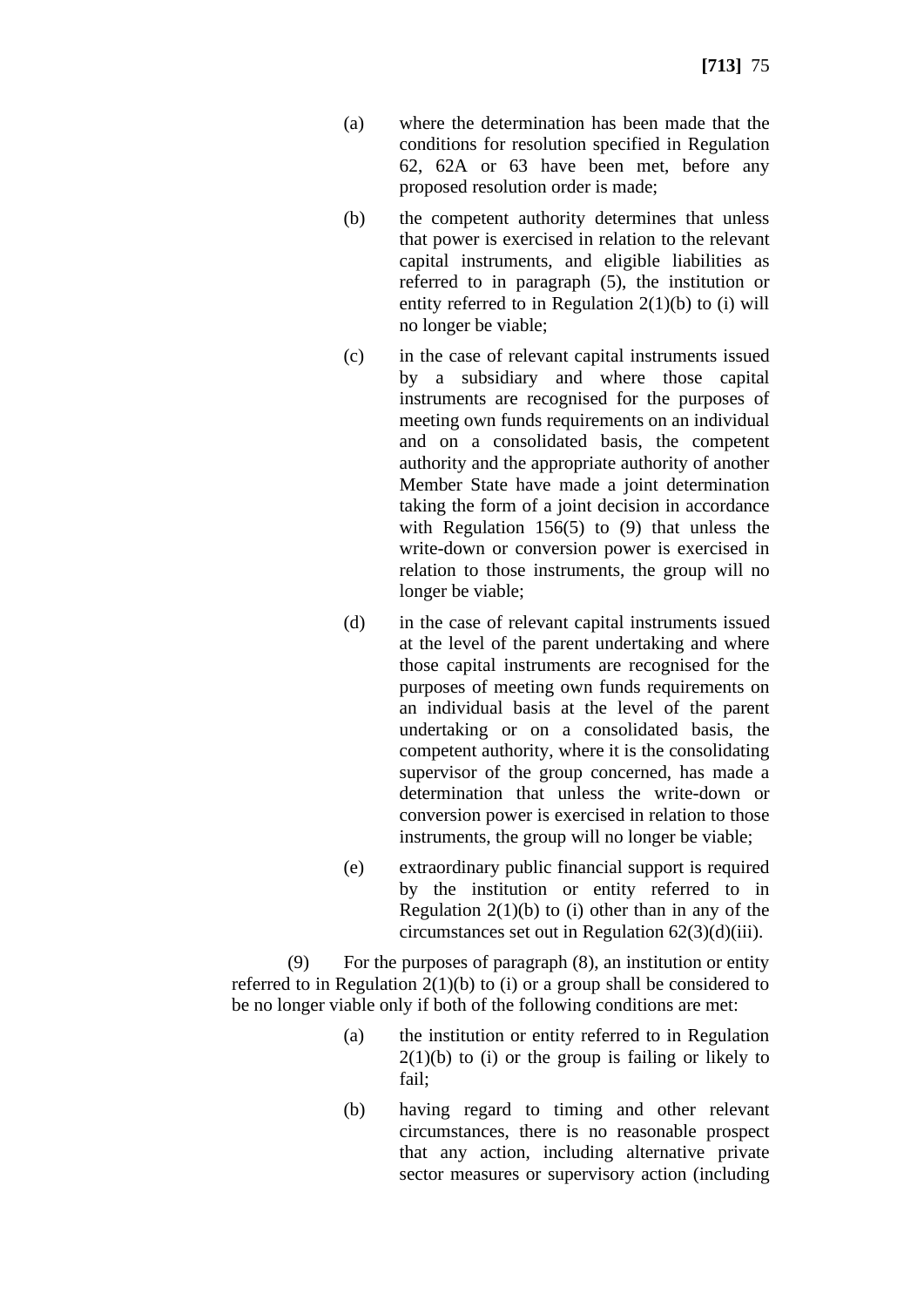(a) where the determination has been made that the conditions for resolution specified in Regulation 62, 62A or 63 have been met, before any proposed resolution order is made;

(b) the competent authority determines that unless that power is exercised in relation to the relevant capital instruments, and eligible liabilities as referred to in paragraph (5), the institution or entity referred to in Regulation 2(1)(b) to (i) will no longer be viable;

(c) in the case of relevant capital instruments issued by a subsidiary and where those capital instruments are recognised for the purposes of meeting own funds requirements on an individual and on a consolidated basis, the competent authority and the appropriate authority of another Member State have made a joint determination taking the form of a joint decision in accordance with Regulation 156(5) to (9) that unless the write-down or conversion power is exercised in relation to those instruments, the group will no longer be viable;

(d) in the case of relevant capital instruments issued at the level of the parent undertaking and where those capital instruments are recognised for the purposes of meeting own funds requirements on an individual basis at the level of the parent undertaking or on a consolidated basis, the competent authority, where it is the consolidating supervisor of the group concerned, has made a determination that unless the write-down or conversion power is exercised in relation to those instruments, the group will no longer be viable;

(e) extraordinary public financial support is required by the institution or entity referred to in Regulation 2(1)(b) to (i) other than in any of the circumstances set out in Regulation 62(3)(d)(iii).

(9) For the purposes of paragraph (8), an institution or entity referred to in Regulation 2(1)(b) to (i) or a group shall be considered to be no longer viable only if both of the following conditions are met:

(a) the institution or entity referred to in Regulation 2(1)(b) to (i) or the group is failing or likely to fail;

(b) having regard to timing and other relevant circumstances, there is no reasonable prospect that any action, including alternative private sector measures or supervisory action (including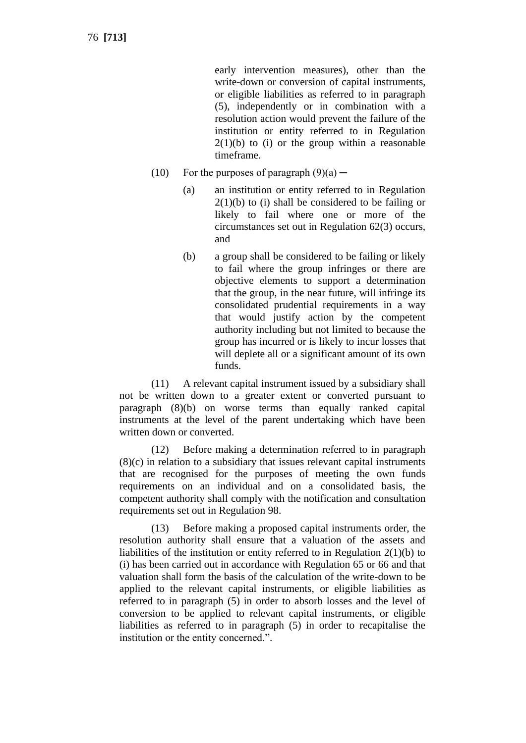early intervention measures), other than the write-down or conversion of capital instruments, or eligible liabilities as referred to in paragraph (5), independently or in combination with a resolution action would prevent the failure of the institution or entity referred to in Regulation 2(1)(b) to (i) or the group within a reasonable timeframe.

(10) For the purposes of paragraph (9)(a) ─

(a) an institution or entity referred to in Regulation 2(1)(b) to (i) shall be considered to be failing or likely to fail where one or more of the circumstances set out in Regulation 62(3) occurs, and

(b) a group shall be considered to be failing or likely to fail where the group infringes or there are objective elements to support a determination that the group, in the near future, will infringe its consolidated prudential requirements in a way that would justify action by the competent authority including but not limited to because the group has incurred or is likely to incur losses that will deplete all or a significant amount of its own funds.

(11) A relevant capital instrument issued by a subsidiary shall not be written down to a greater extent or converted pursuant to paragraph (8)(b) on worse terms than equally ranked capital instruments at the level of the parent undertaking which have been written down or converted.

(12) Before making a determination referred to in paragraph (8)(c) in relation to a subsidiary that issues relevant capital instruments that are recognised for the purposes of meeting the own funds requirements on an individual and on a consolidated basis, the competent authority shall comply with the notification and consultation requirements set out in Regulation 98.

(13) Before making a proposed capital instruments order, the resolution authority shall ensure that a valuation of the assets and liabilities of the institution or entity referred to in Regulation 2(1)(b) to (i) has been carried out in accordance with Regulation 65 or 66 and that valuation shall form the basis of the calculation of the write-down to be applied to the relevant capital instruments, or eligible liabilities as referred to in paragraph (5) in order to absorb losses and the level of conversion to be applied to relevant capital instruments, or eligible liabilities as referred to in paragraph (5) in order to recapitalise the institution or the entity concerned.".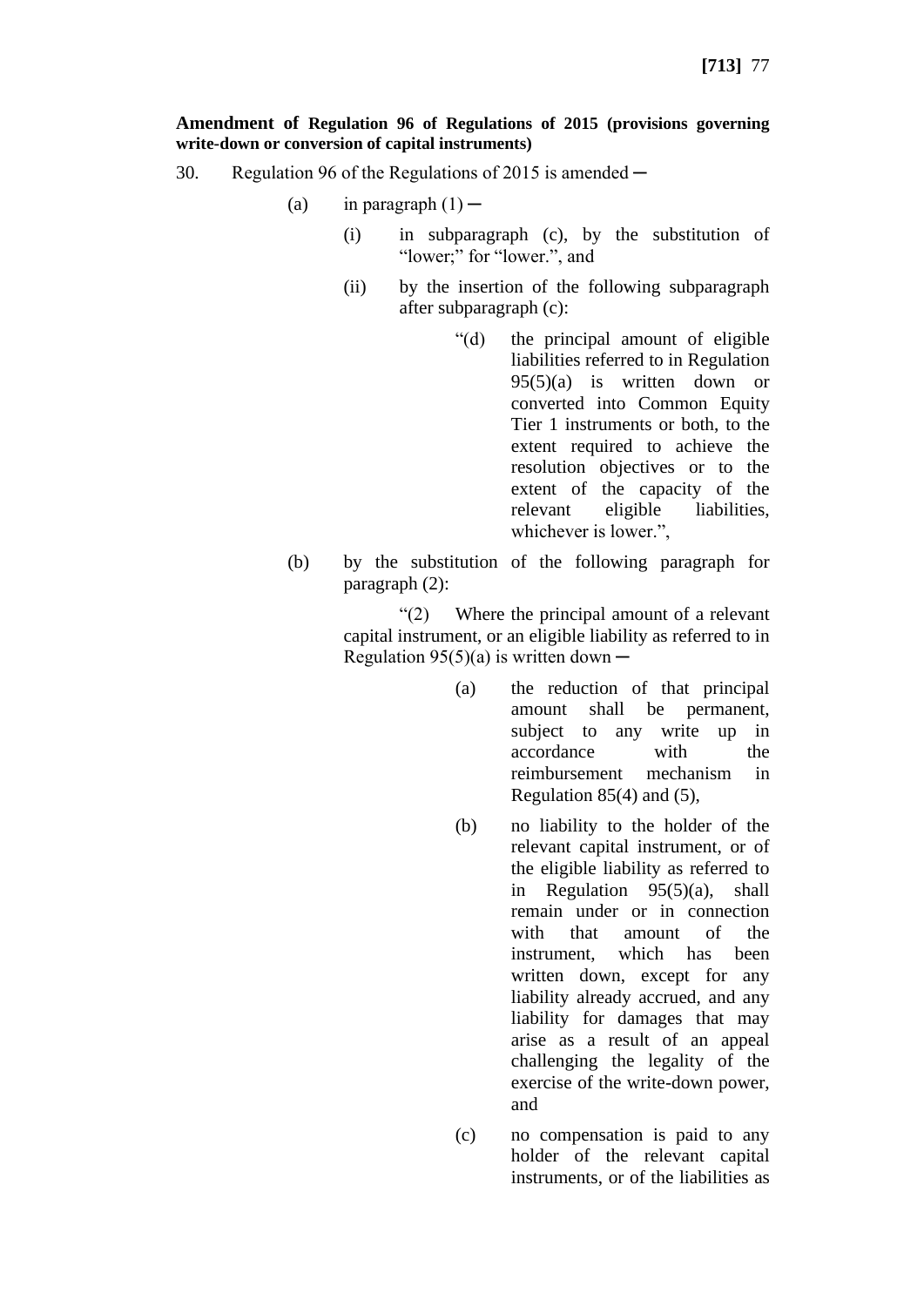**Amendment of Regulation 96 of Regulations of 2015 (provisions governing write-down or conversion of capital instruments)**

30. Regulation 96 of the Regulations of 2015 is amended ─

(a) in paragraph (1) ─

(i) in subparagraph (c), by the substitution of "lower;" for "lower.", and

(ii) by the insertion of the following subparagraph after subparagraph (c):

"(d) the principal amount of eligible liabilities referred to in Regulation 95(5)(a) is written down or converted into Common Equity Tier 1 instruments or both, to the extent required to achieve the resolution objectives or to the extent of the capacity of the relevant eligible liabilities, whichever is lower.",

(b) by the substitution of the following paragraph for paragraph (2):

"(2) Where the principal amount of a relevant capital instrument, or an eligible liability as referred to in Regulation 95(5)(a) is written down ─

(a) the reduction of that principal amount shall be permanent, subject to any write up in accordance with the reimbursement mechanism in Regulation 85(4) and (5),

(b) no liability to the holder of the relevant capital instrument, or of the eligible liability as referred to in Regulation 95(5)(a), shall remain under or in connection with that amount of the instrument, which has been written down, except for any liability already accrued, and any liability for damages that may arise as a result of an appeal challenging the legality of the exercise of the write-down power, and

(c) no compensation is paid to any holder of the relevant capital instruments, or of the liabilities as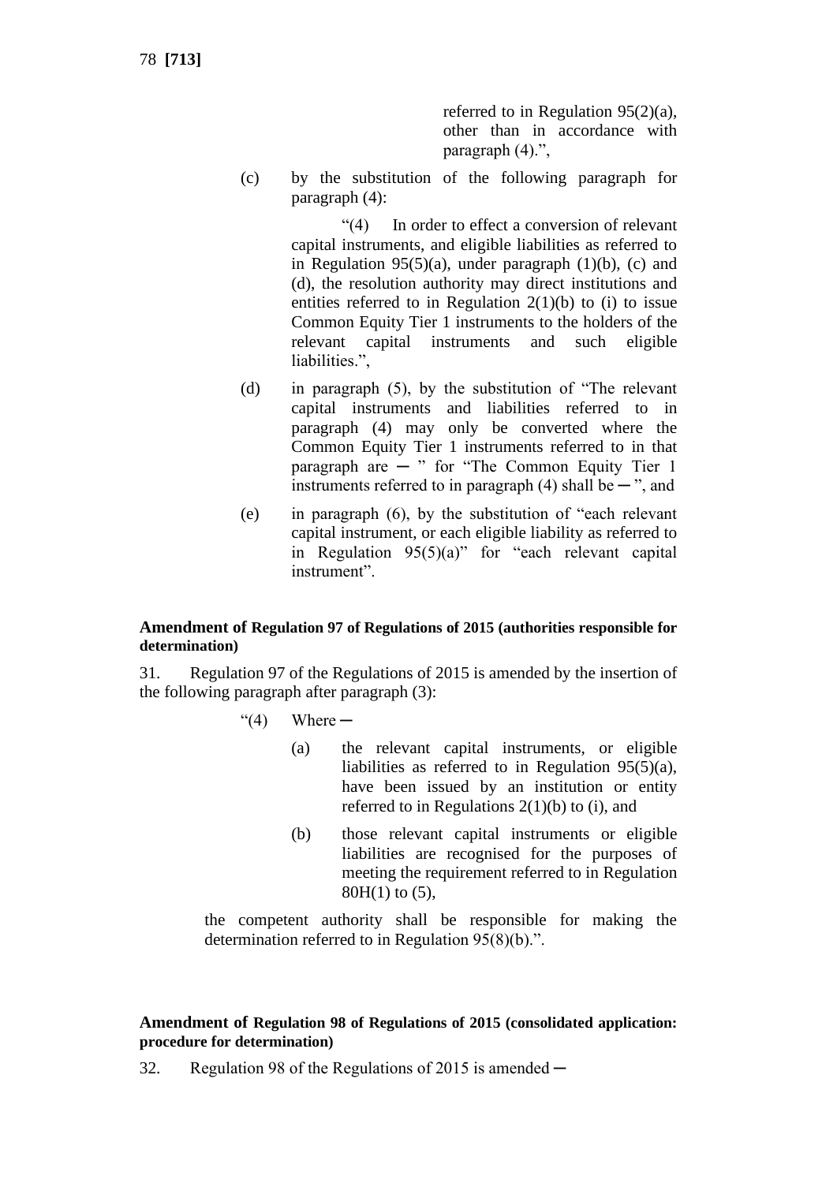referred to in Regulation 95(2)(a), other than in accordance with paragraph (4).",

(c) by the substitution of the following paragraph for paragraph (4):

"(4) In order to effect a conversion of relevant capital instruments, and eligible liabilities as referred to in Regulation 95(5)(a), under paragraph (1)(b), (c) and (d), the resolution authority may direct institutions and entities referred to in Regulation 2(1)(b) to (i) to issue Common Equity Tier 1 instruments to the holders of the relevant capital instruments and such eligible liabilities.",

(d) in paragraph (5), by the substitution of "The relevant capital instruments and liabilities referred to in paragraph (4) may only be converted where the Common Equity Tier 1 instruments referred to in that paragraph are ─ " for "The Common Equity Tier 1 instruments referred to in paragraph (4) shall be ─ ", and

(e) in paragraph (6), by the substitution of "each relevant capital instrument, or each eligible liability as referred to in Regulation 95(5)(a)" for "each relevant capital instrument".

**Amendment of Regulation 97 of Regulations of 2015 (authorities responsible for determination)**

31. Regulation 97 of the Regulations of 2015 is amended by the insertion of the following paragraph after paragraph (3):

"(4) Where ─

(a) the relevant capital instruments, or eligible liabilities as referred to in Regulation 95(5)(a), have been issued by an institution or entity referred to in Regulations 2(1)(b) to (i), and

(b) those relevant capital instruments or eligible liabilities are recognised for the purposes of meeting the requirement referred to in Regulation 80H(1) to (5),

the competent authority shall be responsible for making the determination referred to in Regulation 95(8)(b).".

**Amendment of Regulation 98 of Regulations of 2015 (consolidated application: procedure for determination)**

32. Regulation 98 of the Regulations of 2015 is amended ─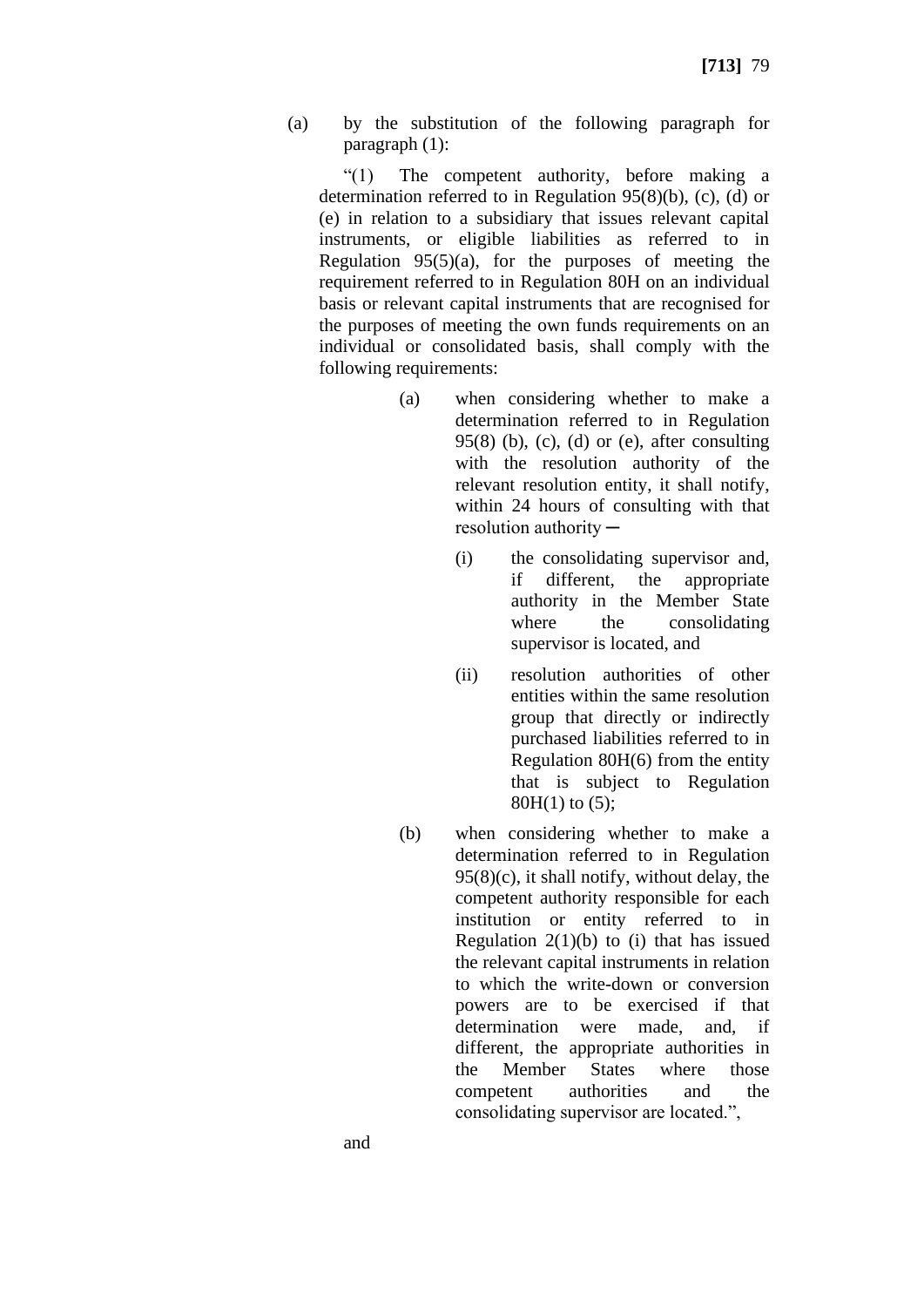(a) by the substitution of the following paragraph for paragraph (1):

"(1) The competent authority, before making a determination referred to in Regulation 95(8)(b), (c), (d) or (e) in relation to a subsidiary that issues relevant capital instruments, or eligible liabilities as referred to in Regulation 95(5)(a), for the purposes of meeting the requirement referred to in Regulation 80H on an individual basis or relevant capital instruments that are recognised for the purposes of meeting the own funds requirements on an individual or consolidated basis, shall comply with the following requirements:

> (a) when considering whether to make a determination referred to in Regulation 95(8) (b), (c), (d) or (e), after consulting with the resolution authority of the relevant resolution entity, it shall notify, within 24 hours of consulting with that resolution authority ―
>
> > (i) the consolidating supervisor and, if different, the appropriate authority in the Member State where the consolidating supervisor is located, and
> >
> > (ii) resolution authorities of other entities within the same resolution group that directly or indirectly purchased liabilities referred to in Regulation 80H(6) from the entity that is subject to Regulation 80H(1) to (5);
>
> (b) when considering whether to make a determination referred to in Regulation 95(8)(c), it shall notify, without delay, the competent authority responsible for each institution or entity referred to in Regulation 2(1)(b) to (i) that has issued the relevant capital instruments in relation to which the write-down or conversion powers are to be exercised if that determination were made, and, if different, the appropriate authorities in the Member States where those competent authorities and the consolidating supervisor are located.",

and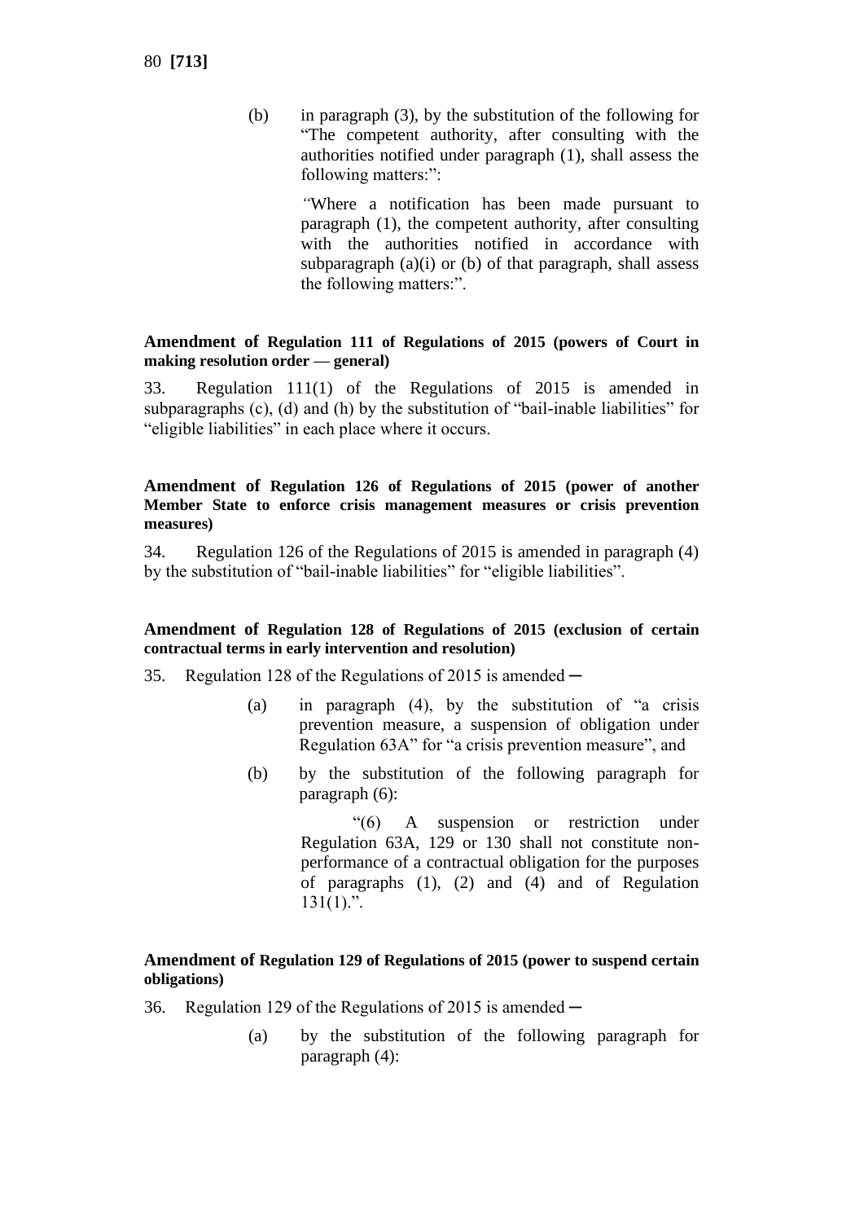(b) in paragraph (3), by the substitution of the following for "The competent authority, after consulting with the authorities notified under paragraph (1), shall assess the following matters:":

> "Where a notification has been made pursuant to paragraph (1), the competent authority, after consulting with the authorities notified in accordance with subparagraph (a)(i) or (b) of that paragraph, shall assess the following matters:".

**Amendment of Regulation 111 of Regulations of 2015 (powers of Court in making resolution order — general)**

33. Regulation 111(1) of the Regulations of 2015 is amended in subparagraphs (c), (d) and (h) by the substitution of "bail-inable liabilities" for "eligible liabilities" in each place where it occurs.

**Amendment of Regulation 126 of Regulations of 2015 (power of another Member State to enforce crisis management measures or crisis prevention measures)**

34. Regulation 126 of the Regulations of 2015 is amended in paragraph (4) by the substitution of "bail-inable liabilities" for "eligible liabilities".

**Amendment of Regulation 128 of Regulations of 2015 (exclusion of certain contractual terms in early intervention and resolution)**

35. Regulation 128 of the Regulations of 2015 is amended ─

(a) in paragraph (4), by the substitution of "a crisis prevention measure, a suspension of obligation under Regulation 63A" for "a crisis prevention measure", and

(b) by the substitution of the following paragraph for paragraph (6):

> "(6) A suspension or restriction under Regulation 63A, 129 or 130 shall not constitute non-performance of a contractual obligation for the purposes of paragraphs (1), (2) and (4) and of Regulation 131(1).".

**Amendment of Regulation 129 of Regulations of 2015 (power to suspend certain obligations)**

36. Regulation 129 of the Regulations of 2015 is amended ─

(a) by the substitution of the following paragraph for paragraph (4):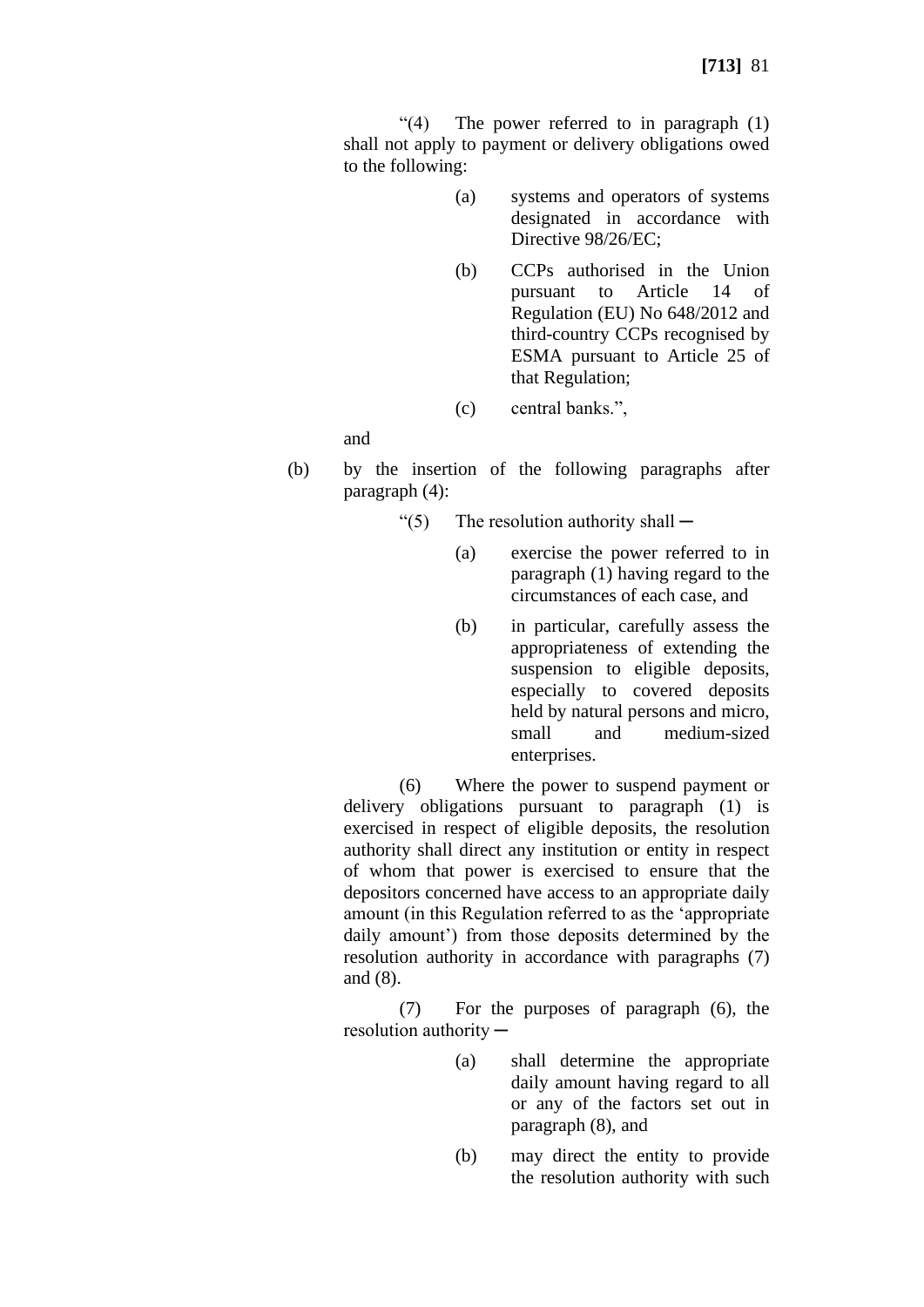"(4) The power referred to in paragraph (1) shall not apply to payment or delivery obligations owed to the following:

(a) systems and operators of systems designated in accordance with Directive 98/26/EC;

(b) CCPs authorised in the Union pursuant to Article 14 of Regulation (EU) No 648/2012 and third-country CCPs recognised by ESMA pursuant to Article 25 of that Regulation;

(c) central banks.",

and

(b) by the insertion of the following paragraphs after paragraph (4):

"(5) The resolution authority shall ─

(a) exercise the power referred to in paragraph (1) having regard to the circumstances of each case, and

(b) in particular, carefully assess the appropriateness of extending the suspension to eligible deposits, especially to covered deposits held by natural persons and micro, small and medium-sized enterprises.

(6) Where the power to suspend payment or delivery obligations pursuant to paragraph (1) is exercised in respect of eligible deposits, the resolution authority shall direct any institution or entity in respect of whom that power is exercised to ensure that the depositors concerned have access to an appropriate daily amount (in this Regulation referred to as the 'appropriate daily amount') from those deposits determined by the resolution authority in accordance with paragraphs (7) and (8).

(7) For the purposes of paragraph (6), the resolution authority ─

(a) shall determine the appropriate daily amount having regard to all or any of the factors set out in paragraph (8), and

(b) may direct the entity to provide the resolution authority with such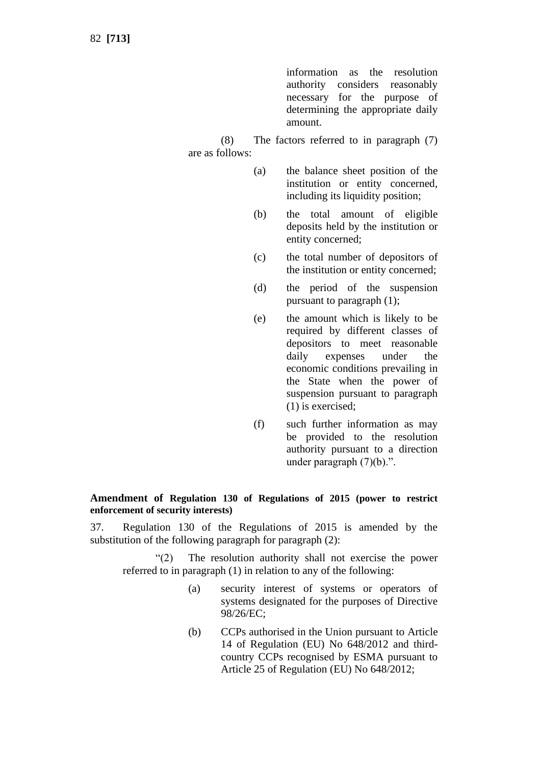information as the resolution authority considers reasonably necessary for the purpose of determining the appropriate daily amount.

(8) The factors referred to in paragraph (7) are as follows:

(a) the balance sheet position of the institution or entity concerned, including its liquidity position;

(b) the total amount of eligible deposits held by the institution or entity concerned;

(c) the total number of depositors of the institution or entity concerned;

(d) the period of the suspension pursuant to paragraph (1);

(e) the amount which is likely to be required by different classes of depositors to meet reasonable daily expenses under the economic conditions prevailing in the State when the power of suspension pursuant to paragraph (1) is exercised;

(f) such further information as may be provided to the resolution authority pursuant to a direction under paragraph (7)(b).".

**Amendment of Regulation 130 of Regulations of 2015 (power to restrict enforcement of security interests)**

37. Regulation 130 of the Regulations of 2015 is amended by the substitution of the following paragraph for paragraph (2):

"(2) The resolution authority shall not exercise the power referred to in paragraph (1) in relation to any of the following:

(a) security interest of systems or operators of systems designated for the purposes of Directive 98/26/EC;

(b) CCPs authorised in the Union pursuant to Article 14 of Regulation (EU) No 648/2012 and third-country CCPs recognised by ESMA pursuant to Article 25 of Regulation (EU) No 648/2012;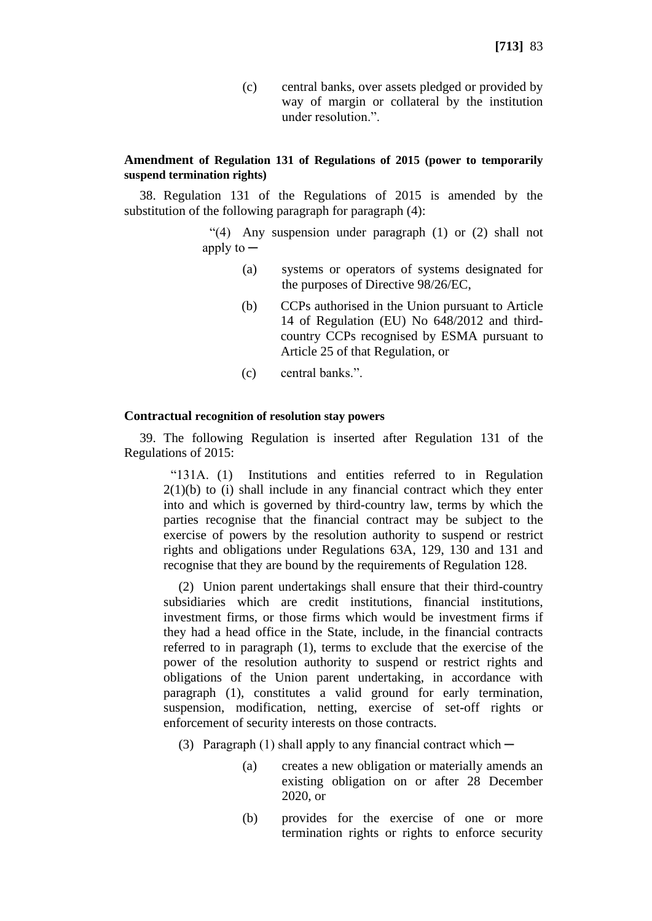(c) central banks, over assets pledged or provided by way of margin or collateral by the institution under resolution.”.

**Amendment of Regulation 131 of Regulations of 2015 (power to temporarily suspend termination rights)**

38. Regulation 131 of the Regulations of 2015 is amended by the substitution of the following paragraph for paragraph (4):

“(4) Any suspension under paragraph (1) or (2) shall not apply to ─

(a) systems or operators of systems designated for the purposes of Directive 98/26/EC,

(b) CCPs authorised in the Union pursuant to Article 14 of Regulation (EU) No 648/2012 and third-country CCPs recognised by ESMA pursuant to Article 25 of that Regulation, or

(c) central banks.”.

**Contractual recognition of resolution stay powers**

39. The following Regulation is inserted after Regulation 131 of the Regulations of 2015:

“131A. (1) Institutions and entities referred to in Regulation 2(1)(b) to (i) shall include in any financial contract which they enter into and which is governed by third-country law, terms by which the parties recognise that the financial contract may be subject to the exercise of powers by the resolution authority to suspend or restrict rights and obligations under Regulations 63A, 129, 130 and 131 and recognise that they are bound by the requirements of Regulation 128.

(2) Union parent undertakings shall ensure that their third-country subsidiaries which are credit institutions, financial institutions, investment firms, or those firms which would be investment firms if they had a head office in the State, include, in the financial contracts referred to in paragraph (1), terms to exclude that the exercise of the power of the resolution authority to suspend or restrict rights and obligations of the Union parent undertaking, in accordance with paragraph (1), constitutes a valid ground for early termination, suspension, modification, netting, exercise of set-off rights or enforcement of security interests on those contracts.

(3) Paragraph (1) shall apply to any financial contract which ─

(a) creates a new obligation or materially amends an existing obligation on or after 28 December 2020, or

(b) provides for the exercise of one or more termination rights or rights to enforce security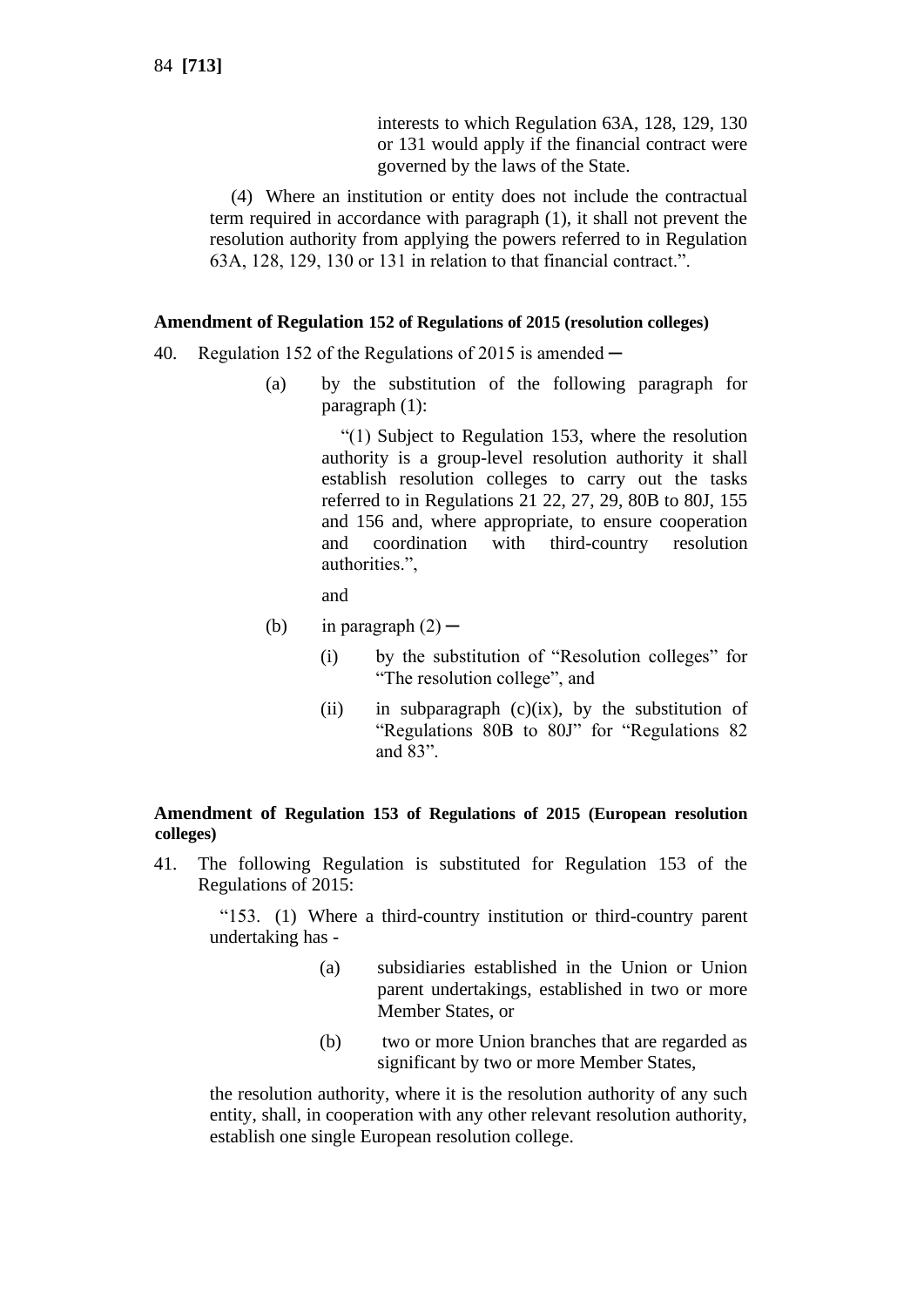interests to which Regulation 63A, 128, 129, 130 or 131 would apply if the financial contract were governed by the laws of the State.

(4) Where an institution or entity does not include the contractual term required in accordance with paragraph (1), it shall not prevent the resolution authority from applying the powers referred to in Regulation 63A, 128, 129, 130 or 131 in relation to that financial contract.”.

**Amendment of Regulation 152 of Regulations of 2015 (resolution colleges)**

40. Regulation 152 of the Regulations of 2015 is amended ─

(a) by the substitution of the following paragraph for paragraph (1):

“(1) Subject to Regulation 153, where the resolution authority is a group-level resolution authority it shall establish resolution colleges to carry out the tasks referred to in Regulations 21 22, 27, 29, 80B to 80J, 155 and 156 and, where appropriate, to ensure cooperation and coordination with third-country resolution authorities.”,

and

(b) in paragraph (2) ─

(i) by the substitution of “Resolution colleges” for “The resolution college”, and

(ii) in subparagraph (c)(ix), by the substitution of “Regulations 80B to 80J” for “Regulations 82 and 83”.

**Amendment of Regulation 153 of Regulations of 2015 (European resolution colleges)**

41. The following Regulation is substituted for Regulation 153 of the Regulations of 2015:

“153. (1) Where a third-country institution or third-country parent undertaking has -

(a) subsidiaries established in the Union or Union parent undertakings, established in two or more Member States, or

(b) two or more Union branches that are regarded as significant by two or more Member States,

the resolution authority, where it is the resolution authority of any such entity, shall, in cooperation with any other relevant resolution authority, establish one single European resolution college.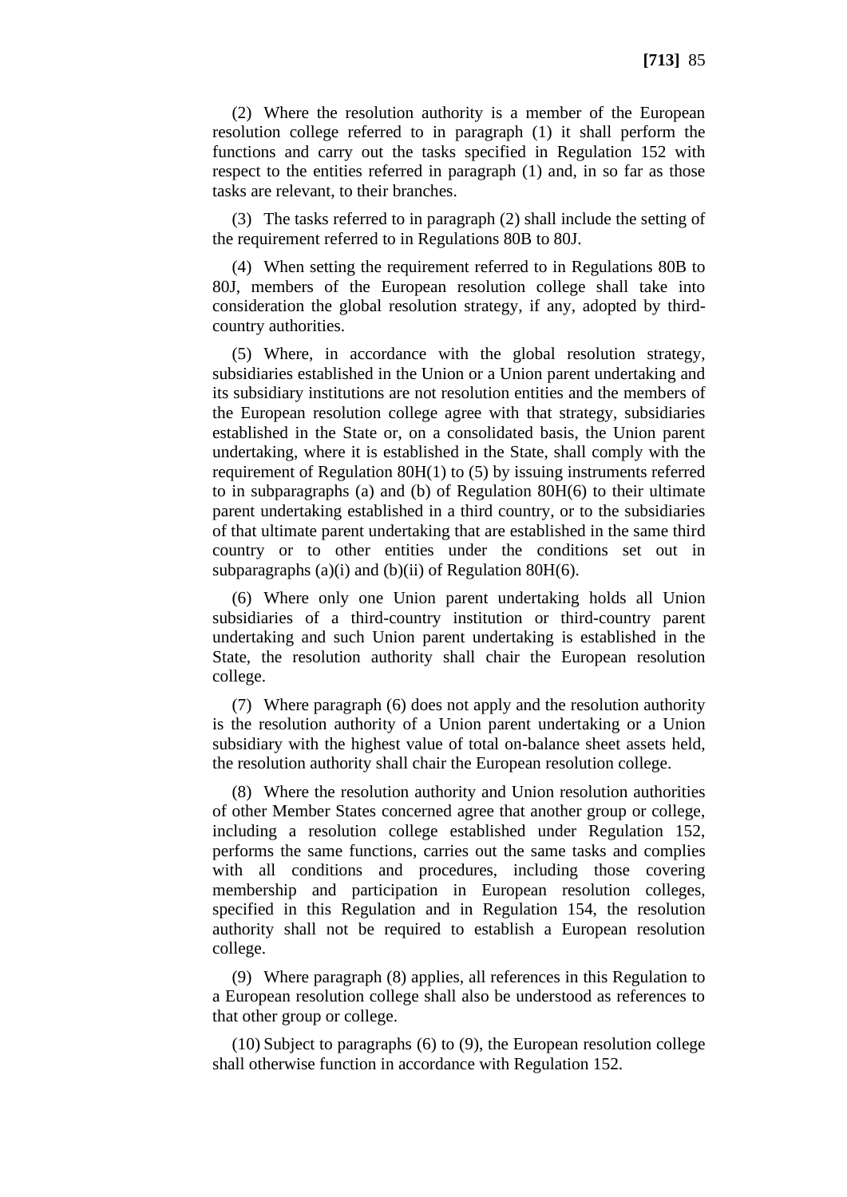(2) Where the resolution authority is a member of the European resolution college referred to in paragraph (1) it shall perform the functions and carry out the tasks specified in Regulation 152 with respect to the entities referred in paragraph (1) and, in so far as those tasks are relevant, to their branches.

(3) The tasks referred to in paragraph (2) shall include the setting of the requirement referred to in Regulations 80B to 80J.

(4) When setting the requirement referred to in Regulations 80B to 80J, members of the European resolution college shall take into consideration the global resolution strategy, if any, adopted by third-country authorities.

(5) Where, in accordance with the global resolution strategy, subsidiaries established in the Union or a Union parent undertaking and its subsidiary institutions are not resolution entities and the members of the European resolution college agree with that strategy, subsidiaries established in the State or, on a consolidated basis, the Union parent undertaking, where it is established in the State, shall comply with the requirement of Regulation 80H(1) to (5) by issuing instruments referred to in subparagraphs (a) and (b) of Regulation 80H(6) to their ultimate parent undertaking established in a third country, or to the subsidiaries of that ultimate parent undertaking that are established in the same third country or to other entities under the conditions set out in subparagraphs (a)(i) and (b)(ii) of Regulation 80H(6).

(6) Where only one Union parent undertaking holds all Union subsidiaries of a third-country institution or third-country parent undertaking and such Union parent undertaking is established in the State, the resolution authority shall chair the European resolution college.

(7) Where paragraph (6) does not apply and the resolution authority is the resolution authority of a Union parent undertaking or a Union subsidiary with the highest value of total on-balance sheet assets held, the resolution authority shall chair the European resolution college.

(8) Where the resolution authority and Union resolution authorities of other Member States concerned agree that another group or college, including a resolution college established under Regulation 152, performs the same functions, carries out the same tasks and complies with all conditions and procedures, including those covering membership and participation in European resolution colleges, specified in this Regulation and in Regulation 154, the resolution authority shall not be required to establish a European resolution college.

(9) Where paragraph (8) applies, all references in this Regulation to a European resolution college shall also be understood as references to that other group or college.

(10) Subject to paragraphs (6) to (9), the European resolution college shall otherwise function in accordance with Regulation 152.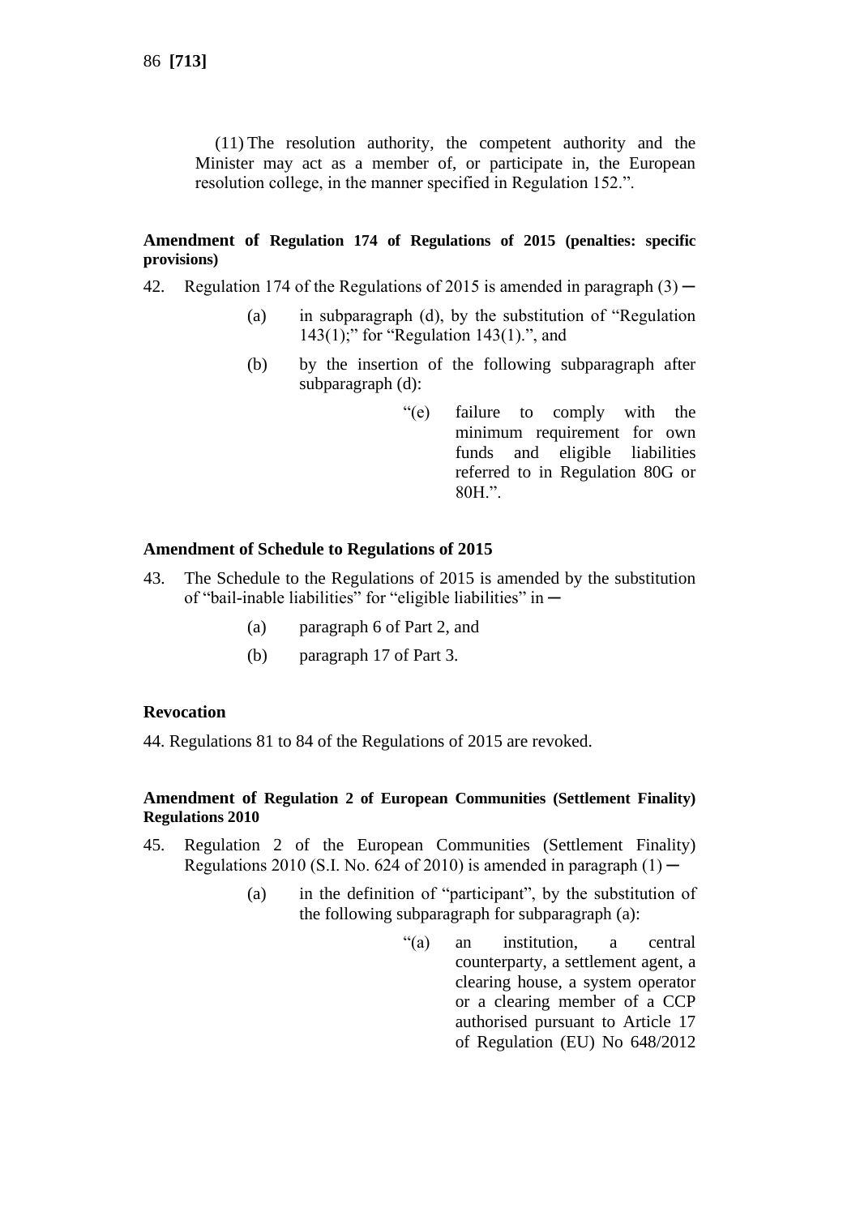(11) The resolution authority, the competent authority and the Minister may act as a member of, or participate in, the European resolution college, in the manner specified in Regulation 152.”.

**Amendment of Regulation 174 of Regulations of 2015 (penalties: specific provisions)**

42. Regulation 174 of the Regulations of 2015 is amended in paragraph (3) ─

   (a) in subparagraph (d), by the substitution of “Regulation 143(1);” for “Regulation 143(1).”, and

   (b) by the insertion of the following subparagraph after subparagraph (d):

      “(e) failure to comply with the minimum requirement for own funds and eligible liabilities referred to in Regulation 80G or 80H.”.

**Amendment of Schedule to Regulations of 2015**

43. The Schedule to the Regulations of 2015 is amended by the substitution of “bail-inable liabilities” for “eligible liabilities” in ─

   (a) paragraph 6 of Part 2, and

   (b) paragraph 17 of Part 3.

**Revocation**

44. Regulations 81 to 84 of the Regulations of 2015 are revoked.

**Amendment of Regulation 2 of European Communities (Settlement Finality) Regulations 2010**

45. Regulation 2 of the European Communities (Settlement Finality) Regulations 2010 (S.I. No. 624 of 2010) is amended in paragraph (1) ─

   (a) in the definition of “participant”, by the substitution of the following subparagraph for subparagraph (a):

      “(a) an institution, a central counterparty, a settlement agent, a clearing house, a system operator or a clearing member of a CCP authorised pursuant to Article 17 of Regulation (EU) No 648/2012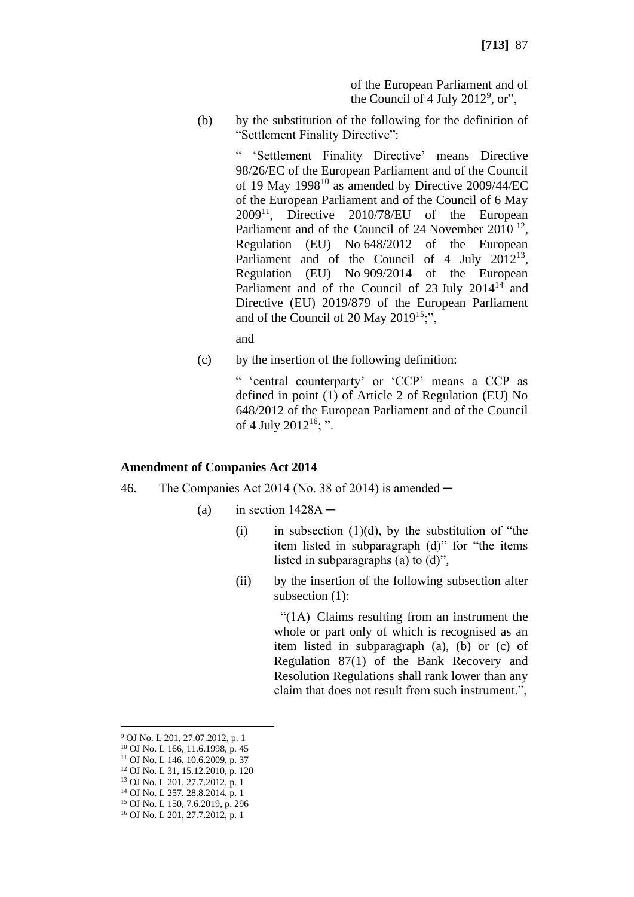of the European Parliament and of the Council of 4 July 2012[9], or",

(b) by the substitution of the following for the definition of "Settlement Finality Directive":

" 'Settlement Finality Directive' means Directive 98/26/EC of the European Parliament and of the Council of 19 May 1998[10] as amended by Directive 2009/44/EC of the European Parliament and of the Council of 6 May 2009[11], Directive 2010/78/EU of the European Parliament and of the Council of 24 November 2010 [12], Regulation (EU) No 648/2012 of the European Parliament and of the Council of 4 July 2012[13], Regulation (EU) No 909/2014 of the European Parliament and of the Council of 23 July 2014[14] and Directive (EU) 2019/879 of the European Parliament and of the Council of 20 May 2019[15];",

and

(c) by the insertion of the following definition:

" 'central counterparty' or 'CCP' means a CCP as defined in point (1) of Article 2 of Regulation (EU) No 648/2012 of the European Parliament and of the Council of 4 July 2012[16]; ".

**Amendment of Companies Act 2014**

46. The Companies Act 2014 (No. 38 of 2014) is amended ─

(a) in section 1428A ─

(i) in subsection (1)(d), by the substitution of "the item listed in subparagraph (d)" for "the items listed in subparagraphs (a) to (d)",

(ii) by the insertion of the following subsection after subsection (1):

"(1A) Claims resulting from an instrument the whole or part only of which is recognised as an item listed in subparagraph (a), (b) or (c) of Regulation 87(1) of the Bank Recovery and Resolution Regulations shall rank lower than any claim that does not result from such instrument.",

---

[9] OJ No. L 201, 27.07.2012, p. 1
[10] OJ No. L 166, 11.6.1998, p. 45
[11] OJ No. L 146, 10.6.2009, p. 37
[12] OJ No. L 31, 15.12.2010, p. 120
[13] OJ No. L 201, 27.7.2012, p. 1
[14] OJ No. L 257, 28.8.2014, p. 1
[15] OJ No. L 150, 7.6.2019, p. 296
[16] OJ No. L 201, 27.7.2012, p. 1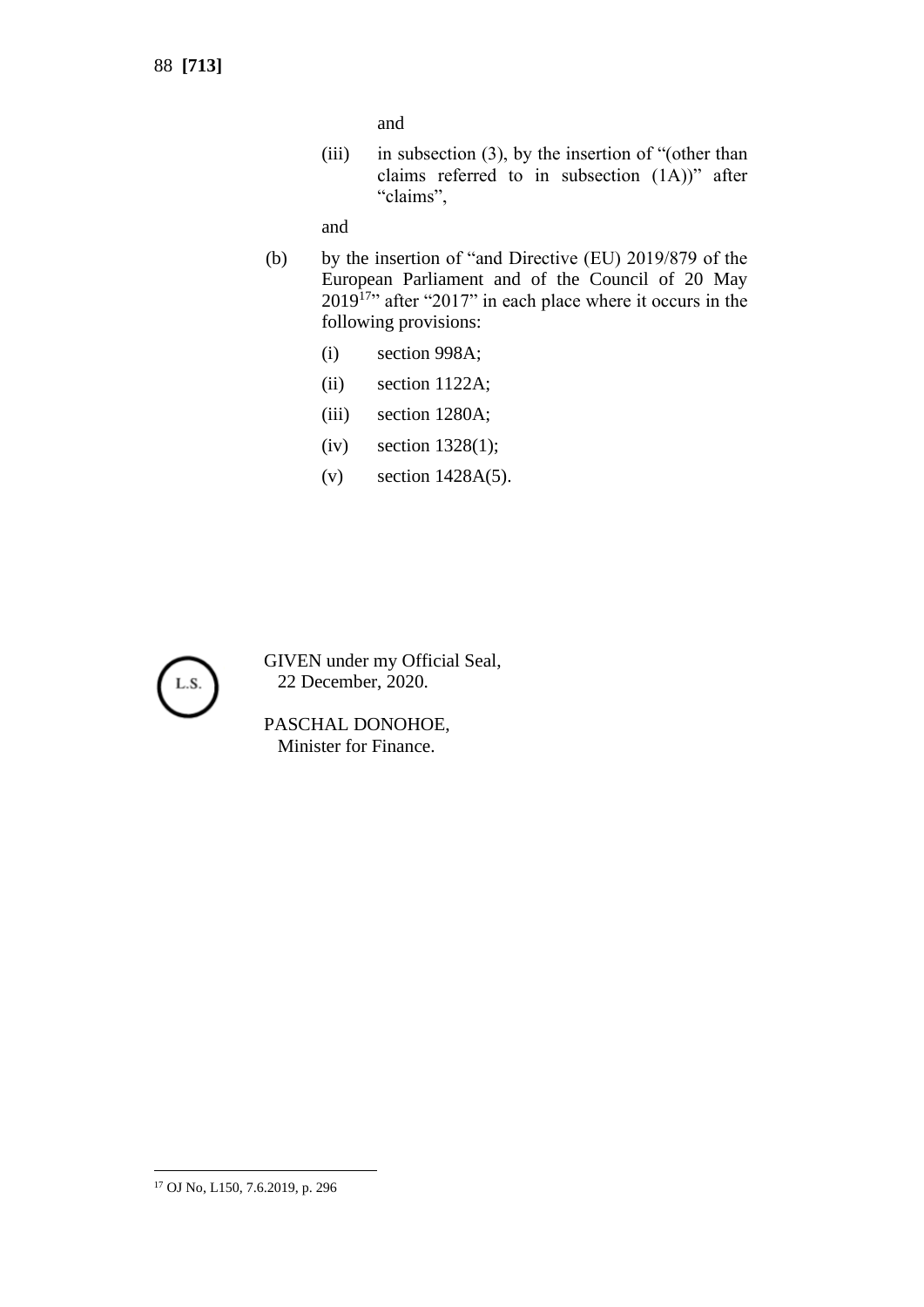and

(iii) in subsection (3), by the insertion of "(other than claims referred to in subsection (1A))" after "claims",

and

(b) by the insertion of "and Directive (EU) 2019/879 of the European Parliament and of the Council of 20 May 2019[17]" after "2017" in each place where it occurs in the following provisions:

(i) section 998A;

(ii) section 1122A;

(iii) section 1280A;

(iv) section 1328(1);

(v) section 1428A(5).

L.S.

GIVEN under my Official Seal,
22 December, 2020.

PASCHAL DONOHOE,
Minister for Finance.

---

[17] OJ No, L150, 7.6.2019, p. 296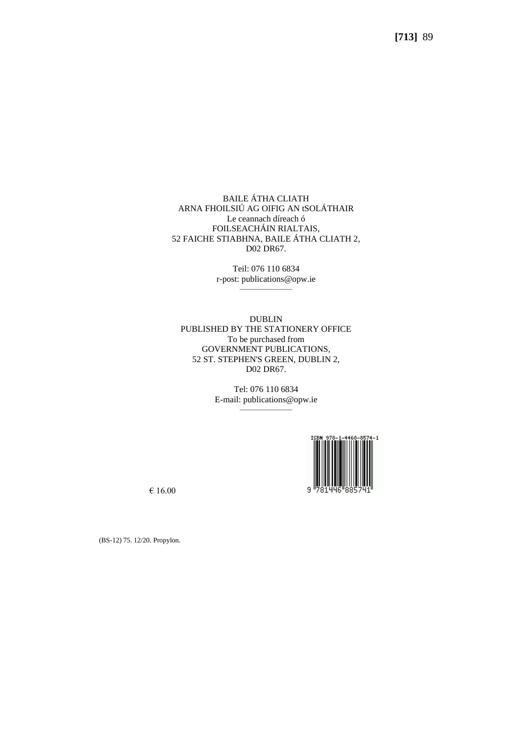BAILE ÁTHA CLIATH
ARNA FHOILSIÚ AG OIFIG AN tSOLÁTHAIR
Le ceannach díreach ó
FOILSEACHÁIN RIALTAIS,
52 FAICHE STIABHNA, BAILE ÁTHA CLIATH 2,
D02 DR67.

Teil: 076 110 6834
r-post: publications@opw.ie

---

DUBLIN
PUBLISHED BY THE STATIONERY OFFICE
To be purchased from
GOVERNMENT PUBLICATIONS,
52 ST. STEPHEN'S GREEN, DUBLIN 2,
D02 DR67.

Tel: 076 110 6834
E-mail: publications@opw.ie

---

ISBN 978-1-4468-8574-1

9 781446 885741

€ 16.00

(BS-12) 75. 12/20. Propylon.